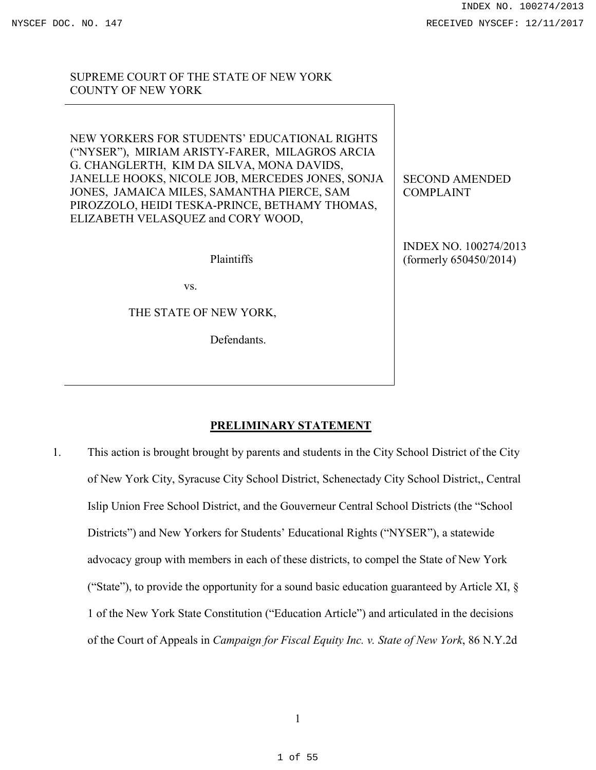SUPREME COURT OF THE STATE OF NEW YORK
COUNTY OF NEW YORK

| | |
|---|---|
| NEW YORKERS FOR STUDENTS' EDUCATIONAL RIGHTS ("NYSER"), MIRIAM ARISTY-FARER, MILAGROS ARCIA G. CHANGLERTH, KIM DA SILVA, MONA DAVIDS, JANELLE HOOKS, NICOLE JOB, MERCEDES JONES, SONJA JONES, JAMAICA MILES, SAMANTHA PIERCE, SAM PIROZZOLO, HEIDI TESKA-PRINCE, BETHAMY THOMAS, ELIZABETH VELASQUEZ and CORY WOOD,<br><br>Plaintiffs<br><br>vs.<br><br>THE STATE OF NEW YORK,<br><br>Defendants. | SECOND AMENDED COMPLAINT<br><br>INDEX NO. 100274/2013 (formerly 650450/2014) |

## PRELIMINARY STATEMENT

1. This action is brought brought by parents and students in the City School District of the City of New York City, Syracuse City School District, Schenectady City School District,, Central Islip Union Free School District, and the Gouverneur Central School Districts (the "School Districts") and New Yorkers for Students' Educational Rights ("NYSER"), a statewide advocacy group with members in each of these districts, to compel the State of New York ("State"), to provide the opportunity for a sound basic education guaranteed by Article XI, § 1 of the New York State Constitution ("Education Article") and articulated in the decisions of the Court of Appeals in *Campaign for Fiscal Equity Inc. v. State of New York*, 86 N.Y.2d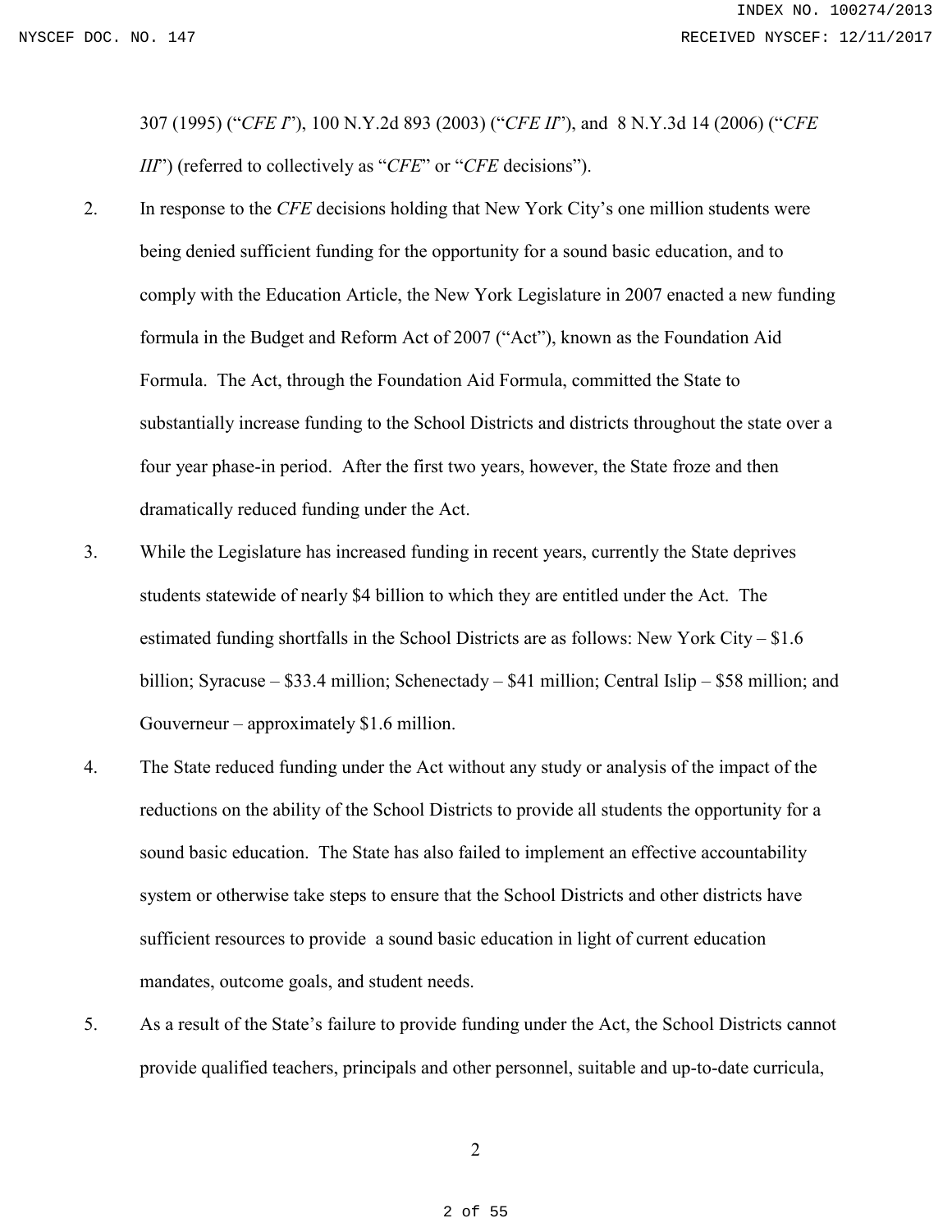307 (1995) ("*CFE I*"), 100 N.Y.2d 893 (2003) ("*CFE II*"), and 8 N.Y.3d 14 (2006) ("*CFE III*") (referred to collectively as "*CFE*" or "*CFE* decisions").

2. In response to the *CFE* decisions holding that New York City's one million students were being denied sufficient funding for the opportunity for a sound basic education, and to comply with the Education Article, the New York Legislature in 2007 enacted a new funding formula in the Budget and Reform Act of 2007 ("Act"), known as the Foundation Aid Formula. The Act, through the Foundation Aid Formula, committed the State to substantially increase funding to the School Districts and districts throughout the state over a four year phase-in period. After the first two years, however, the State froze and then dramatically reduced funding under the Act.

3. While the Legislature has increased funding in recent years, currently the State deprives students statewide of nearly $4 billion to which they are entitled under the Act. The estimated funding shortfalls in the School Districts are as follows: New York City – $1.6 billion; Syracuse – $33.4 million; Schenectady – $41 million; Central Islip – $58 million; and Gouverneur – approximately $1.6 million.

4. The State reduced funding under the Act without any study or analysis of the impact of the reductions on the ability of the School Districts to provide all students the opportunity for a sound basic education. The State has also failed to implement an effective accountability system or otherwise take steps to ensure that the School Districts and other districts have sufficient resources to provide a sound basic education in light of current education mandates, outcome goals, and student needs.

5. As a result of the State's failure to provide funding under the Act, the School Districts cannot provide qualified teachers, principals and other personnel, suitable and up-to-date curricula,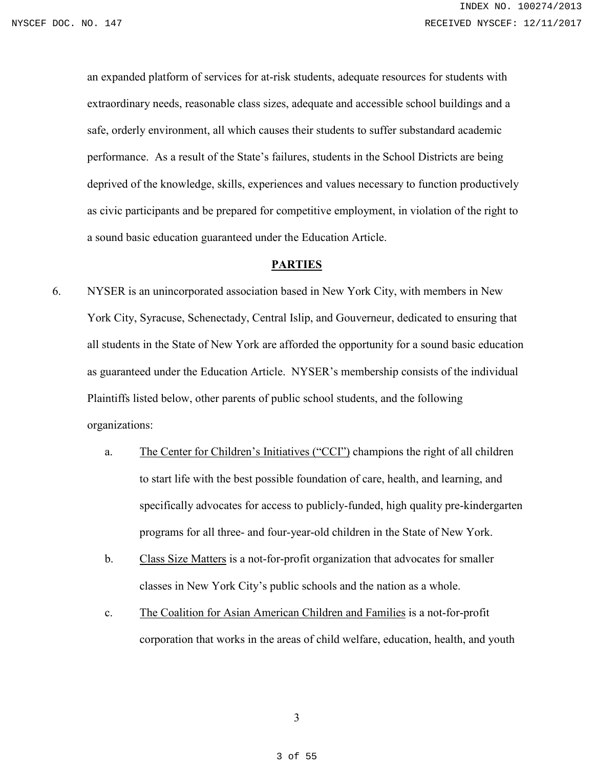an expanded platform of services for at-risk students, adequate resources for students with extraordinary needs, reasonable class sizes, adequate and accessible school buildings and a safe, orderly environment, all which causes their students to suffer substandard academic performance. As a result of the State's failures, students in the School Districts are being deprived of the knowledge, skills, experiences and values necessary to function productively as civic participants and be prepared for competitive employment, in violation of the right to a sound basic education guaranteed under the Education Article.

## PARTIES

6. NYSER is an unincorporated association based in New York City, with members in New York City, Syracuse, Schenectady, Central Islip, and Gouverneur, dedicated to ensuring that all students in the State of New York are afforded the opportunity for a sound basic education as guaranteed under the Education Article. NYSER's membership consists of the individual Plaintiffs listed below, other parents of public school students, and the following organizations:

   a. The Center for Children's Initiatives ("CCI") champions the right of all children to start life with the best possible foundation of care, health, and learning, and specifically advocates for access to publicly-funded, high quality pre-kindergarten programs for all three- and four-year-old children in the State of New York.

   b. Class Size Matters is a not-for-profit organization that advocates for smaller classes in New York City's public schools and the nation as a whole.

   c. The Coalition for Asian American Children and Families is a not-for-profit corporation that works in the areas of child welfare, education, health, and youth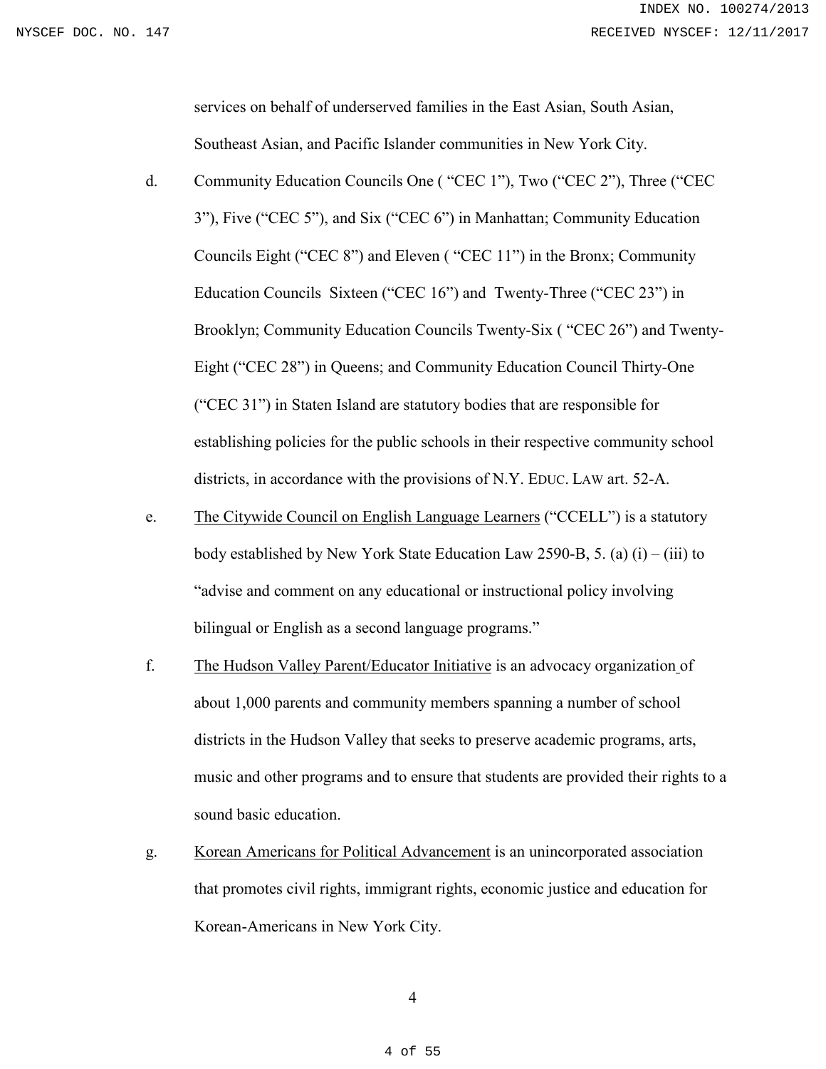services on behalf of underserved families in the East Asian, South Asian, Southeast Asian, and Pacific Islander communities in New York City.

d. Community Education Councils One ( "CEC 1"), Two ("CEC 2"), Three ("CEC 3"), Five ("CEC 5"), and Six ("CEC 6") in Manhattan; Community Education Councils Eight ("CEC 8") and Eleven ( "CEC 11") in the Bronx; Community Education Councils Sixteen ("CEC 16") and Twenty-Three ("CEC 23") in Brooklyn; Community Education Councils Twenty-Six ( "CEC 26") and Twenty-Eight ("CEC 28") in Queens; and Community Education Council Thirty-One ("CEC 31") in Staten Island are statutory bodies that are responsible for establishing policies for the public schools in their respective community school districts, in accordance with the provisions of N.Y. EDUC. LAW art. 52-A.

e. <u>The Citywide Council on English Language Learners</u> ("CCELL") is a statutory body established by New York State Education Law 2590-B, 5. (a) (i) – (iii) to "advise and comment on any educational or instructional policy involving bilingual or English as a second language programs."

f. <u>The Hudson Valley Parent/Educator Initiative</u> is an advocacy organization of about 1,000 parents and community members spanning a number of school districts in the Hudson Valley that seeks to preserve academic programs, arts, music and other programs and to ensure that students are provided their rights to a sound basic education.

g. <u>Korean Americans for Political Advancement</u> is an unincorporated association that promotes civil rights, immigrant rights, economic justice and education for Korean-Americans in New York City.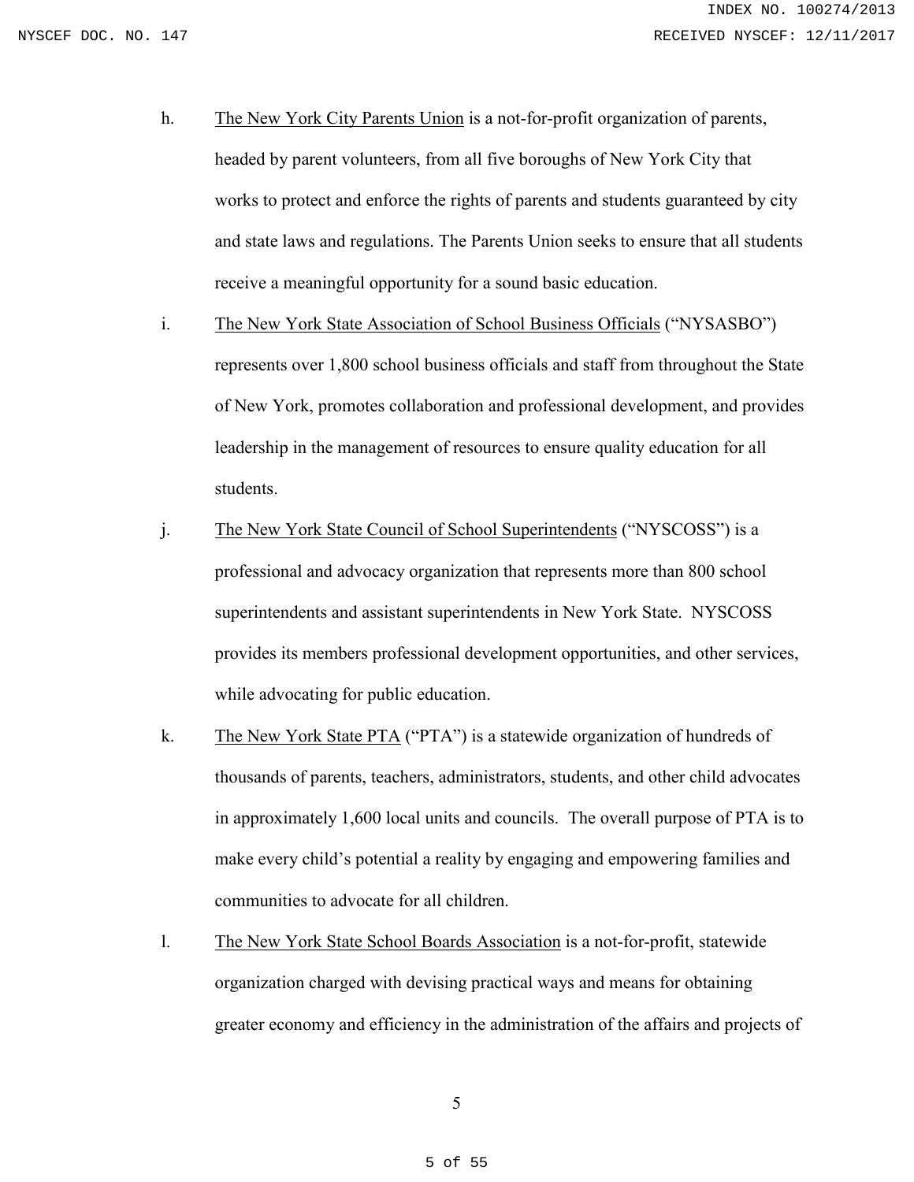h. The New York City Parents Union is a not-for-profit organization of parents, headed by parent volunteers, from all five boroughs of New York City that works to protect and enforce the rights of parents and students guaranteed by city and state laws and regulations. The Parents Union seeks to ensure that all students receive a meaningful opportunity for a sound basic education.

i. The New York State Association of School Business Officials ("NYSASBO") represents over 1,800 school business officials and staff from throughout the State of New York, promotes collaboration and professional development, and provides leadership in the management of resources to ensure quality education for all students.

j. The New York State Council of School Superintendents ("NYSCOSS") is a professional and advocacy organization that represents more than 800 school superintendents and assistant superintendents in New York State. NYSCOSS provides its members professional development opportunities, and other services, while advocating for public education.

k. The New York State PTA ("PTA") is a statewide organization of hundreds of thousands of parents, teachers, administrators, students, and other child advocates in approximately 1,600 local units and councils. The overall purpose of PTA is to make every child's potential a reality by engaging and empowering families and communities to advocate for all children.

l. The New York State School Boards Association is a not-for-profit, statewide organization charged with devising practical ways and means for obtaining greater economy and efficiency in the administration of the affairs and projects of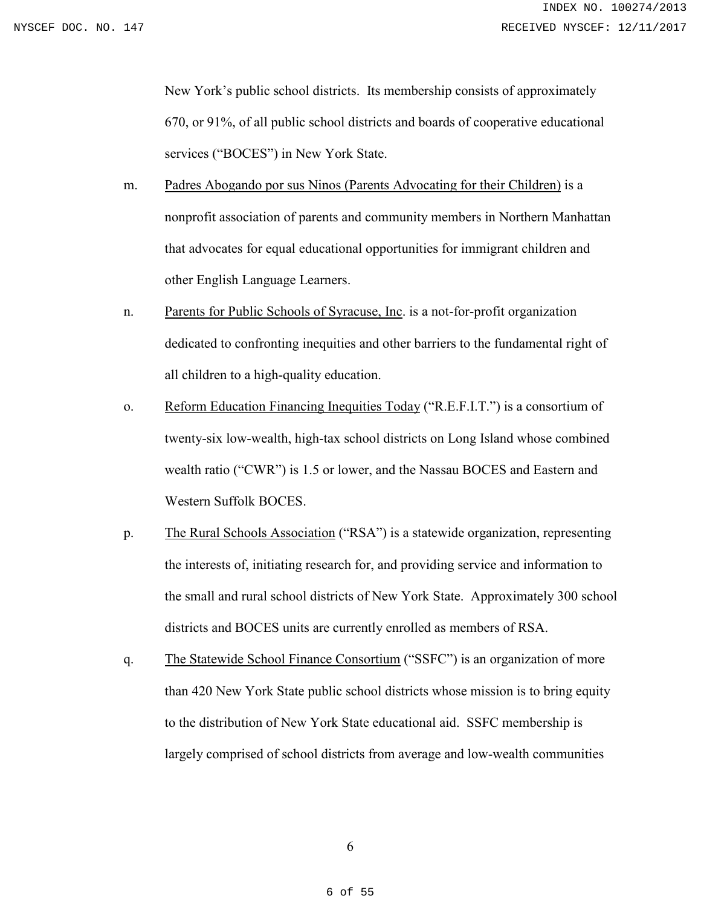New York's public school districts. Its membership consists of approximately 670, or 91%, of all public school districts and boards of cooperative educational services ("BOCES") in New York State.

m. Padres Abogando por sus Ninos (Parents Advocating for their Children) is a nonprofit association of parents and community members in Northern Manhattan that advocates for equal educational opportunities for immigrant children and other English Language Learners.

n. Parents for Public Schools of Syracuse, Inc. is a not-for-profit organization dedicated to confronting inequities and other barriers to the fundamental right of all children to a high-quality education.

o. Reform Education Financing Inequities Today ("R.E.F.I.T.") is a consortium of twenty-six low-wealth, high-tax school districts on Long Island whose combined wealth ratio ("CWR") is 1.5 or lower, and the Nassau BOCES and Eastern and Western Suffolk BOCES.

p. The Rural Schools Association ("RSA") is a statewide organization, representing the interests of, initiating research for, and providing service and information to the small and rural school districts of New York State. Approximately 300 school districts and BOCES units are currently enrolled as members of RSA.

q. The Statewide School Finance Consortium ("SSFC") is an organization of more than 420 New York State public school districts whose mission is to bring equity to the distribution of New York State educational aid. SSFC membership is largely comprised of school districts from average and low-wealth communities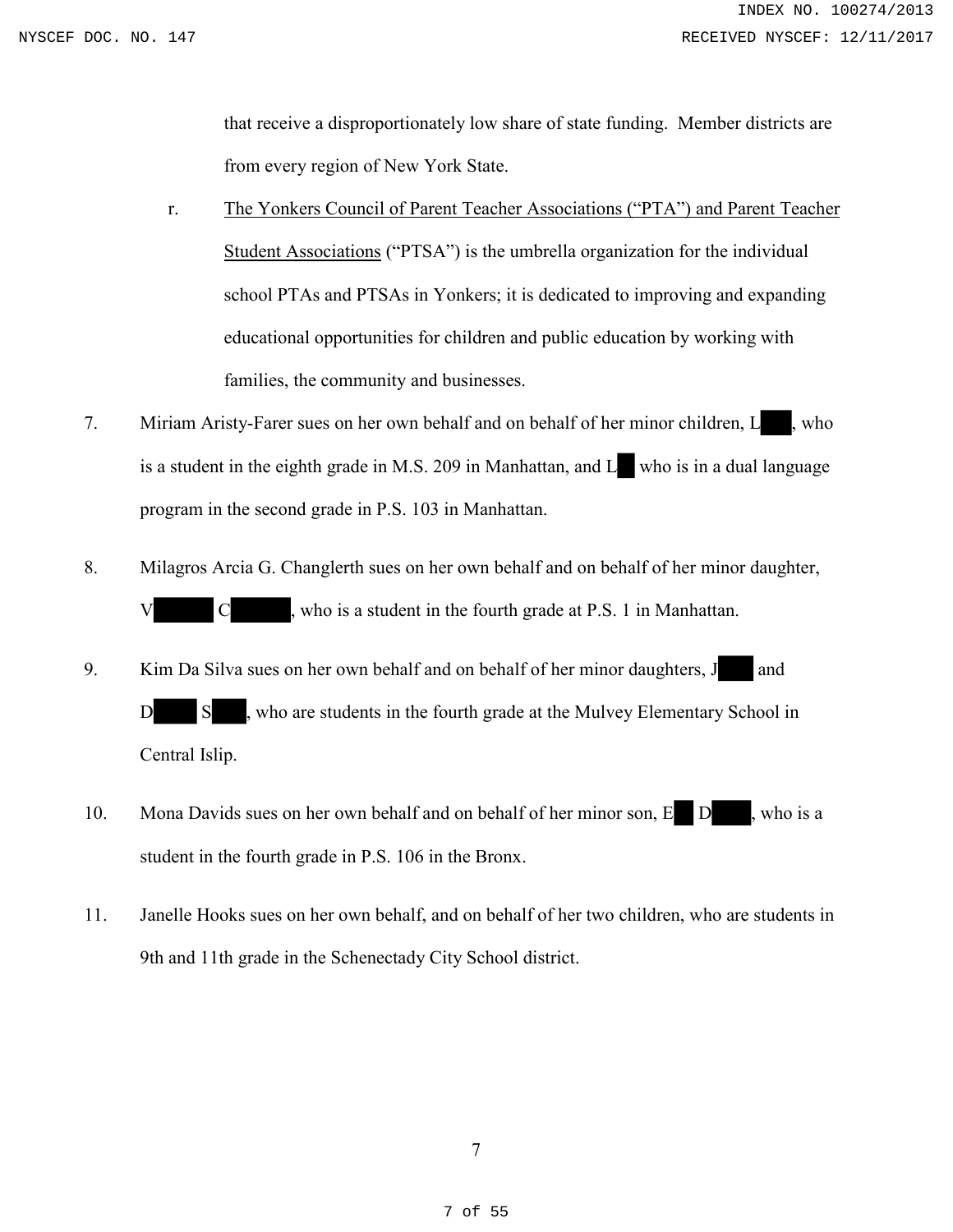that receive a disproportionately low share of state funding. Member districts are from every region of New York State.

r. The Yonkers Council of Parent Teacher Associations ("PTA") and Parent Teacher Student Associations ("PTSA") is the umbrella organization for the individual school PTAs and PTSAs in Yonkers; it is dedicated to improving and expanding educational opportunities for children and public education by working with families, the community and businesses.

7. Miriam Aristy-Farer sues on her own behalf and on behalf of her minor children, L███, who is a student in the eighth grade in M.S. 209 in Manhattan, and L█ who is in a dual language program in the second grade in P.S. 103 in Manhattan.

8. Milagros Arcia G. Changlerth sues on her own behalf and on behalf of her minor daughter, V████ C████, who is a student in the fourth grade at P.S. 1 in Manhattan.

9. Kim Da Silva sues on her own behalf and on behalf of her minor daughters, J███ and D████ S███, who are students in the fourth grade at the Mulvey Elementary School in Central Islip.

10. Mona Davids sues on her own behalf and on behalf of her minor son, E█ D███, who is a student in the fourth grade in P.S. 106 in the Bronx.

11. Janelle Hooks sues on her own behalf, and on behalf of her two children, who are students in 9th and 11th grade in the Schenectady City School district.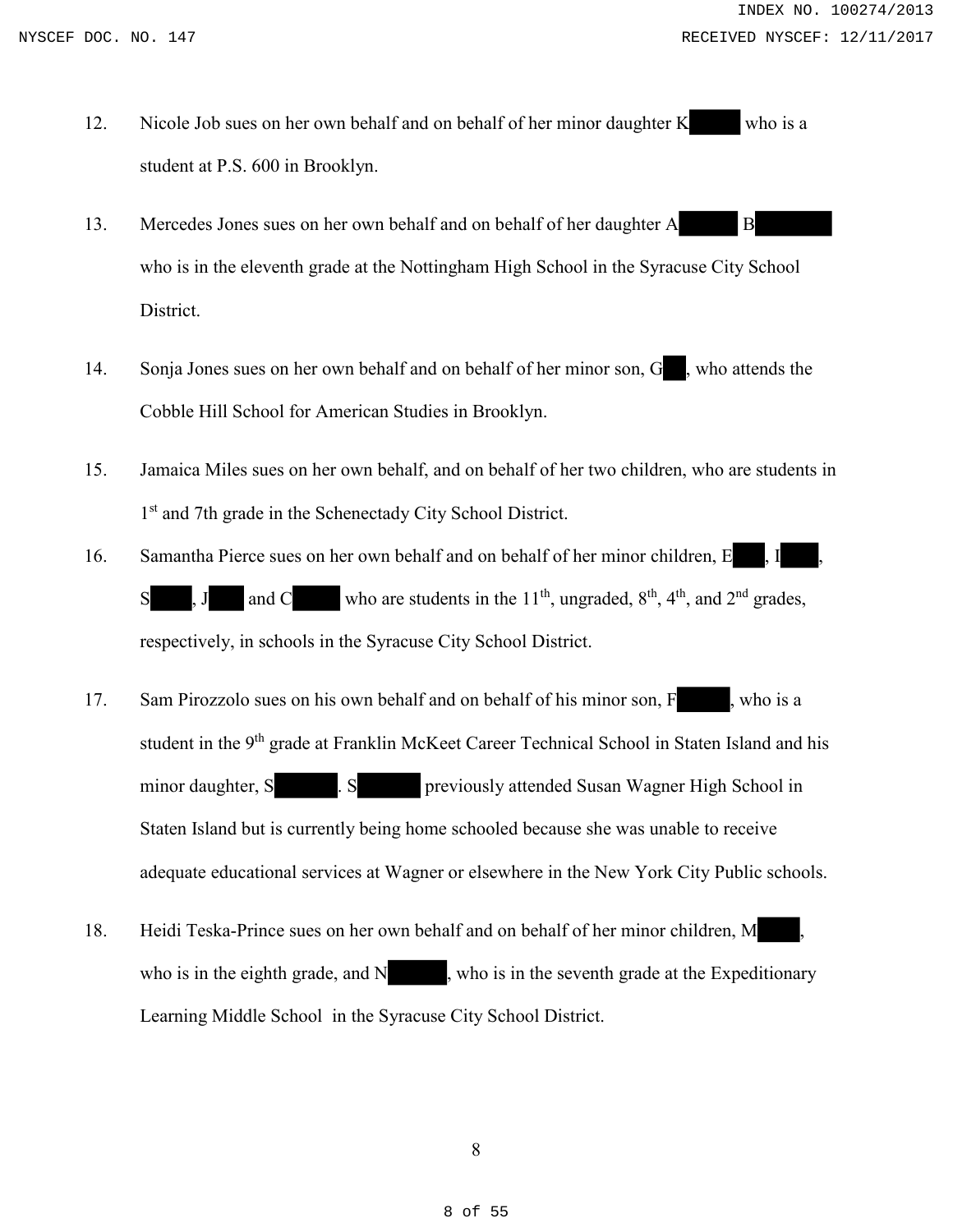12. Nicole Job sues on her own behalf and on behalf of her minor daughter K█████ who is a student at P.S. 600 in Brooklyn.

13. Mercedes Jones sues on her own behalf and on behalf of her daughter A█████ B█████ who is in the eleventh grade at the Nottingham High School in the Syracuse City School District.

14. Sonja Jones sues on her own behalf and on behalf of her minor son, G██, who attends the Cobble Hill School for American Studies in Brooklyn.

15. Jamaica Miles sues on her own behalf, and on behalf of her two children, who are students in 1st and 7th grade in the Schenectady City School District.

16. Samantha Pierce sues on her own behalf and on behalf of her minor children, E███, I████, S████, J███ and C█████ who are students in the 11th, ungraded, 8th, 4th, and 2nd grades, respectively, in schools in the Syracuse City School District.

17. Sam Pirozzolo sues on his own behalf and on behalf of his minor son, F█████, who is a student in the 9th grade at Franklin McKeet Career Technical School in Staten Island and his minor daughter, S█████. S█████ previously attended Susan Wagner High School in Staten Island but is currently being home schooled because she was unable to receive adequate educational services at Wagner or elsewhere in the New York City Public schools.

18. Heidi Teska-Prince sues on her own behalf and on behalf of her minor children, M████, who is in the eighth grade, and N█████, who is in the seventh grade at the Expeditionary Learning Middle School in the Syracuse City School District.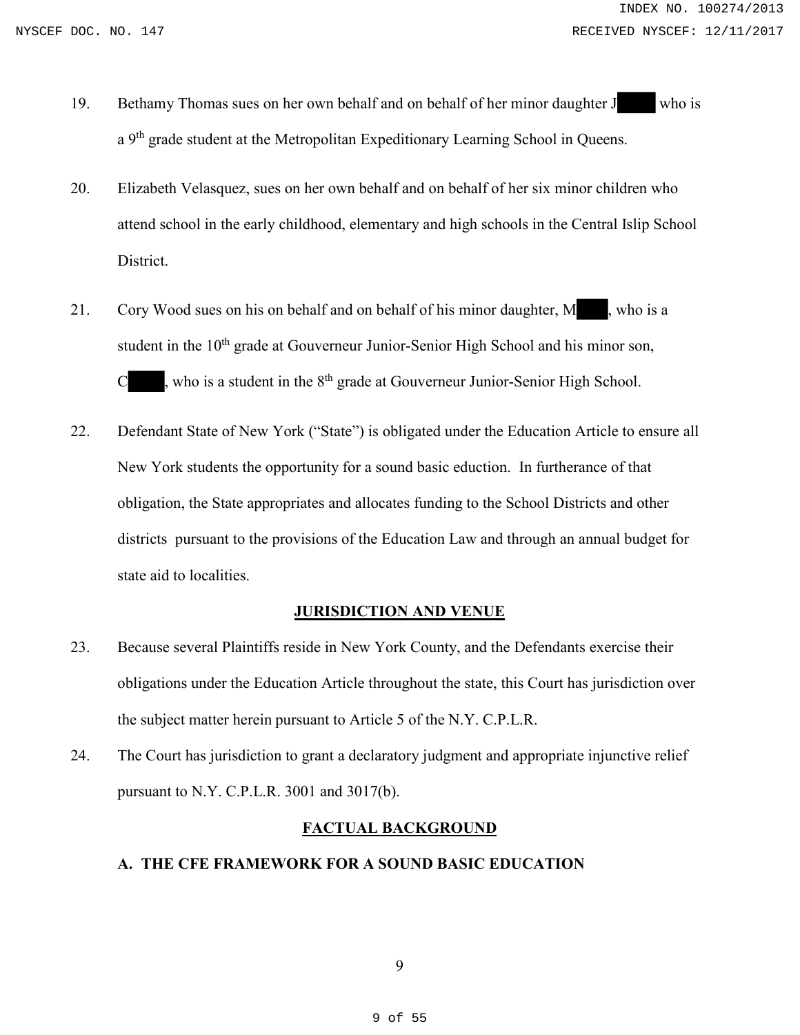19. Bethamy Thomas sues on her own behalf and on behalf of her minor daughter J█████ who is a 9th grade student at the Metropolitan Expeditionary Learning School in Queens.

20. Elizabeth Velasquez, sues on her own behalf and on behalf of her six minor children who attend school in the early childhood, elementary and high schools in the Central Islip School District.

21. Cory Wood sues on his on behalf and on behalf of his minor daughter, M█████, who is a student in the 10th grade at Gouverneur Junior-Senior High School and his minor son, C█████, who is a student in the 8th grade at Gouverneur Junior-Senior High School.

22. Defendant State of New York ("State") is obligated under the Education Article to ensure all New York students the opportunity for a sound basic eduction. In furtherance of that obligation, the State appropriates and allocates funding to the School Districts and other districts pursuant to the provisions of the Education Law and through an annual budget for state aid to localities.

## JURISDICTION AND VENUE

23. Because several Plaintiffs reside in New York County, and the Defendants exercise their obligations under the Education Article throughout the state, this Court has jurisdiction over the subject matter herein pursuant to Article 5 of the N.Y. C.P.L.R.

24. The Court has jurisdiction to grant a declaratory judgment and appropriate injunctive relief pursuant to N.Y. C.P.L.R. 3001 and 3017(b).

## FACTUAL BACKGROUND

### A. THE CFE FRAMEWORK FOR A SOUND BASIC EDUCATION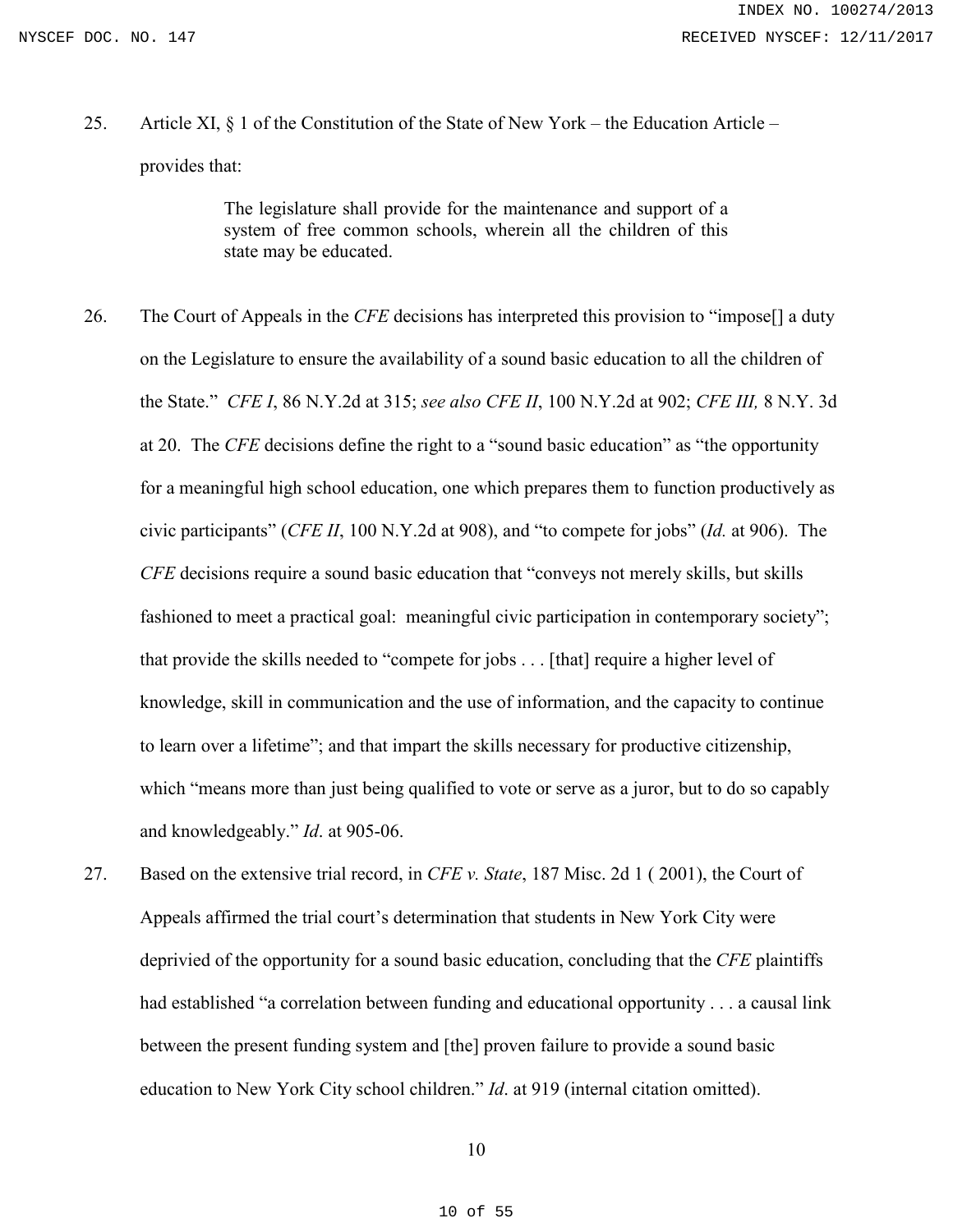25. Article XI, § 1 of the Constitution of the State of New York – the Education Article – provides that:

> The legislature shall provide for the maintenance and support of a system of free common schools, wherein all the children of this state may be educated.

26. The Court of Appeals in the *CFE* decisions has interpreted this provision to "impose[] a duty on the Legislature to ensure the availability of a sound basic education to all the children of the State." *CFE I*, 86 N.Y.2d at 315; *see also CFE II*, 100 N.Y.2d at 902; *CFE III,* 8 N.Y. 3d at 20. The *CFE* decisions define the right to a "sound basic education" as "the opportunity for a meaningful high school education, one which prepares them to function productively as civic participants" (*CFE II*, 100 N.Y.2d at 908), and "to compete for jobs" (*Id.* at 906). The *CFE* decisions require a sound basic education that "conveys not merely skills, but skills fashioned to meet a practical goal: meaningful civic participation in contemporary society"; that provide the skills needed to "compete for jobs . . . [that] require a higher level of knowledge, skill in communication and the use of information, and the capacity to continue to learn over a lifetime"; and that impart the skills necessary for productive citizenship, which "means more than just being qualified to vote or serve as a juror, but to do so capably and knowledgeably." *Id*. at 905-06.

27. Based on the extensive trial record, in *CFE v. State*, 187 Misc. 2d 1 ( 2001), the Court of Appeals affirmed the trial court's determination that students in New York City were deprivied of the opportunity for a sound basic education, concluding that the *CFE* plaintiffs had established "a correlation between funding and educational opportunity . . . a causal link between the present funding system and [the] proven failure to provide a sound basic education to New York City school children." *Id*. at 919 (internal citation omitted).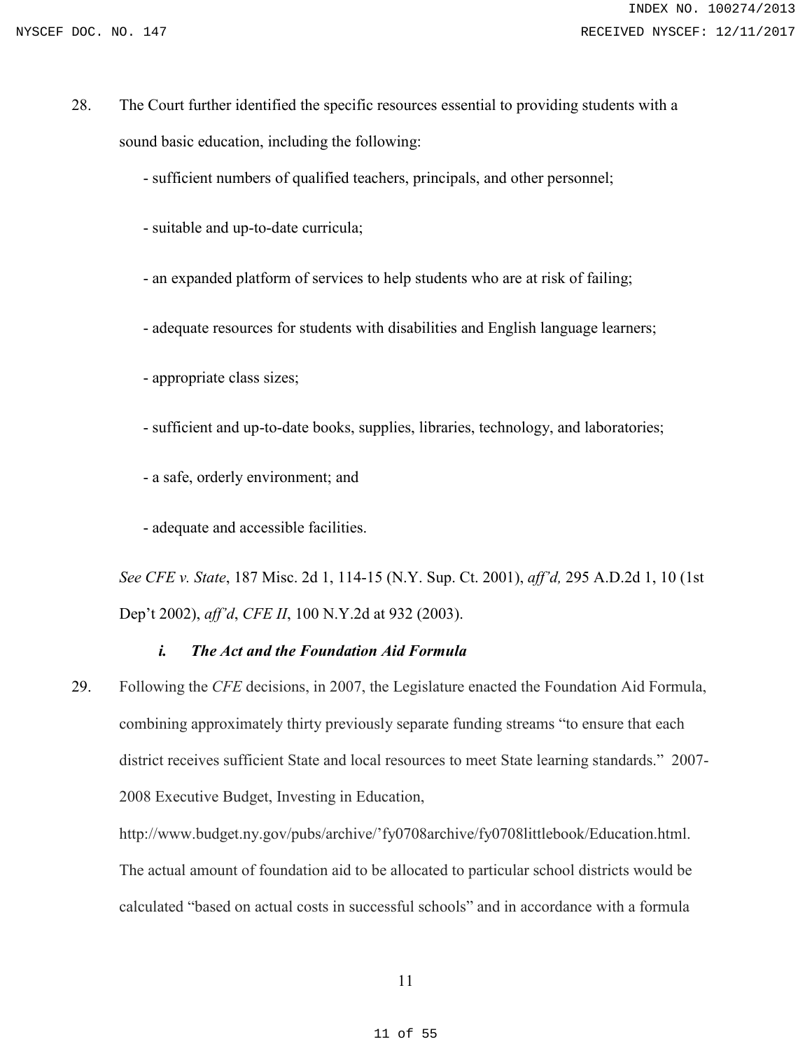28. The Court further identified the specific resources essential to providing students with a sound basic education, including the following:

    - sufficient numbers of qualified teachers, principals, and other personnel;

    - suitable and up-to-date curricula;

    - an expanded platform of services to help students who are at risk of failing;

    - adequate resources for students with disabilities and English language learners;

    - appropriate class sizes;

    - sufficient and up-to-date books, supplies, libraries, technology, and laboratories;

    - a safe, orderly environment; and

    - adequate and accessible facilities.

    *See CFE v. State*, 187 Misc. 2d 1, 114-15 (N.Y. Sup. Ct. 2001), *aff'd,* 295 A.D.2d 1, 10 (1st Dep't 2002), *aff'd*, *CFE II*, 100 N.Y.2d at 932 (2003).

### *i. The Act and the Foundation Aid Formula*

29. Following the *CFE* decisions, in 2007, the Legislature enacted the Foundation Aid Formula, combining approximately thirty previously separate funding streams "to ensure that each district receives sufficient State and local resources to meet State learning standards." 2007-2008 Executive Budget, Investing in Education, http://www.budget.ny.gov/pubs/archive/'fy0708archive/fy0708littlebook/Education.html. The actual amount of foundation aid to be allocated to particular school districts would be calculated "based on actual costs in successful schools" and in accordance with a formula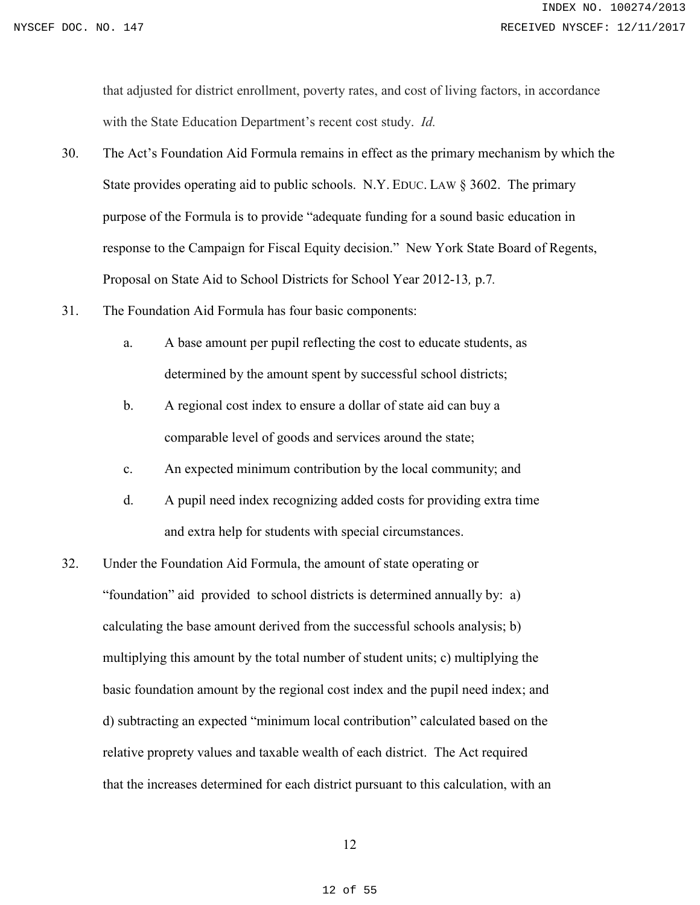that adjusted for district enrollment, poverty rates, and cost of living factors, in accordance with the State Education Department's recent cost study. *Id.*

30. The Act's Foundation Aid Formula remains in effect as the primary mechanism by which the State provides operating aid to public schools. N.Y. EDUC. LAW § 3602. The primary purpose of the Formula is to provide "adequate funding for a sound basic education in response to the Campaign for Fiscal Equity decision." New York State Board of Regents, Proposal on State Aid to School Districts for School Year 2012-13*,* p.7*.*

31. The Foundation Aid Formula has four basic components:

    a. A base amount per pupil reflecting the cost to educate students, as determined by the amount spent by successful school districts;

    b. A regional cost index to ensure a dollar of state aid can buy a comparable level of goods and services around the state;

    c. An expected minimum contribution by the local community; and

    d. A pupil need index recognizing added costs for providing extra time and extra help for students with special circumstances.

32. Under the Foundation Aid Formula, the amount of state operating or "foundation" aid provided to school districts is determined annually by: a) calculating the base amount derived from the successful schools analysis; b) multiplying this amount by the total number of student units; c) multiplying the basic foundation amount by the regional cost index and the pupil need index; and d) subtracting an expected "minimum local contribution" calculated based on the relative proprety values and taxable wealth of each district. The Act required that the increases determined for each district pursuant to this calculation, with an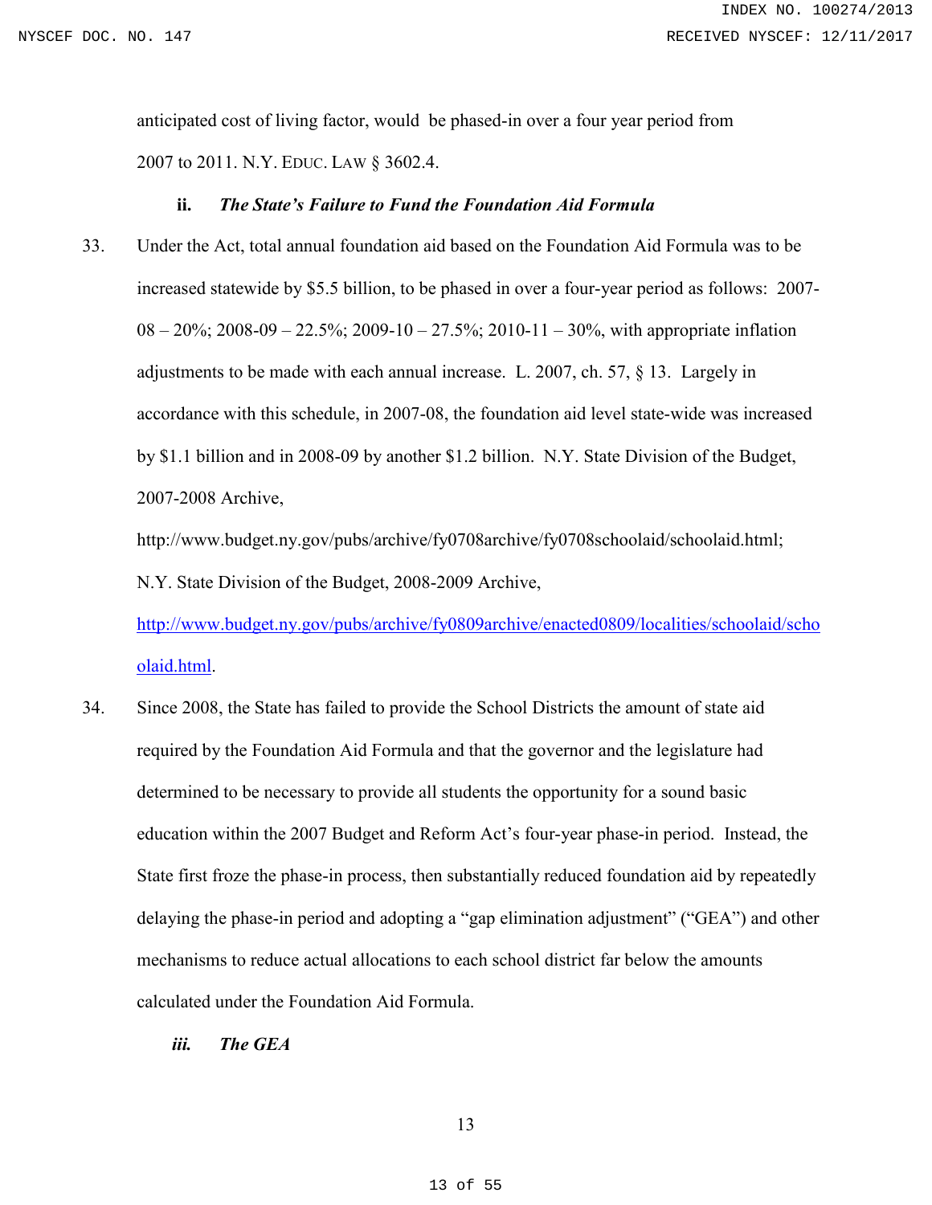anticipated cost of living factor, would be phased-in over a four year period from 2007 to 2011. N.Y. EDUC. LAW § 3602.4.

### ii. *The State's Failure to Fund the Foundation Aid Formula*

33. Under the Act, total annual foundation aid based on the Foundation Aid Formula was to be increased statewide by $5.5 billion, to be phased in over a four-year period as follows: 2007-08 – 20%; 2008-09 – 22.5%; 2009-10 – 27.5%; 2010-11 – 30%, with appropriate inflation adjustments to be made with each annual increase. L. 2007, ch. 57, § 13. Largely in accordance with this schedule, in 2007-08, the foundation aid level state-wide was increased by $1.1 billion and in 2008-09 by another $1.2 billion. N.Y. State Division of the Budget, 2007-2008 Archive, http://www.budget.ny.gov/pubs/archive/fy0708archive/fy0708schoolaid/schoolaid.html; N.Y. State Division of the Budget, 2008-2009 Archive, [http://www.budget.ny.gov/pubs/archive/fy0809archive/enacted0809/localities/schoolaid/schoolaid.html](http://www.budget.ny.gov/pubs/archive/fy0809archive/enacted0809/localities/schoolaid/schoolaid.html).

34. Since 2008, the State has failed to provide the School Districts the amount of state aid required by the Foundation Aid Formula and that the governor and the legislature had determined to be necessary to provide all students the opportunity for a sound basic education within the 2007 Budget and Reform Act's four-year phase-in period. Instead, the State first froze the phase-in process, then substantially reduced foundation aid by repeatedly delaying the phase-in period and adopting a "gap elimination adjustment" ("GEA") and other mechanisms to reduce actual allocations to each school district far below the amounts calculated under the Foundation Aid Formula.

### *iii. The GEA*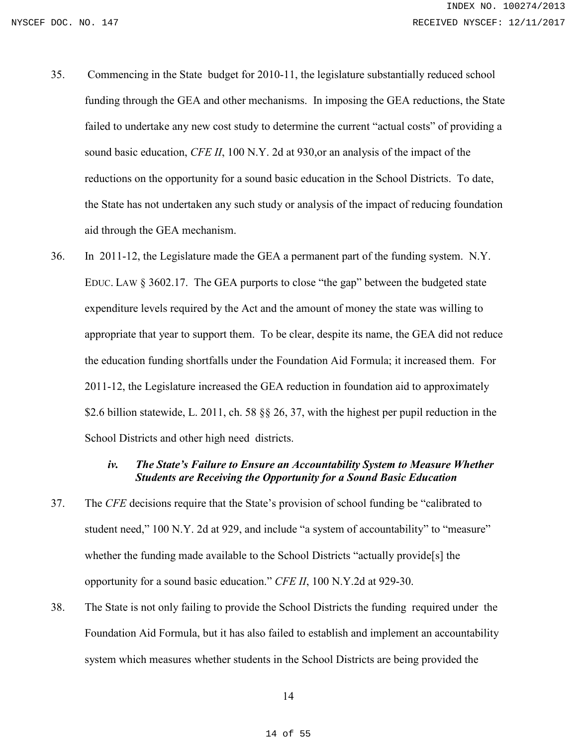35. Commencing in the State budget for 2010-11, the legislature substantially reduced school funding through the GEA and other mechanisms. In imposing the GEA reductions, the State failed to undertake any new cost study to determine the current "actual costs" of providing a sound basic education, *CFE II*, 100 N.Y. 2d at 930,or an analysis of the impact of the reductions on the opportunity for a sound basic education in the School Districts. To date, the State has not undertaken any such study or analysis of the impact of reducing foundation aid through the GEA mechanism.

36. In 2011-12, the Legislature made the GEA a permanent part of the funding system. N.Y. EDUC. LAW § 3602.17. The GEA purports to close "the gap" between the budgeted state expenditure levels required by the Act and the amount of money the state was willing to appropriate that year to support them. To be clear, despite its name, the GEA did not reduce the education funding shortfalls under the Foundation Aid Formula; it increased them. For 2011-12, the Legislature increased the GEA reduction in foundation aid to approximately $2.6 billion statewide, L. 2011, ch. 58 §§ 26, 37, with the highest per pupil reduction in the School Districts and other high need districts.

### *iv. The State's Failure to Ensure an Accountability System to Measure Whether Students are Receiving the Opportunity for a Sound Basic Education*

37. The *CFE* decisions require that the State's provision of school funding be "calibrated to student need," 100 N.Y. 2d at 929, and include "a system of accountability" to "measure" whether the funding made available to the School Districts "actually provide[s] the opportunity for a sound basic education." *CFE II*, 100 N.Y.2d at 929-30.

38. The State is not only failing to provide the School Districts the funding required under the Foundation Aid Formula, but it has also failed to establish and implement an accountability system which measures whether students in the School Districts are being provided the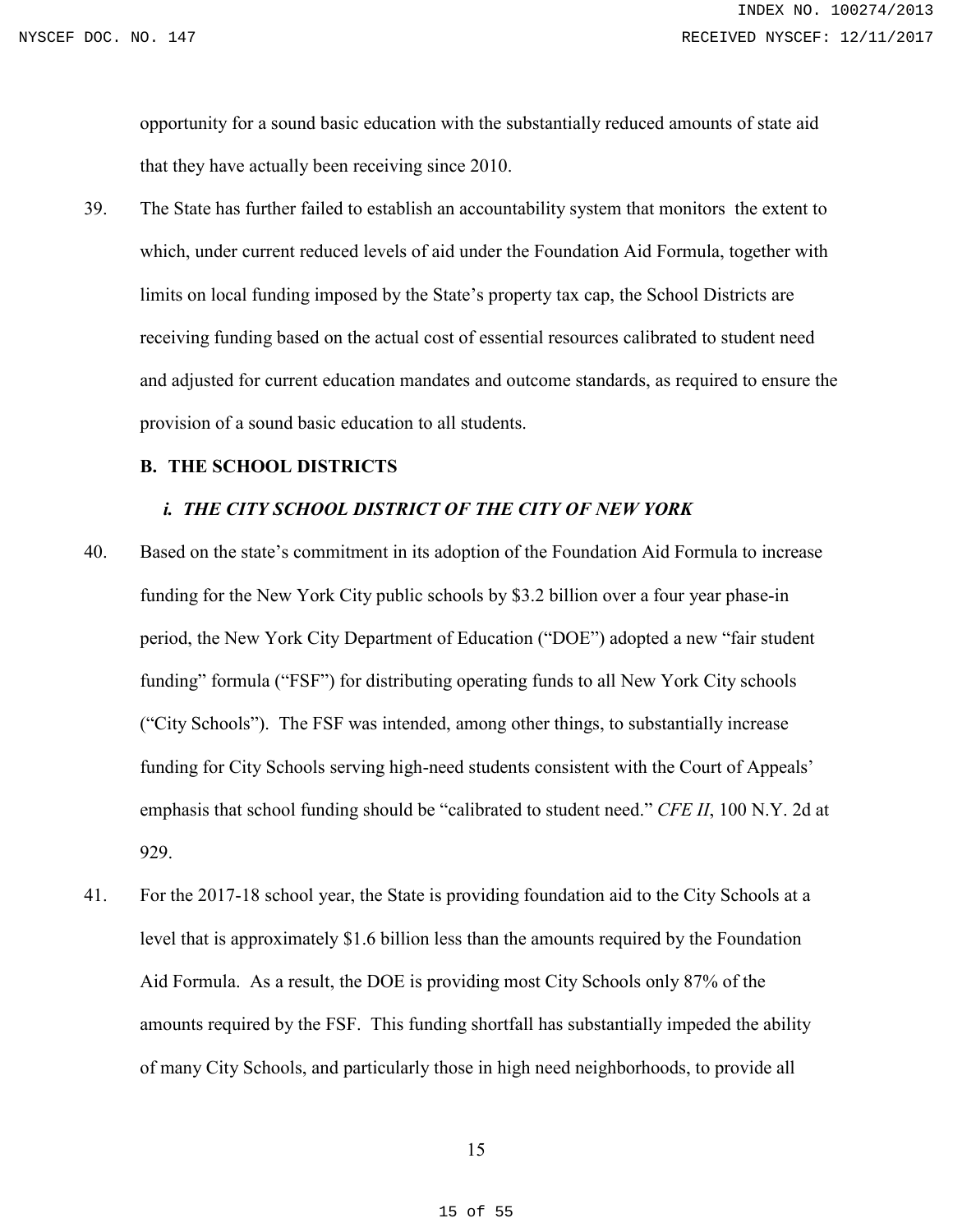opportunity for a sound basic education with the substantially reduced amounts of state aid that they have actually been receiving since 2010.

39. The State has further failed to establish an accountability system that monitors the extent to which, under current reduced levels of aid under the Foundation Aid Formula, together with limits on local funding imposed by the State's property tax cap, the School Districts are receiving funding based on the actual cost of essential resources calibrated to student need and adjusted for current education mandates and outcome standards, as required to ensure the provision of a sound basic education to all students.

## B. THE SCHOOL DISTRICTS

### *i. THE CITY SCHOOL DISTRICT OF THE CITY OF NEW YORK*

40. Based on the state's commitment in its adoption of the Foundation Aid Formula to increase funding for the New York City public schools by $3.2 billion over a four year phase-in period, the New York City Department of Education ("DOE") adopted a new "fair student funding" formula ("FSF") for distributing operating funds to all New York City schools ("City Schools"). The FSF was intended, among other things, to substantially increase funding for City Schools serving high-need students consistent with the Court of Appeals' emphasis that school funding should be "calibrated to student need." *CFE II*, 100 N.Y. 2d at 929.

41. For the 2017-18 school year, the State is providing foundation aid to the City Schools at a level that is approximately $1.6 billion less than the amounts required by the Foundation Aid Formula. As a result, the DOE is providing most City Schools only 87% of the amounts required by the FSF. This funding shortfall has substantially impeded the ability of many City Schools, and particularly those in high need neighborhoods, to provide all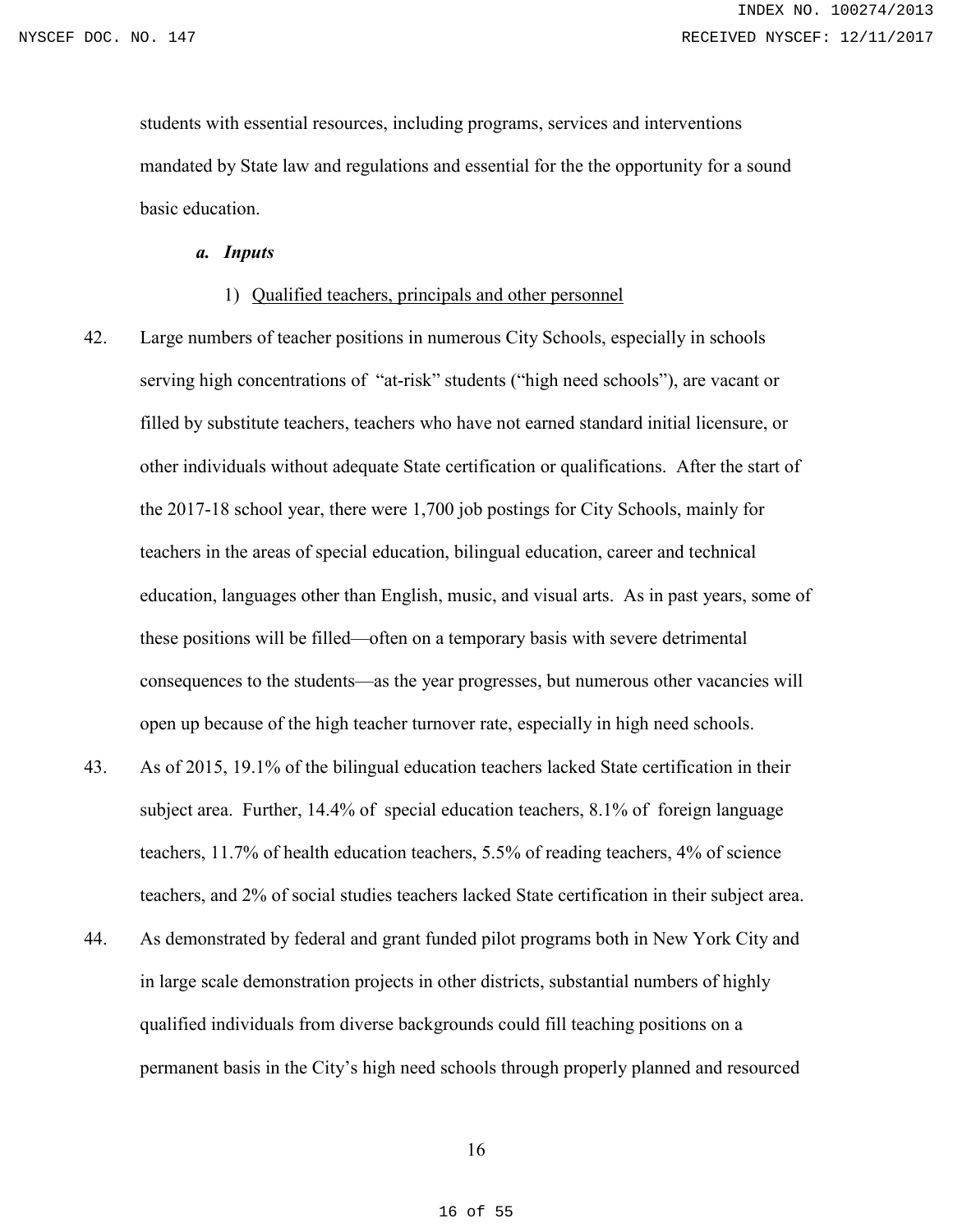students with essential resources, including programs, services and interventions mandated by State law and regulations and essential for the the opportunity for a sound basic education.

***a. Inputs***

1) <u>Qualified teachers, principals and other personnel</u>

42. Large numbers of teacher positions in numerous City Schools, especially in schools serving high concentrations of "at-risk" students ("high need schools"), are vacant or filled by substitute teachers, teachers who have not earned standard initial licensure, or other individuals without adequate State certification or qualifications. After the start of the 2017-18 school year, there were 1,700 job postings for City Schools, mainly for teachers in the areas of special education, bilingual education, career and technical education, languages other than English, music, and visual arts. As in past years, some of these positions will be filled—often on a temporary basis with severe detrimental consequences to the students—as the year progresses, but numerous other vacancies will open up because of the high teacher turnover rate, especially in high need schools.

43. As of 2015, 19.1% of the bilingual education teachers lacked State certification in their subject area. Further, 14.4% of special education teachers, 8.1% of foreign language teachers, 11.7% of health education teachers, 5.5% of reading teachers, 4% of science teachers, and 2% of social studies teachers lacked State certification in their subject area.

44. As demonstrated by federal and grant funded pilot programs both in New York City and in large scale demonstration projects in other districts, substantial numbers of highly qualified individuals from diverse backgrounds could fill teaching positions on a permanent basis in the City's high need schools through properly planned and resourced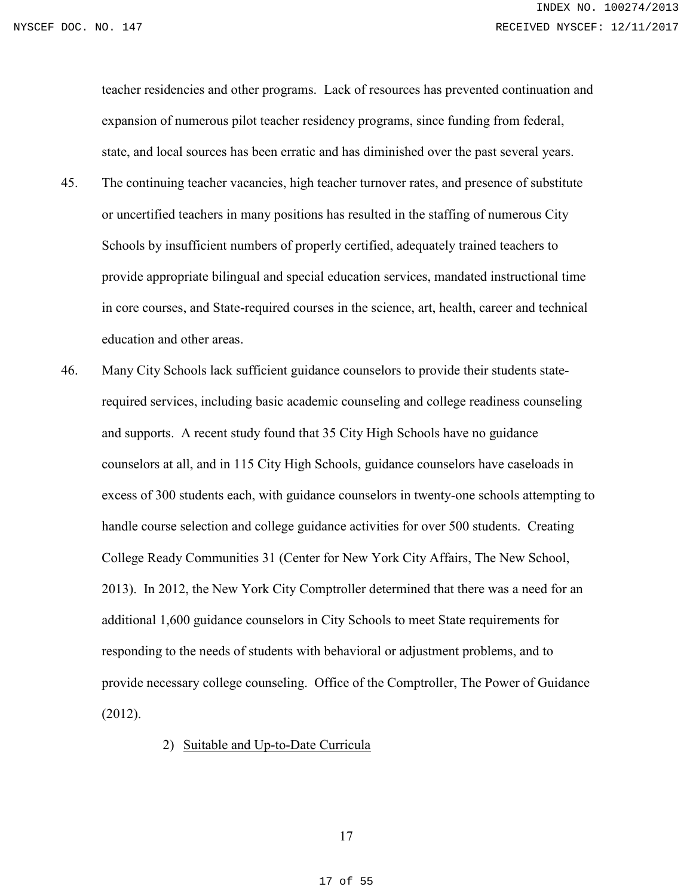teacher residencies and other programs. Lack of resources has prevented continuation and expansion of numerous pilot teacher residency programs, since funding from federal, state, and local sources has been erratic and has diminished over the past several years.

45. The continuing teacher vacancies, high teacher turnover rates, and presence of substitute or uncertified teachers in many positions has resulted in the staffing of numerous City Schools by insufficient numbers of properly certified, adequately trained teachers to provide appropriate bilingual and special education services, mandated instructional time in core courses, and State-required courses in the science, art, health, career and technical education and other areas.

46. Many City Schools lack sufficient guidance counselors to provide their students state-required services, including basic academic counseling and college readiness counseling and supports. A recent study found that 35 City High Schools have no guidance counselors at all, and in 115 City High Schools, guidance counselors have caseloads in excess of 300 students each, with guidance counselors in twenty-one schools attempting to handle course selection and college guidance activities for over 500 students. Creating College Ready Communities 31 (Center for New York City Affairs, The New School, 2013). In 2012, the New York City Comptroller determined that there was a need for an additional 1,600 guidance counselors in City Schools to meet State requirements for responding to the needs of students with behavioral or adjustment problems, and to provide necessary college counseling. Office of the Comptroller, The Power of Guidance (2012).

2) <u>Suitable and Up-to-Date Curricula</u>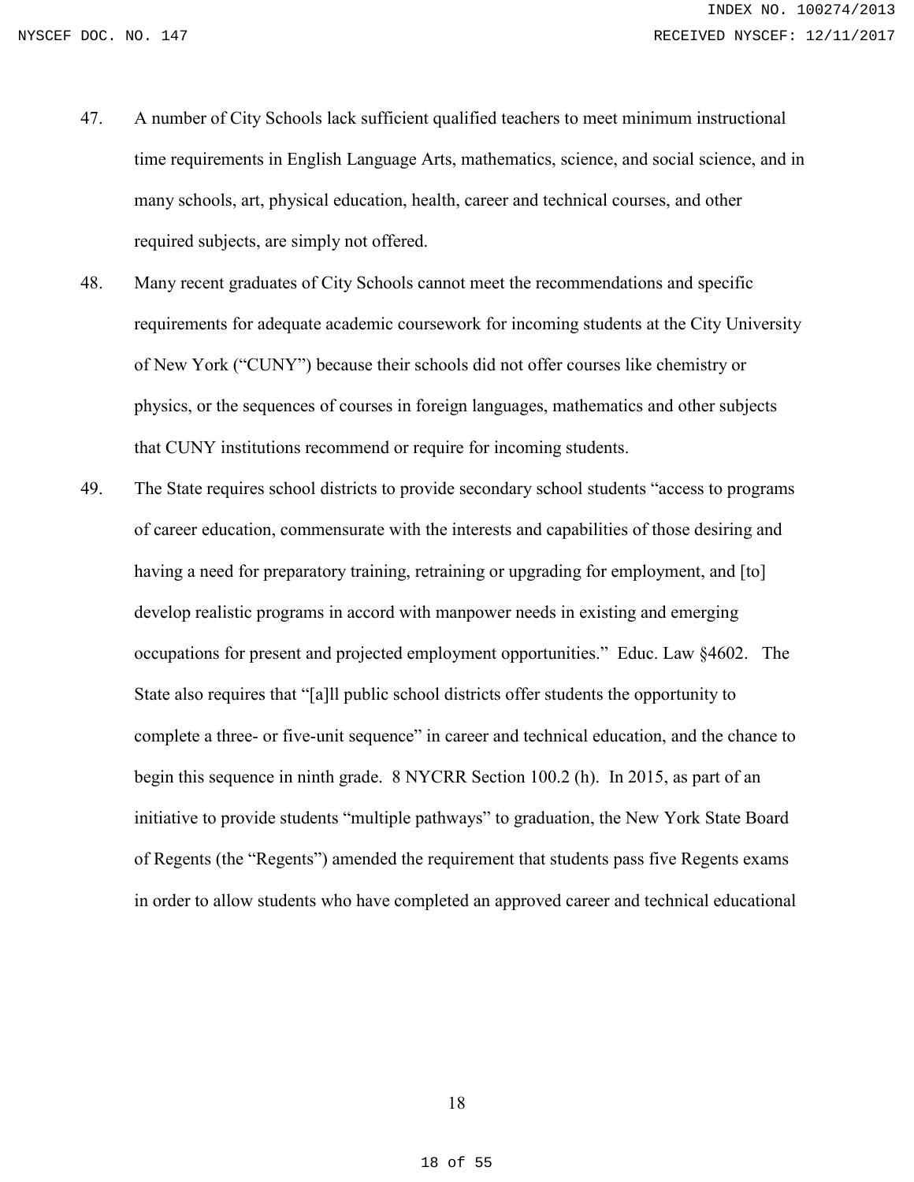47. A number of City Schools lack sufficient qualified teachers to meet minimum instructional time requirements in English Language Arts, mathematics, science, and social science, and in many schools, art, physical education, health, career and technical courses, and other required subjects, are simply not offered.

48. Many recent graduates of City Schools cannot meet the recommendations and specific requirements for adequate academic coursework for incoming students at the City University of New York ("CUNY") because their schools did not offer courses like chemistry or physics, or the sequences of courses in foreign languages, mathematics and other subjects that CUNY institutions recommend or require for incoming students.

49. The State requires school districts to provide secondary school students "access to programs of career education, commensurate with the interests and capabilities of those desiring and having a need for preparatory training, retraining or upgrading for employment, and [to] develop realistic programs in accord with manpower needs in existing and emerging occupations for present and projected employment opportunities." Educ. Law §4602. The State also requires that "[a]ll public school districts offer students the opportunity to complete a three- or five-unit sequence" in career and technical education, and the chance to begin this sequence in ninth grade. 8 NYCRR Section 100.2 (h). In 2015, as part of an initiative to provide students "multiple pathways" to graduation, the New York State Board of Regents (the "Regents") amended the requirement that students pass five Regents exams in order to allow students who have completed an approved career and technical educational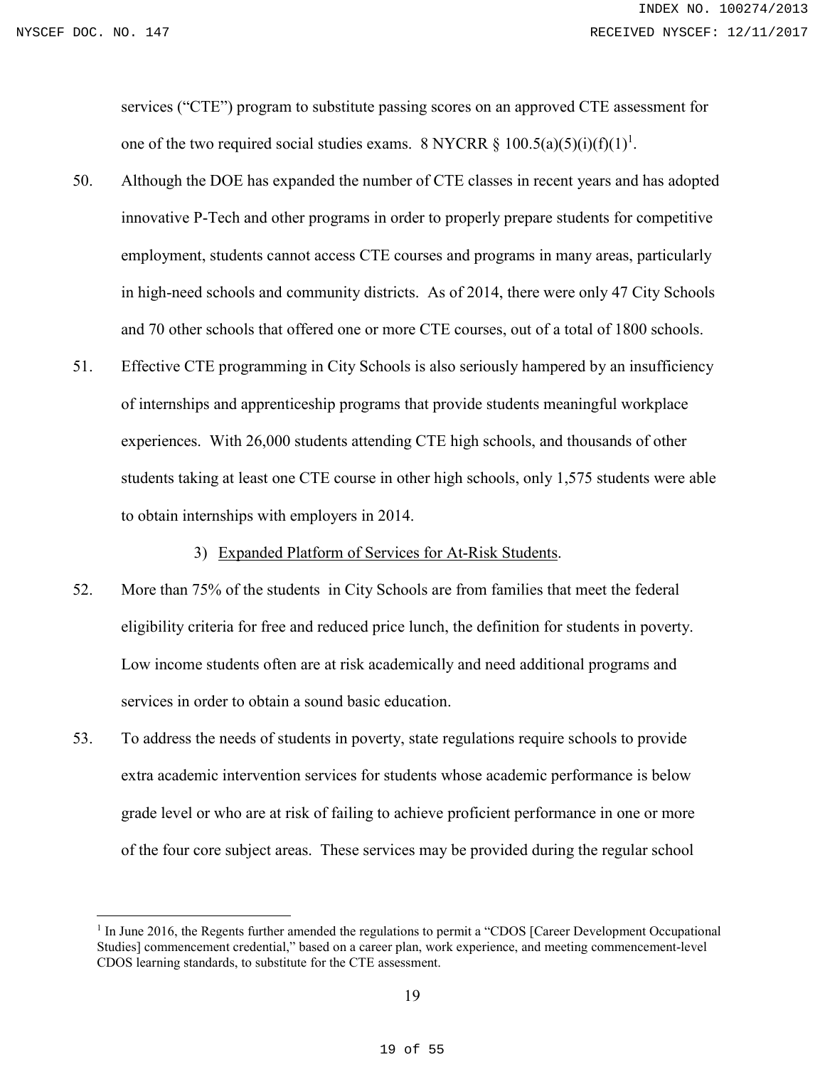services ("CTE") program to substitute passing scores on an approved CTE assessment for one of the two required social studies exams. 8 NYCRR § 100.5(a)(5)(i)(f)(1)[1].

50. Although the DOE has expanded the number of CTE classes in recent years and has adopted innovative P-Tech and other programs in order to properly prepare students for competitive employment, students cannot access CTE courses and programs in many areas, particularly in high-need schools and community districts. As of 2014, there were only 47 City Schools and 70 other schools that offered one or more CTE courses, out of a total of 1800 schools.

51. Effective CTE programming in City Schools is also seriously hampered by an insufficiency of internships and apprenticeship programs that provide students meaningful workplace experiences. With 26,000 students attending CTE high schools, and thousands of other students taking at least one CTE course in other high schools, only 1,575 students were able to obtain internships with employers in 2014.

3) Expanded Platform of Services for At-Risk Students.

52. More than 75% of the students in City Schools are from families that meet the federal eligibility criteria for free and reduced price lunch, the definition for students in poverty. Low income students often are at risk academically and need additional programs and services in order to obtain a sound basic education.

53. To address the needs of students in poverty, state regulations require schools to provide extra academic intervention services for students whose academic performance is below grade level or who are at risk of failing to achieve proficient performance in one or more of the four core subject areas. These services may be provided during the regular school

[1] In June 2016, the Regents further amended the regulations to permit a "CDOS [Career Development Occupational Studies] commencement credential," based on a career plan, work experience, and meeting commencement-level CDOS learning standards, to substitute for the CTE assessment.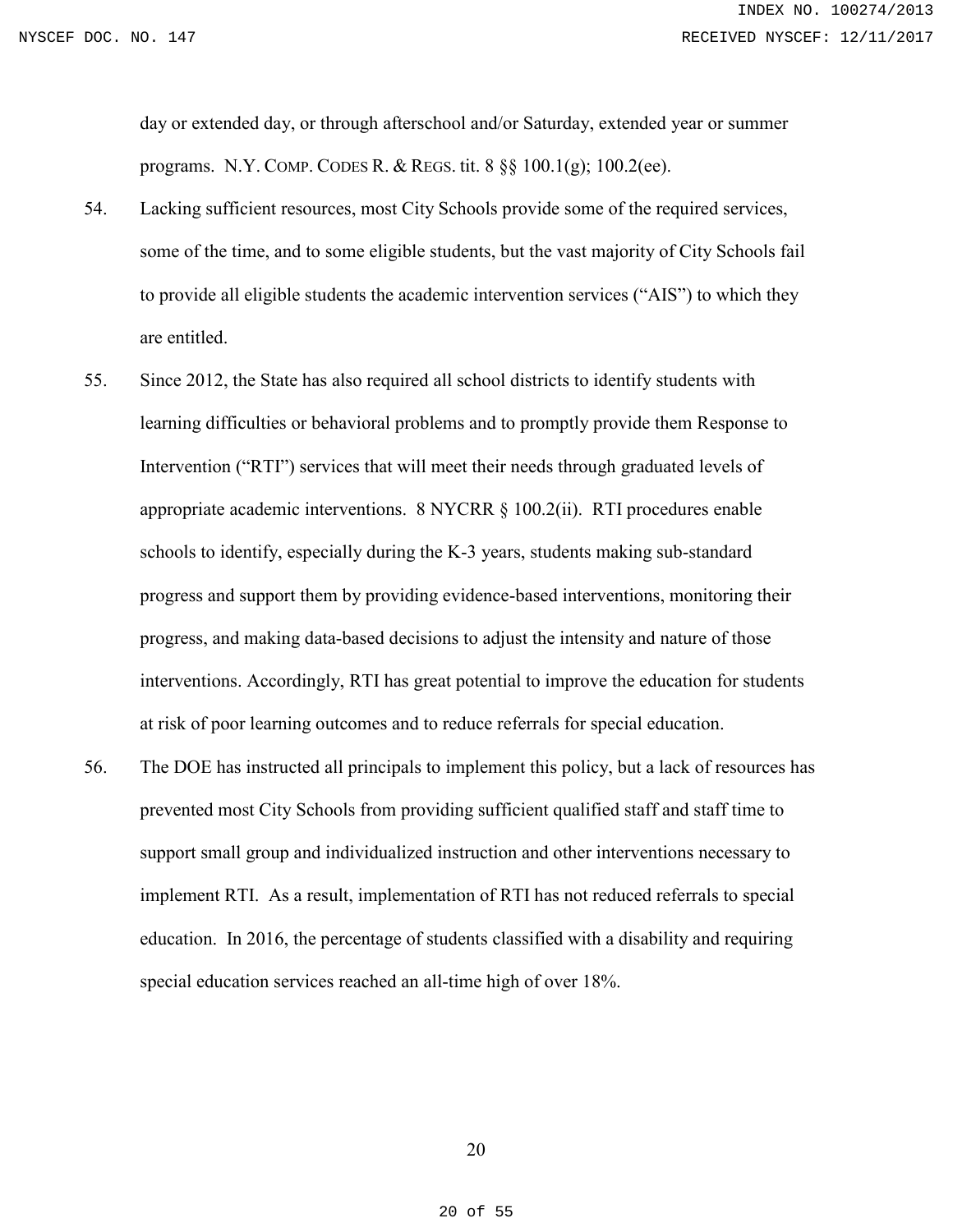day or extended day, or through afterschool and/or Saturday, extended year or summer programs. N.Y. COMP. CODES R. & REGS. tit. 8 §§ 100.1(g); 100.2(ee).

54. Lacking sufficient resources, most City Schools provide some of the required services, some of the time, and to some eligible students, but the vast majority of City Schools fail to provide all eligible students the academic intervention services ("AIS") to which they are entitled.

55. Since 2012, the State has also required all school districts to identify students with learning difficulties or behavioral problems and to promptly provide them Response to Intervention ("RTI") services that will meet their needs through graduated levels of appropriate academic interventions. 8 NYCRR § 100.2(ii). RTI procedures enable schools to identify, especially during the K-3 years, students making sub-standard progress and support them by providing evidence-based interventions, monitoring their progress, and making data-based decisions to adjust the intensity and nature of those interventions. Accordingly, RTI has great potential to improve the education for students at risk of poor learning outcomes and to reduce referrals for special education.

56. The DOE has instructed all principals to implement this policy, but a lack of resources has prevented most City Schools from providing sufficient qualified staff and staff time to support small group and individualized instruction and other interventions necessary to implement RTI. As a result, implementation of RTI has not reduced referrals to special education. In 2016, the percentage of students classified with a disability and requiring special education services reached an all-time high of over 18%.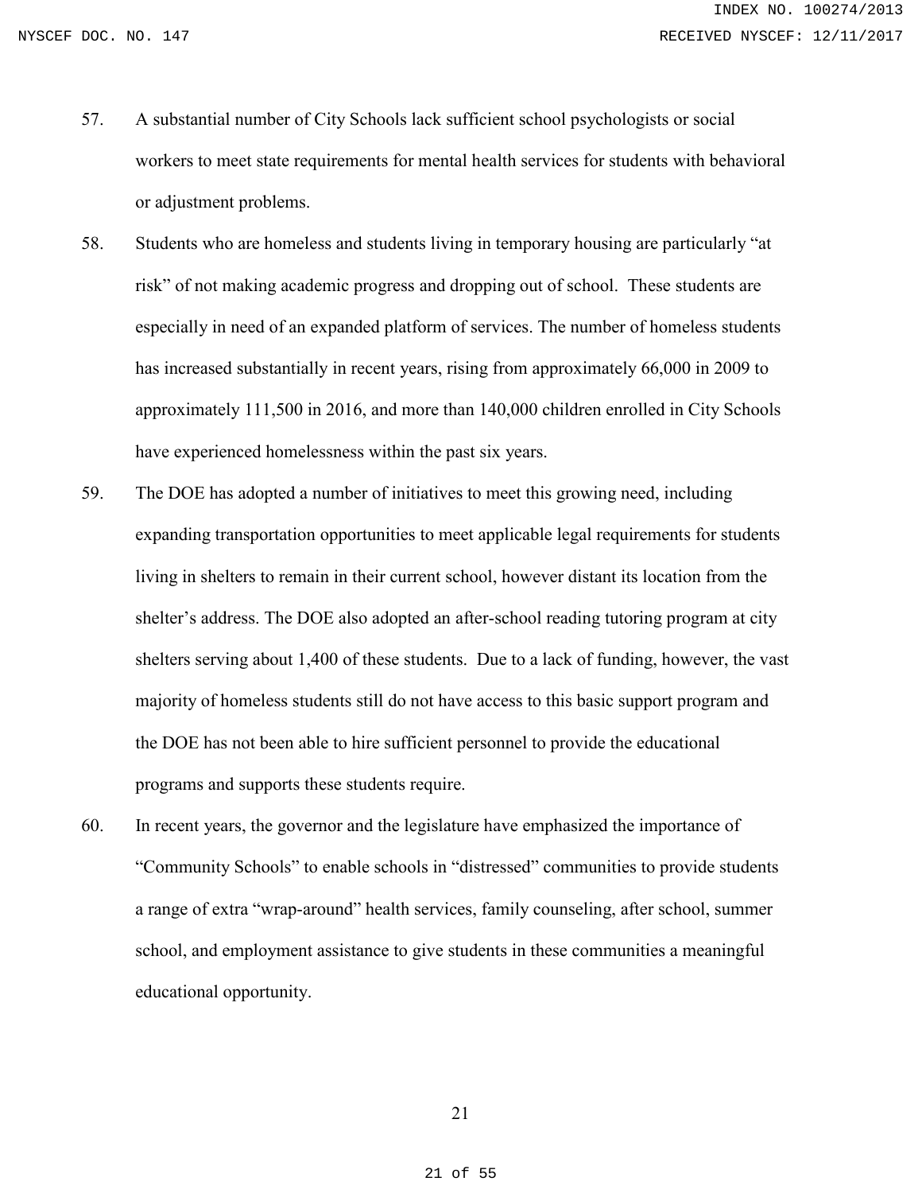57. A substantial number of City Schools lack sufficient school psychologists or social workers to meet state requirements for mental health services for students with behavioral or adjustment problems.

58. Students who are homeless and students living in temporary housing are particularly "at risk" of not making academic progress and dropping out of school. These students are especially in need of an expanded platform of services. The number of homeless students has increased substantially in recent years, rising from approximately 66,000 in 2009 to approximately 111,500 in 2016, and more than 140,000 children enrolled in City Schools have experienced homelessness within the past six years.

59. The DOE has adopted a number of initiatives to meet this growing need, including expanding transportation opportunities to meet applicable legal requirements for students living in shelters to remain in their current school, however distant its location from the shelter's address. The DOE also adopted an after-school reading tutoring program at city shelters serving about 1,400 of these students. Due to a lack of funding, however, the vast majority of homeless students still do not have access to this basic support program and the DOE has not been able to hire sufficient personnel to provide the educational programs and supports these students require.

60. In recent years, the governor and the legislature have emphasized the importance of "Community Schools" to enable schools in "distressed" communities to provide students a range of extra "wrap-around" health services, family counseling, after school, summer school, and employment assistance to give students in these communities a meaningful educational opportunity.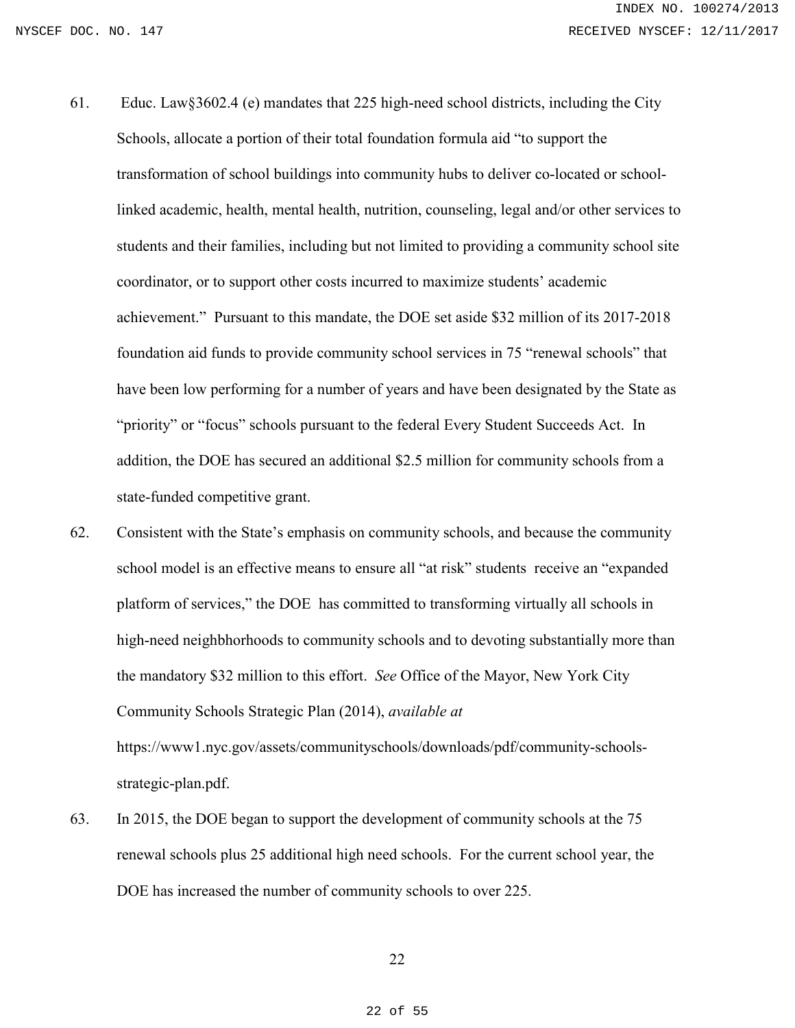61. Educ. Law§3602.4 (e) mandates that 225 high-need school districts, including the City Schools, allocate a portion of their total foundation formula aid "to support the transformation of school buildings into community hubs to deliver co-located or school-linked academic, health, mental health, nutrition, counseling, legal and/or other services to students and their families, including but not limited to providing a community school site coordinator, or to support other costs incurred to maximize students' academic achievement." Pursuant to this mandate, the DOE set aside $32 million of its 2017-2018 foundation aid funds to provide community school services in 75 "renewal schools" that have been low performing for a number of years and have been designated by the State as "priority" or "focus" schools pursuant to the federal Every Student Succeeds Act. In addition, the DOE has secured an additional $2.5 million for community schools from a state-funded competitive grant.

62. Consistent with the State's emphasis on community schools, and because the community school model is an effective means to ensure all "at risk" students receive an "expanded platform of services," the DOE has committed to transforming virtually all schools in high-need neighbhorhoods to community schools and to devoting substantially more than the mandatory $32 million to this effort. *See* Office of the Mayor, New York City Community Schools Strategic Plan (2014), *available at* https://www1.nyc.gov/assets/communityschools/downloads/pdf/community-schools-strategic-plan.pdf.

63. In 2015, the DOE began to support the development of community schools at the 75 renewal schools plus 25 additional high need schools. For the current school year, the DOE has increased the number of community schools to over 225.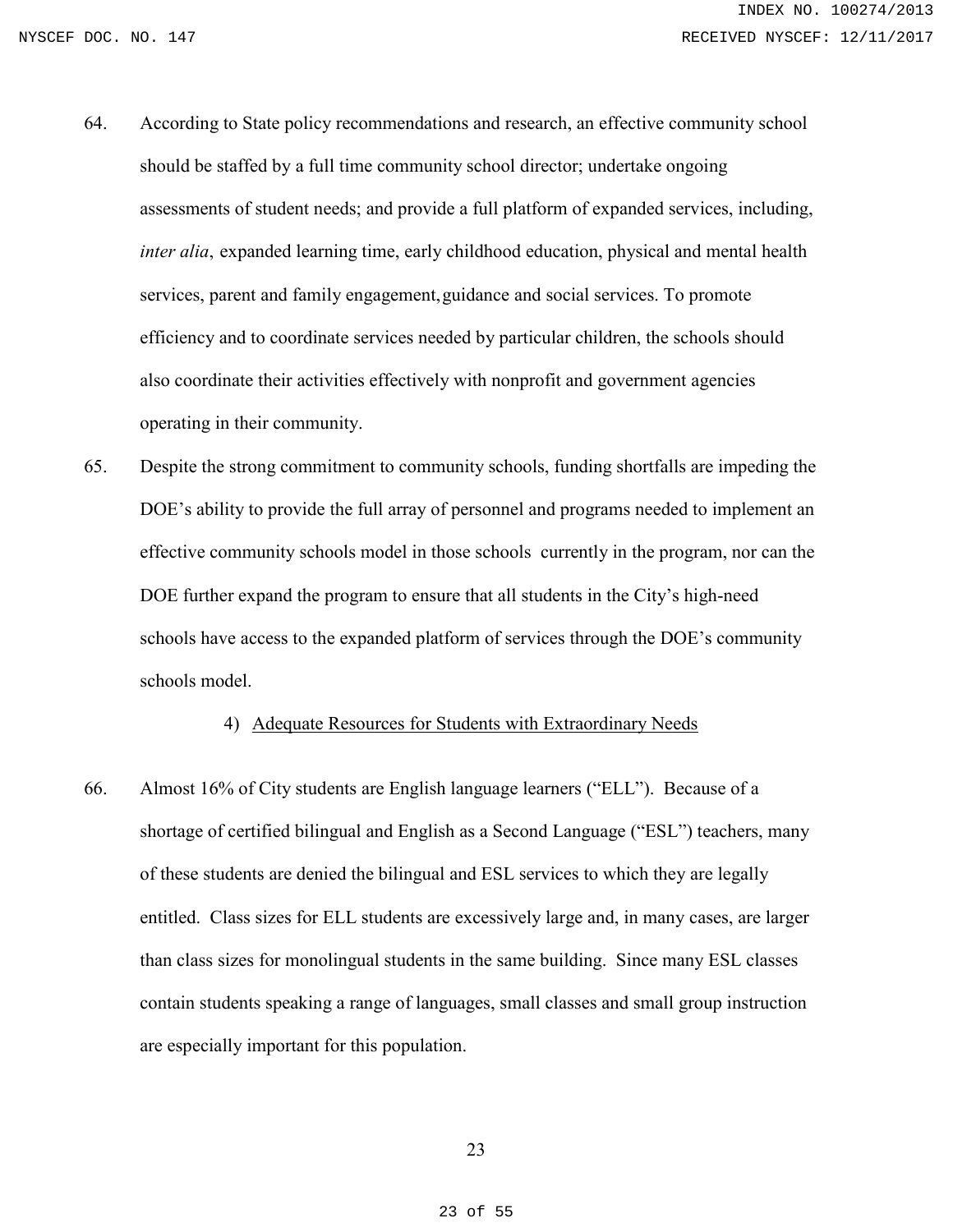64. According to State policy recommendations and research, an effective community school should be staffed by a full time community school director; undertake ongoing assessments of student needs; and provide a full platform of expanded services, including, *inter alia*, expanded learning time, early childhood education, physical and mental health services, parent and family engagement, guidance and social services. To promote efficiency and to coordinate services needed by particular children, the schools should also coordinate their activities effectively with nonprofit and government agencies operating in their community.

65. Despite the strong commitment to community schools, funding shortfalls are impeding the DOE's ability to provide the full array of personnel and programs needed to implement an effective community schools model in those schools currently in the program, nor can the DOE further expand the program to ensure that all students in the City's high-need schools have access to the expanded platform of services through the DOE's community schools model.

4) Adequate Resources for Students with Extraordinary Needs

66. Almost 16% of City students are English language learners ("ELL"). Because of a shortage of certified bilingual and English as a Second Language ("ESL") teachers, many of these students are denied the bilingual and ESL services to which they are legally entitled. Class sizes for ELL students are excessively large and, in many cases, are larger than class sizes for monolingual students in the same building. Since many ESL classes contain students speaking a range of languages, small classes and small group instruction are especially important for this population.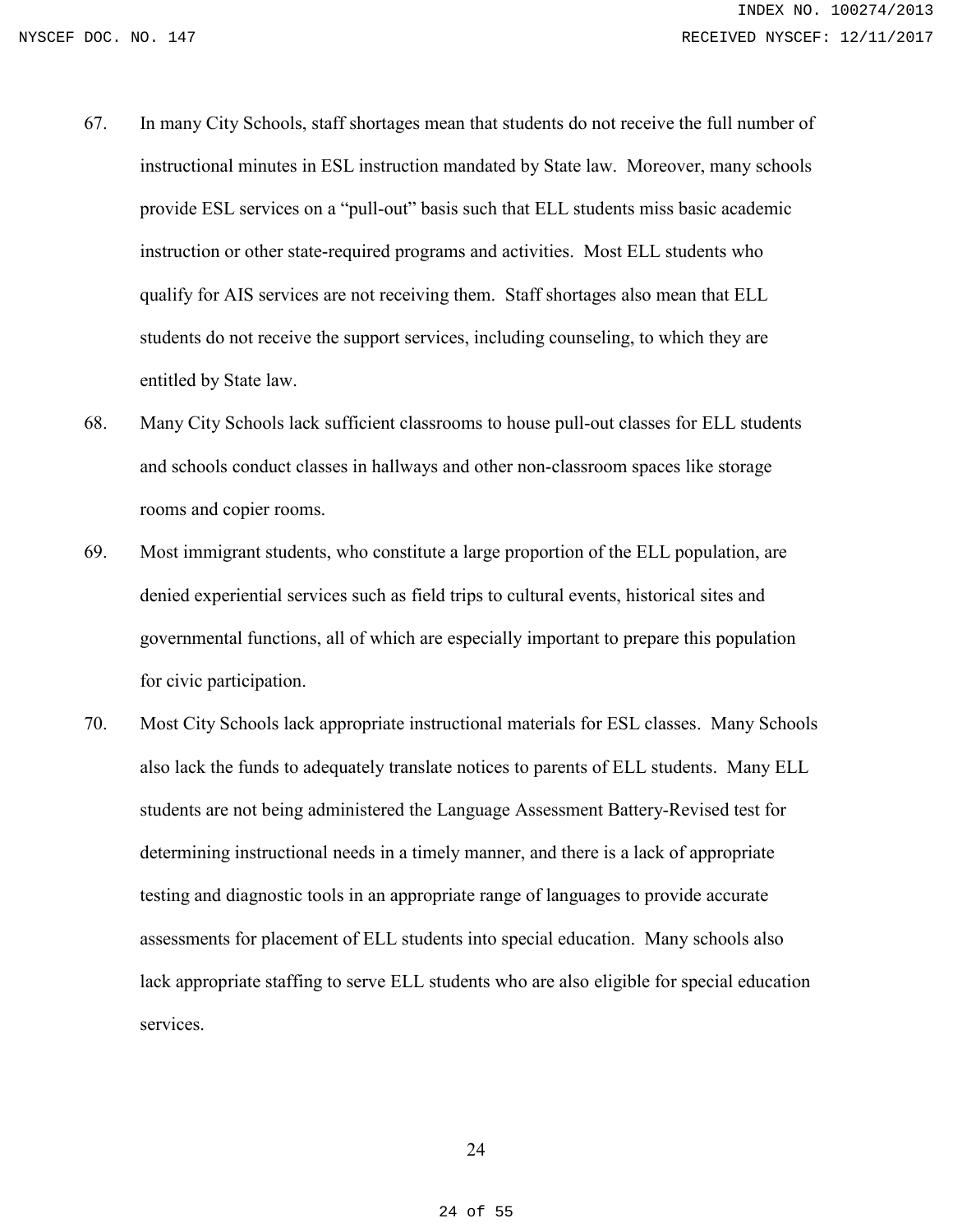67. In many City Schools, staff shortages mean that students do not receive the full number of instructional minutes in ESL instruction mandated by State law. Moreover, many schools provide ESL services on a “pull-out” basis such that ELL students miss basic academic instruction or other state-required programs and activities. Most ELL students who qualify for AIS services are not receiving them. Staff shortages also mean that ELL students do not receive the support services, including counseling, to which they are entitled by State law.

68. Many City Schools lack sufficient classrooms to house pull-out classes for ELL students and schools conduct classes in hallways and other non-classroom spaces like storage rooms and copier rooms.

69. Most immigrant students, who constitute a large proportion of the ELL population, are denied experiential services such as field trips to cultural events, historical sites and governmental functions, all of which are especially important to prepare this population for civic participation.

70. Most City Schools lack appropriate instructional materials for ESL classes. Many Schools also lack the funds to adequately translate notices to parents of ELL students. Many ELL students are not being administered the Language Assessment Battery-Revised test for determining instructional needs in a timely manner, and there is a lack of appropriate testing and diagnostic tools in an appropriate range of languages to provide accurate assessments for placement of ELL students into special education. Many schools also lack appropriate staffing to serve ELL students who are also eligible for special education services.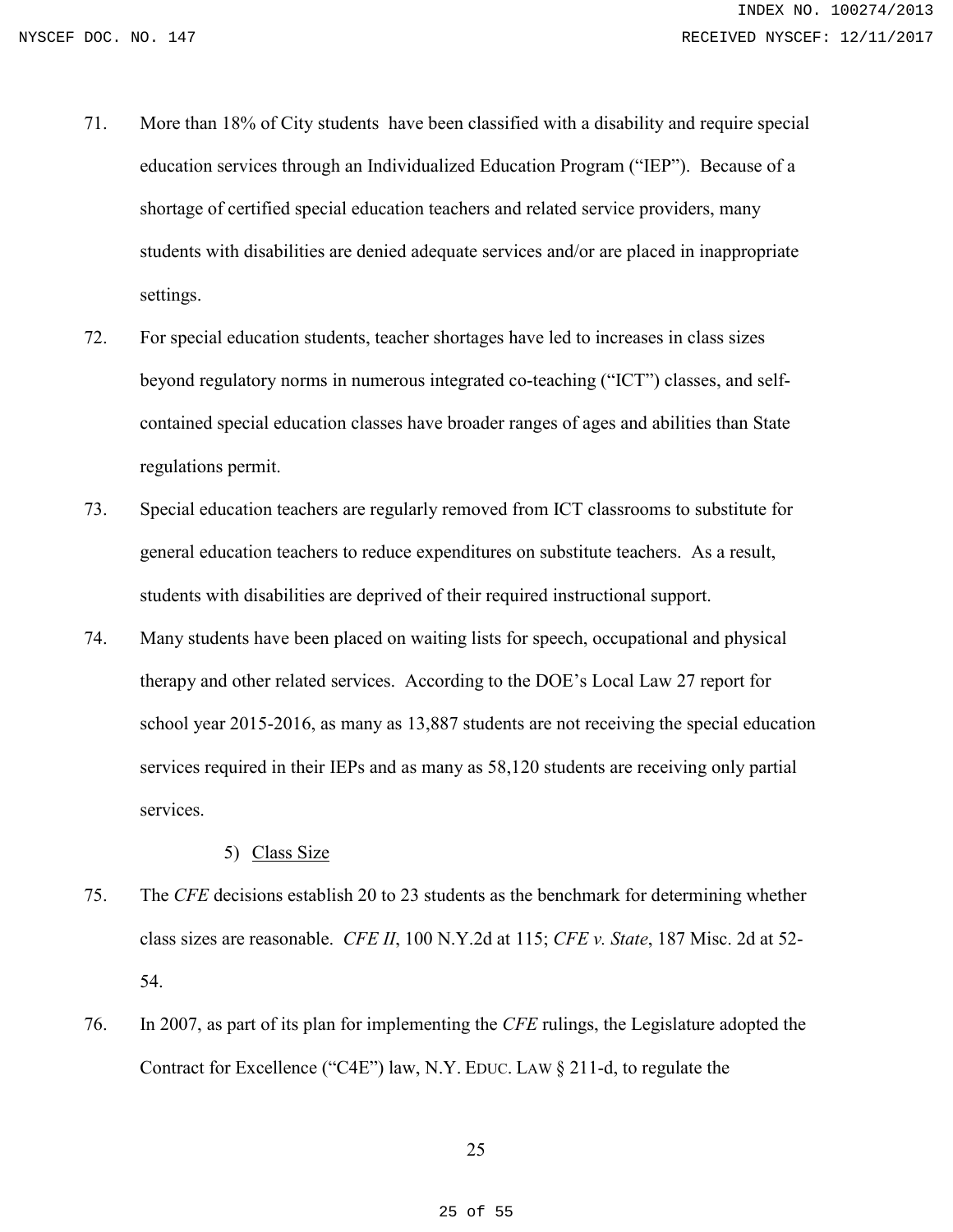71. More than 18% of City students have been classified with a disability and require special education services through an Individualized Education Program ("IEP"). Because of a shortage of certified special education teachers and related service providers, many students with disabilities are denied adequate services and/or are placed in inappropriate settings.

72. For special education students, teacher shortages have led to increases in class sizes beyond regulatory norms in numerous integrated co-teaching ("ICT") classes, and self-contained special education classes have broader ranges of ages and abilities than State regulations permit.

73. Special education teachers are regularly removed from ICT classrooms to substitute for general education teachers to reduce expenditures on substitute teachers. As a result, students with disabilities are deprived of their required instructional support.

74. Many students have been placed on waiting lists for speech, occupational and physical therapy and other related services. According to the DOE's Local Law 27 report for school year 2015-2016, as many as 13,887 students are not receiving the special education services required in their IEPs and as many as 58,120 students are receiving only partial services.

5) <u>Class Size</u>

75. The *CFE* decisions establish 20 to 23 students as the benchmark for determining whether class sizes are reasonable. *CFE II*, 100 N.Y.2d at 115; *CFE v. State*, 187 Misc. 2d at 52-54.

76. In 2007, as part of its plan for implementing the *CFE* rulings, the Legislature adopted the Contract for Excellence ("C4E") law, N.Y. EDUC. LAW § 211-d, to regulate the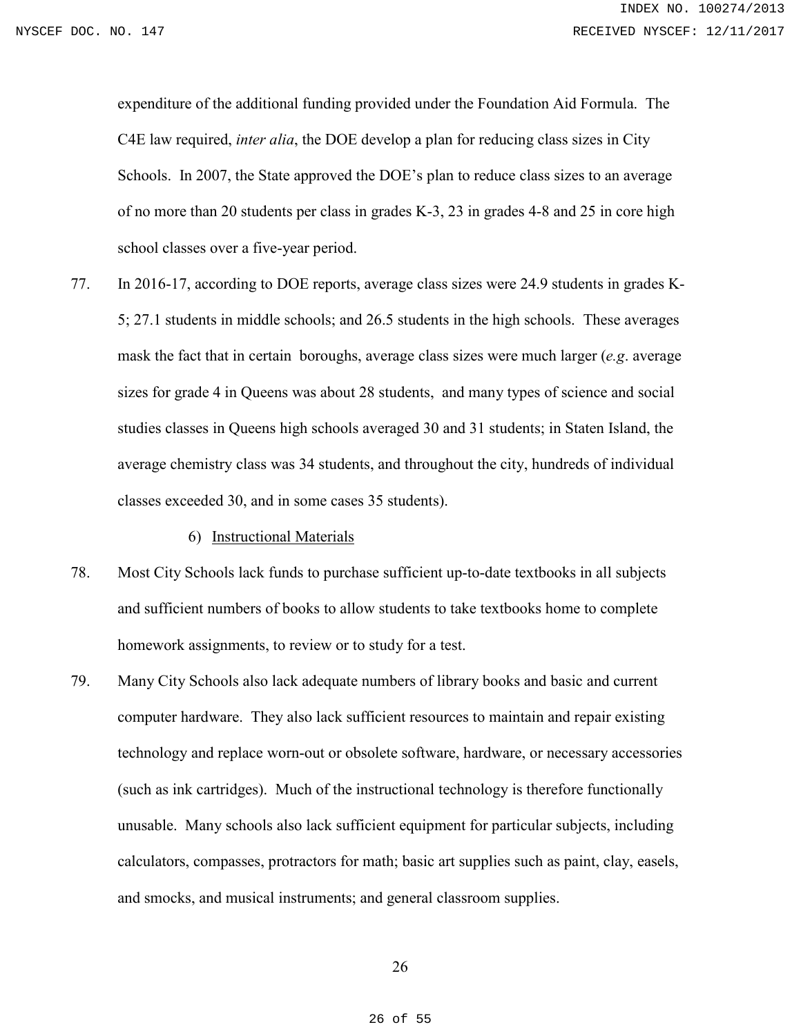expenditure of the additional funding provided under the Foundation Aid Formula. The C4E law required, *inter alia*, the DOE develop a plan for reducing class sizes in City Schools. In 2007, the State approved the DOE's plan to reduce class sizes to an average of no more than 20 students per class in grades K-3, 23 in grades 4-8 and 25 in core high school classes over a five-year period.

77. In 2016-17, according to DOE reports, average class sizes were 24.9 students in grades K-5; 27.1 students in middle schools; and 26.5 students in the high schools. These averages mask the fact that in certain boroughs, average class sizes were much larger (*e.g*. average sizes for grade 4 in Queens was about 28 students, and many types of science and social studies classes in Queens high schools averaged 30 and 31 students; in Staten Island, the average chemistry class was 34 students, and throughout the city, hundreds of individual classes exceeded 30, and in some cases 35 students).

6) <u>Instructional Materials</u>

78. Most City Schools lack funds to purchase sufficient up-to-date textbooks in all subjects and sufficient numbers of books to allow students to take textbooks home to complete homework assignments, to review or to study for a test.

79. Many City Schools also lack adequate numbers of library books and basic and current computer hardware. They also lack sufficient resources to maintain and repair existing technology and replace worn-out or obsolete software, hardware, or necessary accessories (such as ink cartridges). Much of the instructional technology is therefore functionally unusable. Many schools also lack sufficient equipment for particular subjects, including calculators, compasses, protractors for math; basic art supplies such as paint, clay, easels, and smocks, and musical instruments; and general classroom supplies.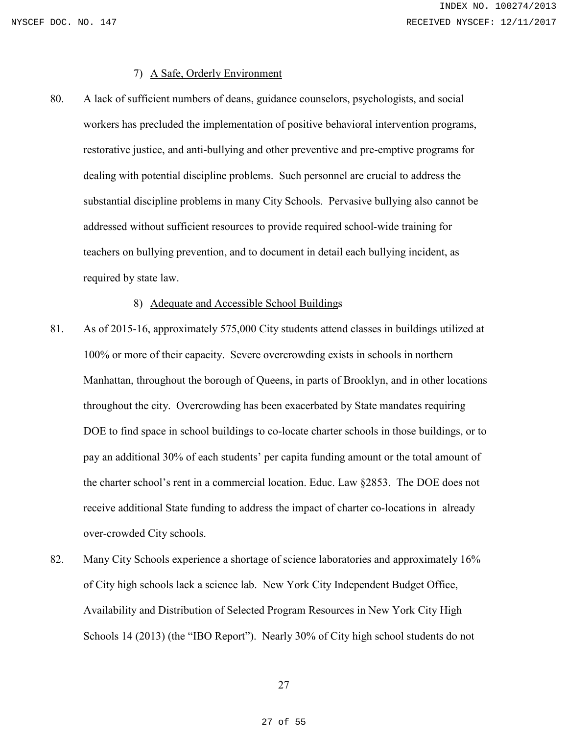7) <u>A Safe, Orderly Environment</u>

80. A lack of sufficient numbers of deans, guidance counselors, psychologists, and social workers has precluded the implementation of positive behavioral intervention programs, restorative justice, and anti-bullying and other preventive and pre-emptive programs for dealing with potential discipline problems. Such personnel are crucial to address the substantial discipline problems in many City Schools. Pervasive bullying also cannot be addressed without sufficient resources to provide required school-wide training for teachers on bullying prevention, and to document in detail each bullying incident, as required by state law.

8) <u>Adequate and Accessible School Buildings</u>

81. As of 2015-16, approximately 575,000 City students attend classes in buildings utilized at 100% or more of their capacity. Severe overcrowding exists in schools in northern Manhattan, throughout the borough of Queens, in parts of Brooklyn, and in other locations throughout the city. Overcrowding has been exacerbated by State mandates requiring DOE to find space in school buildings to co-locate charter schools in those buildings, or to pay an additional 30% of each students' per capita funding amount or the total amount of the charter school's rent in a commercial location. Educ. Law §2853. The DOE does not receive additional State funding to address the impact of charter co-locations in already over-crowded City schools.

82. Many City Schools experience a shortage of science laboratories and approximately 16% of City high schools lack a science lab. New York City Independent Budget Office, Availability and Distribution of Selected Program Resources in New York City High Schools 14 (2013) (the "IBO Report"). Nearly 30% of City high school students do not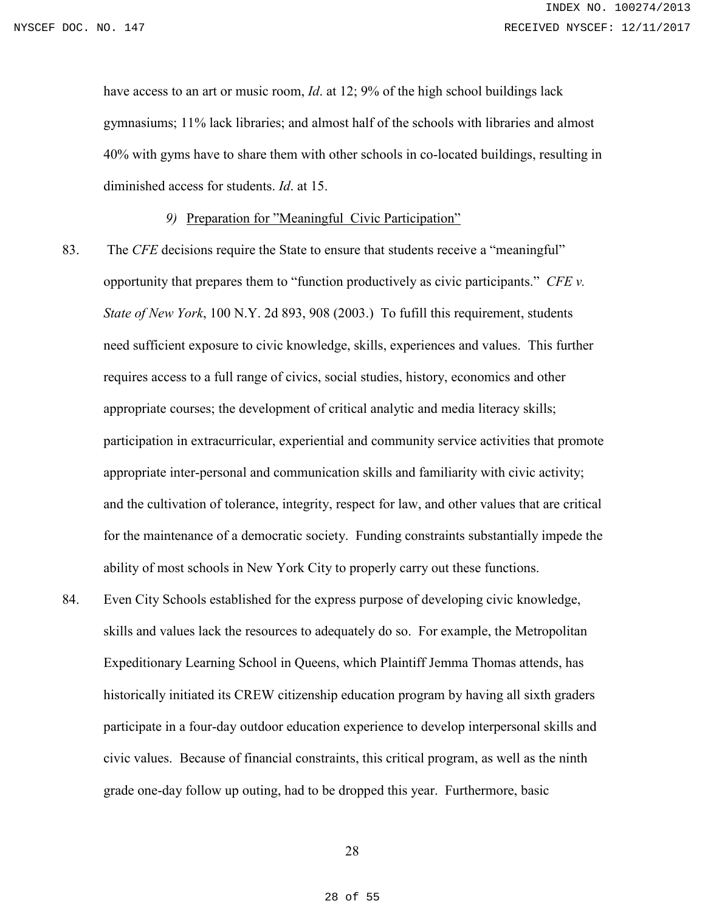have access to an art or music room, *Id*. at 12; 9% of the high school buildings lack gymnasiums; 11% lack libraries; and almost half of the schools with libraries and almost 40% with gyms have to share them with other schools in co-located buildings, resulting in diminished access for students. *Id*. at 15.

*9)* <u>Preparation for "Meaningful Civic Participation"</u>

83. The *CFE* decisions require the State to ensure that students receive a "meaningful" opportunity that prepares them to "function productively as civic participants." *CFE v. State of New York*, 100 N.Y. 2d 893, 908 (2003.) To fufill this requirement, students need sufficient exposure to civic knowledge, skills, experiences and values. This further requires access to a full range of civics, social studies, history, economics and other appropriate courses; the development of critical analytic and media literacy skills; participation in extracurricular, experiential and community service activities that promote appropriate inter-personal and communication skills and familiarity with civic activity; and the cultivation of tolerance, integrity, respect for law, and other values that are critical for the maintenance of a democratic society. Funding constraints substantially impede the ability of most schools in New York City to properly carry out these functions.

84. Even City Schools established for the express purpose of developing civic knowledge, skills and values lack the resources to adequately do so. For example, the Metropolitan Expeditionary Learning School in Queens, which Plaintiff Jemma Thomas attends, has historically initiated its CREW citizenship education program by having all sixth graders participate in a four-day outdoor education experience to develop interpersonal skills and civic values. Because of financial constraints, this critical program, as well as the ninth grade one-day follow up outing, had to be dropped this year. Furthermore, basic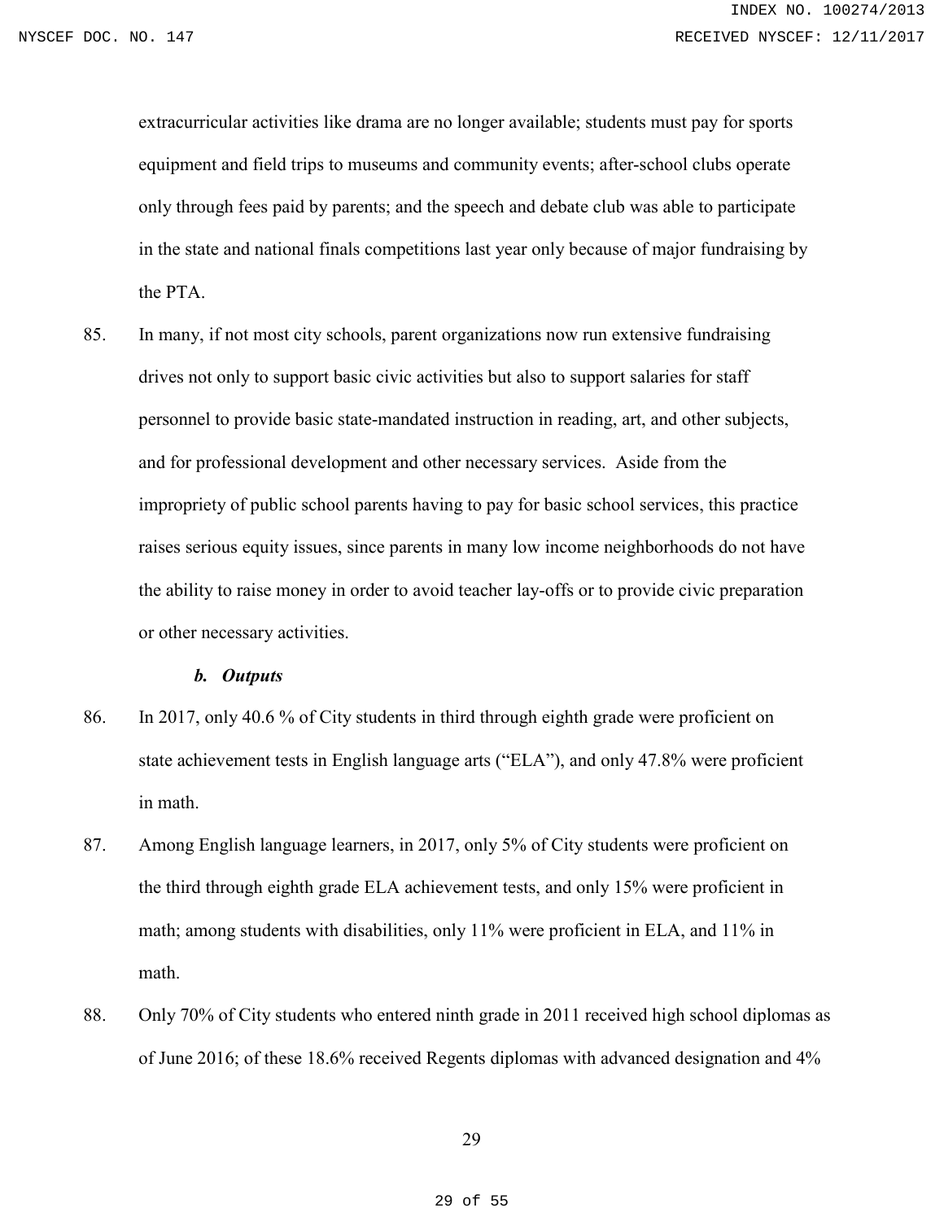extracurricular activities like drama are no longer available; students must pay for sports equipment and field trips to museums and community events; after-school clubs operate only through fees paid by parents; and the speech and debate club was able to participate in the state and national finals competitions last year only because of major fundraising by the PTA.

85. In many, if not most city schools, parent organizations now run extensive fundraising drives not only to support basic civic activities but also to support salaries for staff personnel to provide basic state-mandated instruction in reading, art, and other subjects, and for professional development and other necessary services. Aside from the impropriety of public school parents having to pay for basic school services, this practice raises serious equity issues, since parents in many low income neighborhoods do not have the ability to raise money in order to avoid teacher lay-offs or to provide civic preparation or other necessary activities.

***b. Outputs***

86. In 2017, only 40.6 % of City students in third through eighth grade were proficient on state achievement tests in English language arts ("ELA"), and only 47.8% were proficient in math.

87. Among English language learners, in 2017, only 5% of City students were proficient on the third through eighth grade ELA achievement tests, and only 15% were proficient in math; among students with disabilities, only 11% were proficient in ELA, and 11% in math.

88. Only 70% of City students who entered ninth grade in 2011 received high school diplomas as of June 2016; of these 18.6% received Regents diplomas with advanced designation and 4%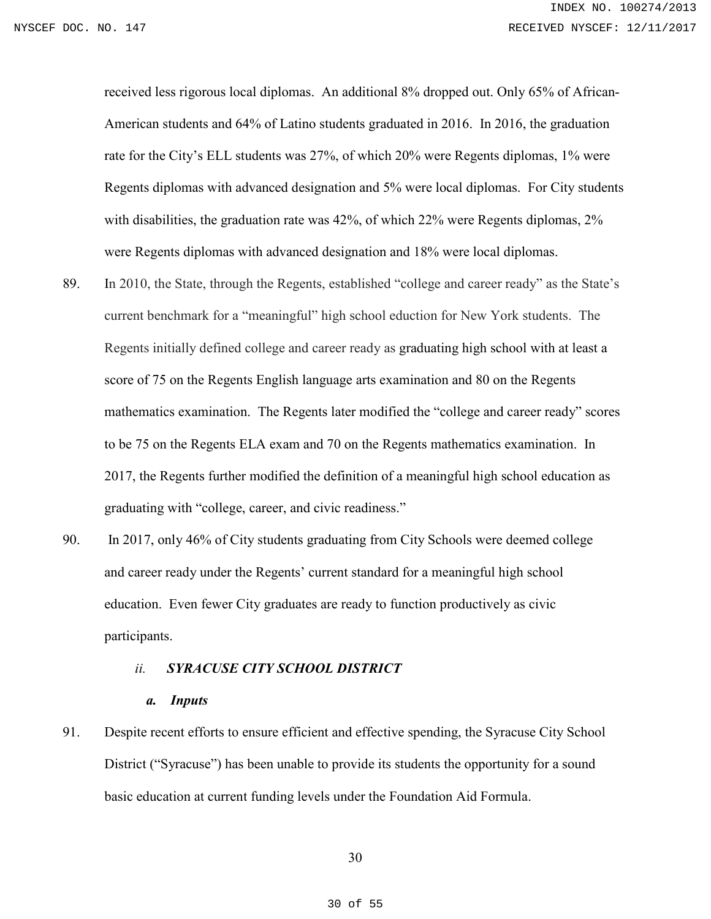received less rigorous local diplomas. An additional 8% dropped out. Only 65% of African-American students and 64% of Latino students graduated in 2016. In 2016, the graduation rate for the City's ELL students was 27%, of which 20% were Regents diplomas, 1% were Regents diplomas with advanced designation and 5% were local diplomas. For City students with disabilities, the graduation rate was 42%, of which 22% were Regents diplomas, 2% were Regents diplomas with advanced designation and 18% were local diplomas.

89. In 2010, the State, through the Regents, established "college and career ready" as the State's current benchmark for a "meaningful" high school eduction for New York students. The Regents initially defined college and career ready as graduating high school with at least a score of 75 on the Regents English language arts examination and 80 on the Regents mathematics examination. The Regents later modified the "college and career ready" scores to be 75 on the Regents ELA exam and 70 on the Regents mathematics examination. In 2017, the Regents further modified the definition of a meaningful high school education as graduating with "college, career, and civic readiness."

90. In 2017, only 46% of City students graduating from City Schools were deemed college and career ready under the Regents' current standard for a meaningful high school education. Even fewer City graduates are ready to function productively as civic participants.

### *ii.* ***SYRACUSE CITY SCHOOL DISTRICT***

#### ***a. Inputs***

91. Despite recent efforts to ensure efficient and effective spending, the Syracuse City School District ("Syracuse") has been unable to provide its students the opportunity for a sound basic education at current funding levels under the Foundation Aid Formula.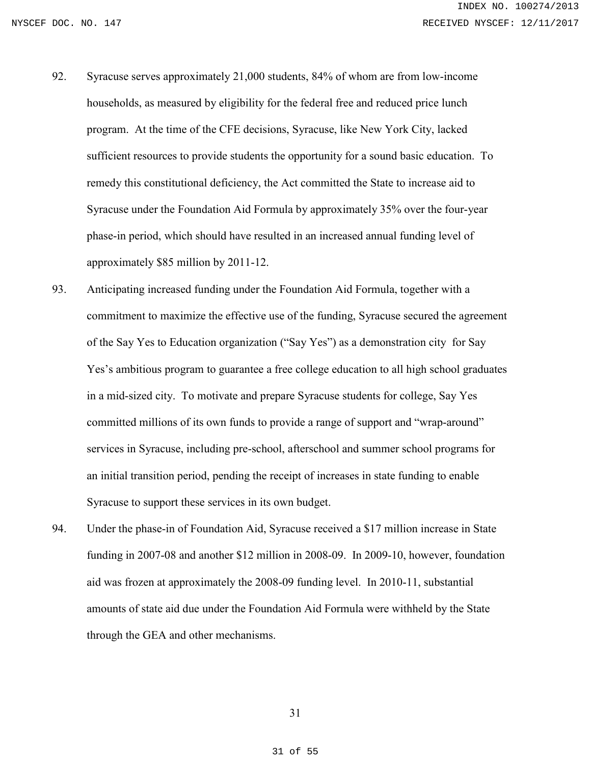92. Syracuse serves approximately 21,000 students, 84% of whom are from low-income households, as measured by eligibility for the federal free and reduced price lunch program. At the time of the CFE decisions, Syracuse, like New York City, lacked sufficient resources to provide students the opportunity for a sound basic education. To remedy this constitutional deficiency, the Act committed the State to increase aid to Syracuse under the Foundation Aid Formula by approximately 35% over the four-year phase-in period, which should have resulted in an increased annual funding level of approximately $85 million by 2011-12.

93. Anticipating increased funding under the Foundation Aid Formula, together with a commitment to maximize the effective use of the funding, Syracuse secured the agreement of the Say Yes to Education organization ("Say Yes") as a demonstration city for Say Yes's ambitious program to guarantee a free college education to all high school graduates in a mid-sized city. To motivate and prepare Syracuse students for college, Say Yes committed millions of its own funds to provide a range of support and "wrap-around" services in Syracuse, including pre-school, afterschool and summer school programs for an initial transition period, pending the receipt of increases in state funding to enable Syracuse to support these services in its own budget.

94. Under the phase-in of Foundation Aid, Syracuse received a $17 million increase in State funding in 2007-08 and another $12 million in 2008-09. In 2009-10, however, foundation aid was frozen at approximately the 2008-09 funding level. In 2010-11, substantial amounts of state aid due under the Foundation Aid Formula were withheld by the State through the GEA and other mechanisms.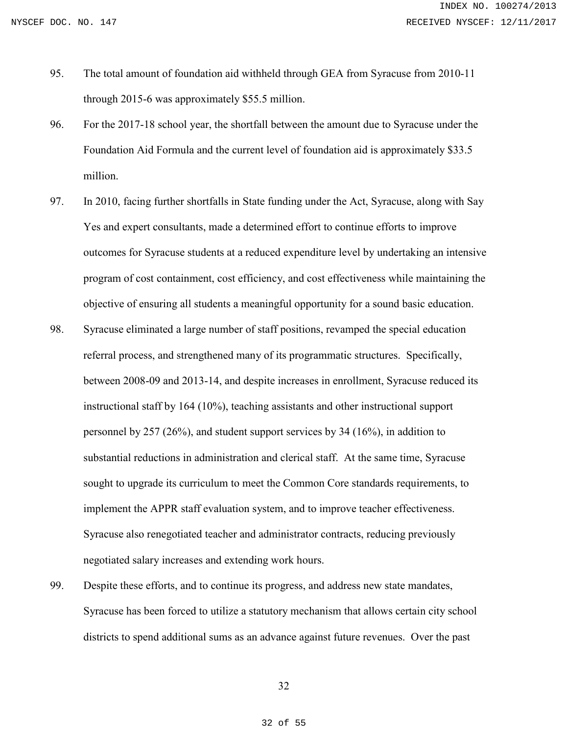95. The total amount of foundation aid withheld through GEA from Syracuse from 2010-11 through 2015-6 was approximately $55.5 million.

96. For the 2017-18 school year, the shortfall between the amount due to Syracuse under the Foundation Aid Formula and the current level of foundation aid is approximately $33.5 million.

97. In 2010, facing further shortfalls in State funding under the Act, Syracuse, along with Say Yes and expert consultants, made a determined effort to continue efforts to improve outcomes for Syracuse students at a reduced expenditure level by undertaking an intensive program of cost containment, cost efficiency, and cost effectiveness while maintaining the objective of ensuring all students a meaningful opportunity for a sound basic education.

98. Syracuse eliminated a large number of staff positions, revamped the special education referral process, and strengthened many of its programmatic structures. Specifically, between 2008-09 and 2013-14, and despite increases in enrollment, Syracuse reduced its instructional staff by 164 (10%), teaching assistants and other instructional support personnel by 257 (26%), and student support services by 34 (16%), in addition to substantial reductions in administration and clerical staff. At the same time, Syracuse sought to upgrade its curriculum to meet the Common Core standards requirements, to implement the APPR staff evaluation system, and to improve teacher effectiveness. Syracuse also renegotiated teacher and administrator contracts, reducing previously negotiated salary increases and extending work hours.

99. Despite these efforts, and to continue its progress, and address new state mandates, Syracuse has been forced to utilize a statutory mechanism that allows certain city school districts to spend additional sums as an advance against future revenues. Over the past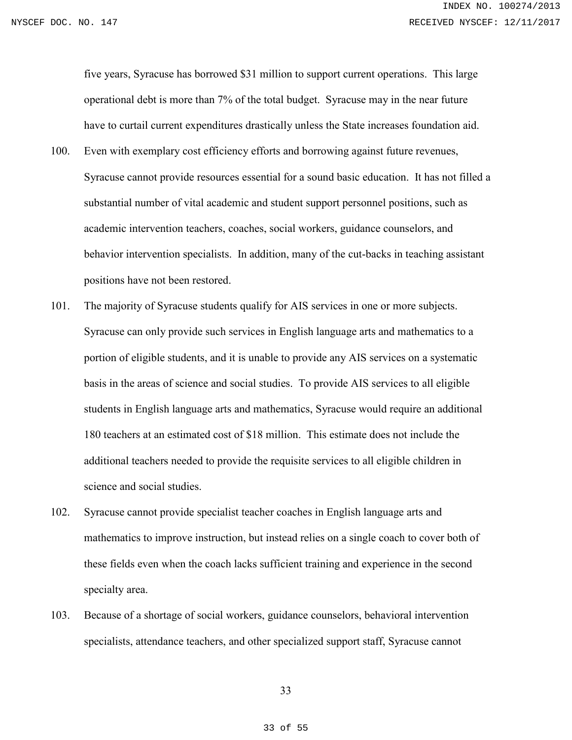five years, Syracuse has borrowed $31 million to support current operations. This large operational debt is more than 7% of the total budget. Syracuse may in the near future have to curtail current expenditures drastically unless the State increases foundation aid.

100. Even with exemplary cost efficiency efforts and borrowing against future revenues, Syracuse cannot provide resources essential for a sound basic education. It has not filled a substantial number of vital academic and student support personnel positions, such as academic intervention teachers, coaches, social workers, guidance counselors, and behavior intervention specialists. In addition, many of the cut-backs in teaching assistant positions have not been restored.

101. The majority of Syracuse students qualify for AIS services in one or more subjects. Syracuse can only provide such services in English language arts and mathematics to a portion of eligible students, and it is unable to provide any AIS services on a systematic basis in the areas of science and social studies. To provide AIS services to all eligible students in English language arts and mathematics, Syracuse would require an additional 180 teachers at an estimated cost of $18 million. This estimate does not include the additional teachers needed to provide the requisite services to all eligible children in science and social studies.

102. Syracuse cannot provide specialist teacher coaches in English language arts and mathematics to improve instruction, but instead relies on a single coach to cover both of these fields even when the coach lacks sufficient training and experience in the second specialty area.

103. Because of a shortage of social workers, guidance counselors, behavioral intervention specialists, attendance teachers, and other specialized support staff, Syracuse cannot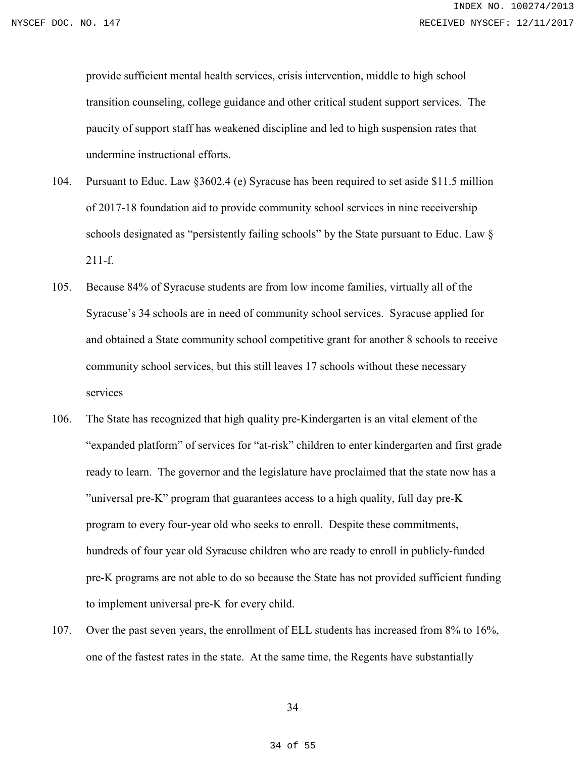provide sufficient mental health services, crisis intervention, middle to high school transition counseling, college guidance and other critical student support services. The paucity of support staff has weakened discipline and led to high suspension rates that undermine instructional efforts.

104. Pursuant to Educ. Law §3602.4 (e) Syracuse has been required to set aside $11.5 million of 2017-18 foundation aid to provide community school services in nine receivership schools designated as "persistently failing schools" by the State pursuant to Educ. Law § 211-f.

105. Because 84% of Syracuse students are from low income families, virtually all of the Syracuse's 34 schools are in need of community school services. Syracuse applied for and obtained a State community school competitive grant for another 8 schools to receive community school services, but this still leaves 17 schools without these necessary services

106. The State has recognized that high quality pre-Kindergarten is an vital element of the "expanded platform" of services for "at-risk" children to enter kindergarten and first grade ready to learn. The governor and the legislature have proclaimed that the state now has a "universal pre-K" program that guarantees access to a high quality, full day pre-K program to every four-year old who seeks to enroll. Despite these commitments, hundreds of four year old Syracuse children who are ready to enroll in publicly-funded pre-K programs are not able to do so because the State has not provided sufficient funding to implement universal pre-K for every child.

107. Over the past seven years, the enrollment of ELL students has increased from 8% to 16%, one of the fastest rates in the state. At the same time, the Regents have substantially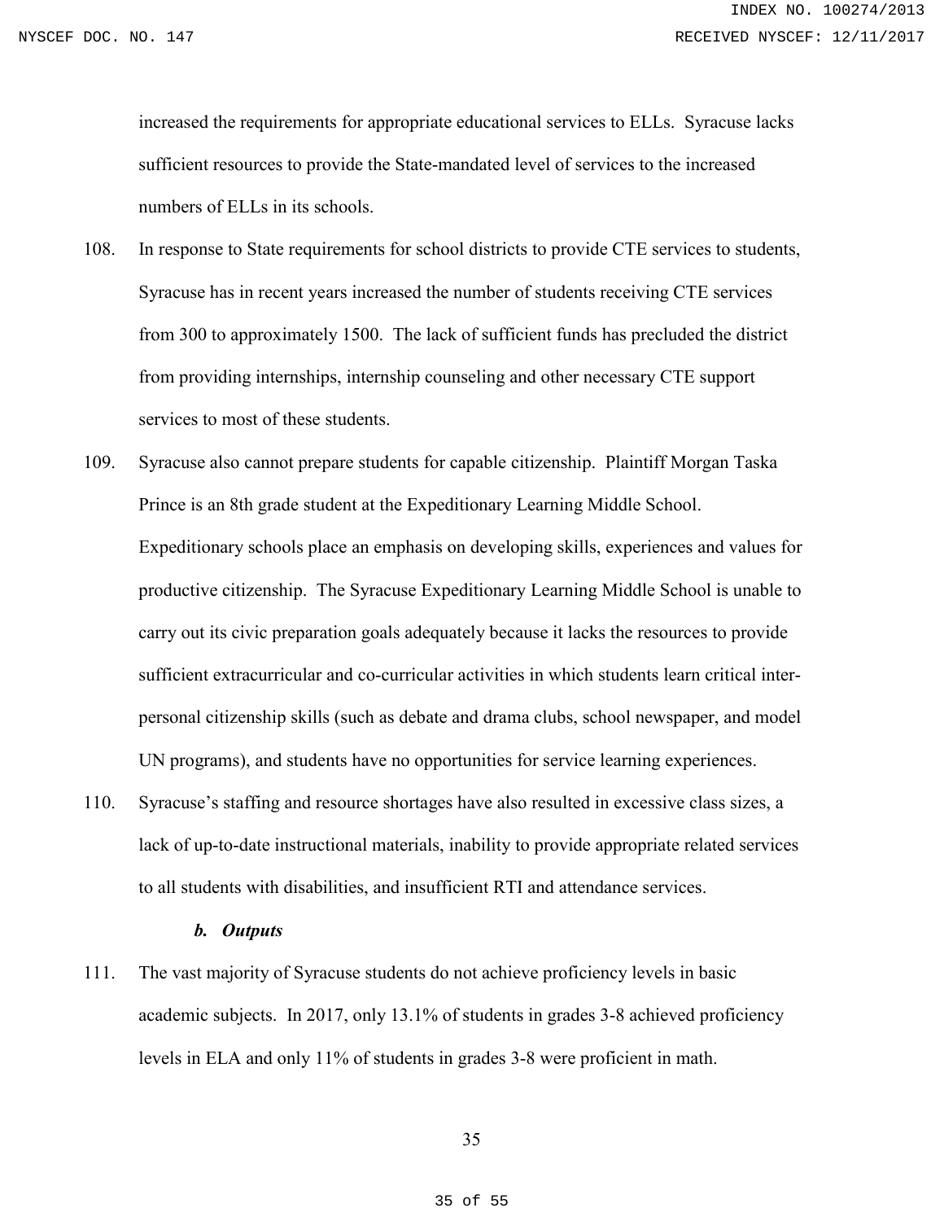increased the requirements for appropriate educational services to ELLs. Syracuse lacks sufficient resources to provide the State-mandated level of services to the increased numbers of ELLs in its schools.

108. In response to State requirements for school districts to provide CTE services to students, Syracuse has in recent years increased the number of students receiving CTE services from 300 to approximately 1500. The lack of sufficient funds has precluded the district from providing internships, internship counseling and other necessary CTE support services to most of these students.

109. Syracuse also cannot prepare students for capable citizenship. Plaintiff Morgan Taska Prince is an 8th grade student at the Expeditionary Learning Middle School. Expeditionary schools place an emphasis on developing skills, experiences and values for productive citizenship. The Syracuse Expeditionary Learning Middle School is unable to carry out its civic preparation goals adequately because it lacks the resources to provide sufficient extracurricular and co-curricular activities in which students learn critical inter-personal citizenship skills (such as debate and drama clubs, school newspaper, and model UN programs), and students have no opportunities for service learning experiences.

110. Syracuse's staffing and resource shortages have also resulted in excessive class sizes, a lack of up-to-date instructional materials, inability to provide appropriate related services to all students with disabilities, and insufficient RTI and attendance services.

***b. Outputs***

111. The vast majority of Syracuse students do not achieve proficiency levels in basic academic subjects. In 2017, only 13.1% of students in grades 3-8 achieved proficiency levels in ELA and only 11% of students in grades 3-8 were proficient in math.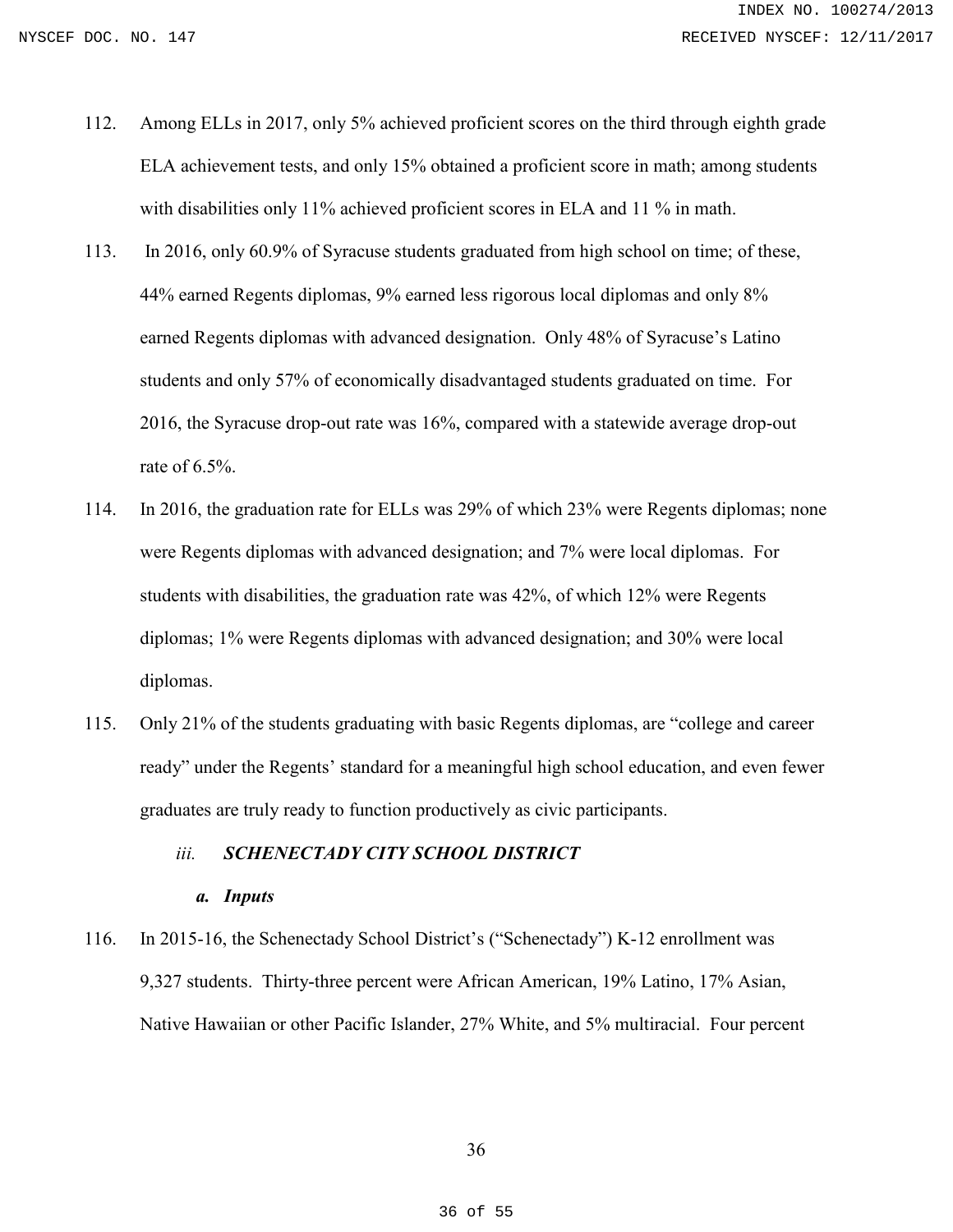112. Among ELLs in 2017, only 5% achieved proficient scores on the third through eighth grade ELA achievement tests, and only 15% obtained a proficient score in math; among students with disabilities only 11% achieved proficient scores in ELA and 11 % in math.

113. In 2016, only 60.9% of Syracuse students graduated from high school on time; of these, 44% earned Regents diplomas, 9% earned less rigorous local diplomas and only 8% earned Regents diplomas with advanced designation. Only 48% of Syracuse's Latino students and only 57% of economically disadvantaged students graduated on time. For 2016, the Syracuse drop-out rate was 16%, compared with a statewide average drop-out rate of 6.5%.

114. In 2016, the graduation rate for ELLs was 29% of which 23% were Regents diplomas; none were Regents diplomas with advanced designation; and 7% were local diplomas. For students with disabilities, the graduation rate was 42%, of which 12% were Regents diplomas; 1% were Regents diplomas with advanced designation; and 30% were local diplomas.

115. Only 21% of the students graduating with basic Regents diplomas, are "college and career ready" under the Regents' standard for a meaningful high school education, and even fewer graduates are truly ready to function productively as civic participants.

### *iii. SCHENECTADY CITY SCHOOL DISTRICT*

#### *a. Inputs*

116. In 2015-16, the Schenectady School District's ("Schenectady") K-12 enrollment was 9,327 students. Thirty-three percent were African American, 19% Latino, 17% Asian, Native Hawaiian or other Pacific Islander, 27% White, and 5% multiracial. Four percent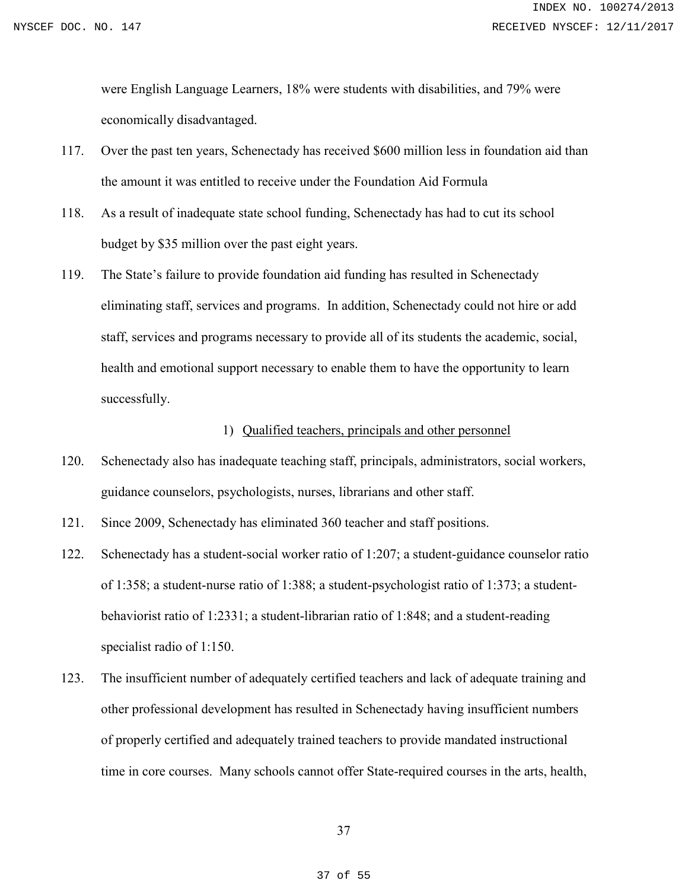were English Language Learners, 18% were students with disabilities, and 79% were economically disadvantaged.

117. Over the past ten years, Schenectady has received $600 million less in foundation aid than the amount it was entitled to receive under the Foundation Aid Formula

118. As a result of inadequate state school funding, Schenectady has had to cut its school budget by $35 million over the past eight years.

119. The State's failure to provide foundation aid funding has resulted in Schenectady eliminating staff, services and programs. In addition, Schenectady could not hire or add staff, services and programs necessary to provide all of its students the academic, social, health and emotional support necessary to enable them to have the opportunity to learn successfully.

1) <u>Qualified teachers, principals and other personnel</u>

120. Schenectady also has inadequate teaching staff, principals, administrators, social workers, guidance counselors, psychologists, nurses, librarians and other staff.

121. Since 2009, Schenectady has eliminated 360 teacher and staff positions.

122. Schenectady has a student-social worker ratio of 1:207; a student-guidance counselor ratio of 1:358; a student-nurse ratio of 1:388; a student-psychologist ratio of 1:373; a student-behaviorist ratio of 1:2331; a student-librarian ratio of 1:848; and a student-reading specialist radio of 1:150.

123. The insufficient number of adequately certified teachers and lack of adequate training and other professional development has resulted in Schenectady having insufficient numbers of properly certified and adequately trained teachers to provide mandated instructional time in core courses. Many schools cannot offer State-required courses in the arts, health,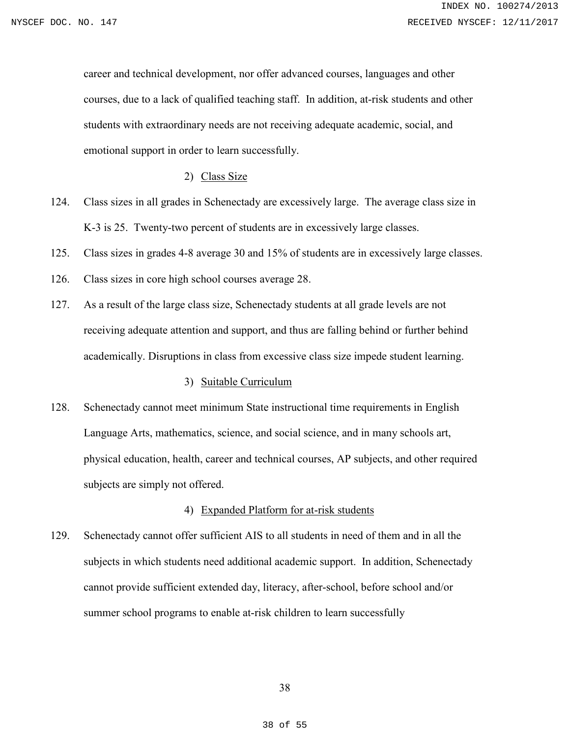career and technical development, nor offer advanced courses, languages and other courses, due to a lack of qualified teaching staff. In addition, at-risk students and other students with extraordinary needs are not receiving adequate academic, social, and emotional support in order to learn successfully.

2) Class Size

124. Class sizes in all grades in Schenectady are excessively large. The average class size in K-3 is 25. Twenty-two percent of students are in excessively large classes.

125. Class sizes in grades 4-8 average 30 and 15% of students are in excessively large classes.

126. Class sizes in core high school courses average 28.

127. As a result of the large class size, Schenectady students at all grade levels are not receiving adequate attention and support, and thus are falling behind or further behind academically. Disruptions in class from excessive class size impede student learning.

3) Suitable Curriculum

128. Schenectady cannot meet minimum State instructional time requirements in English Language Arts, mathematics, science, and social science, and in many schools art, physical education, health, career and technical courses, AP subjects, and other required subjects are simply not offered.

4) Expanded Platform for at-risk students

129. Schenectady cannot offer sufficient AIS to all students in need of them and in all the subjects in which students need additional academic support. In addition, Schenectady cannot provide sufficient extended day, literacy, after-school, before school and/or summer school programs to enable at-risk children to learn successfully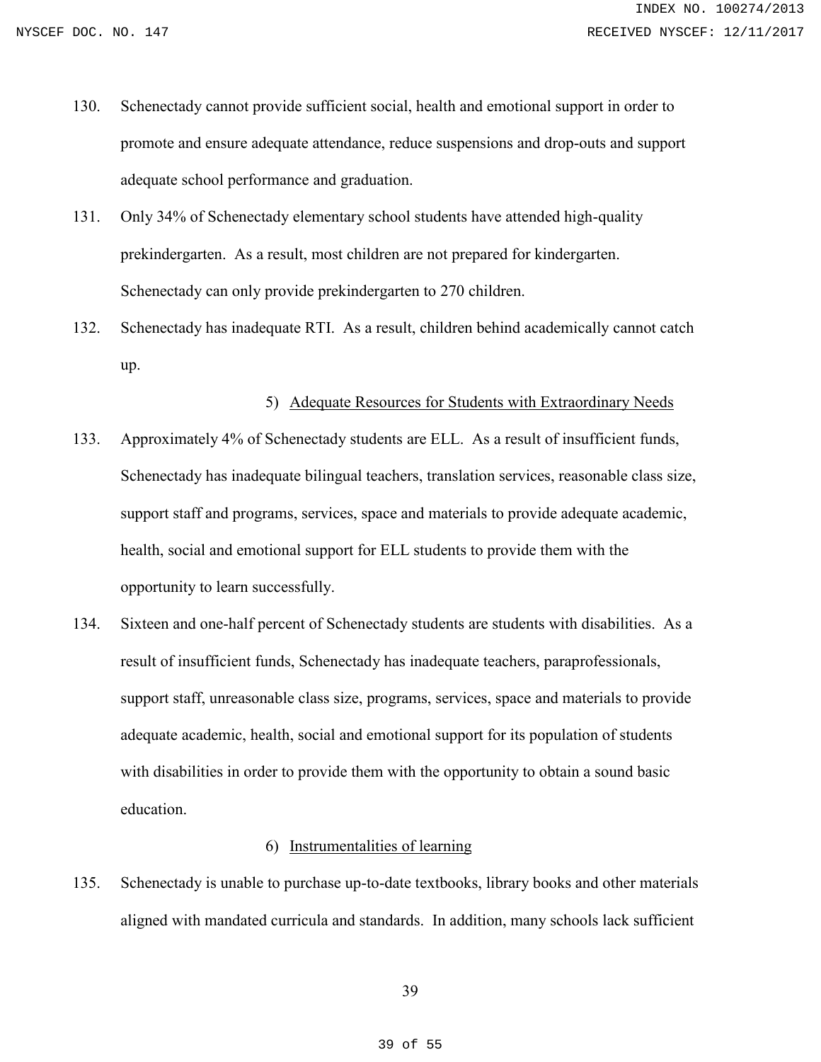130. Schenectady cannot provide sufficient social, health and emotional support in order to promote and ensure adequate attendance, reduce suspensions and drop-outs and support adequate school performance and graduation.

131. Only 34% of Schenectady elementary school students have attended high-quality prekindergarten. As a result, most children are not prepared for kindergarten. Schenectady can only provide prekindergarten to 270 children.

132. Schenectady has inadequate RTI. As a result, children behind academically cannot catch up.

5) <u>Adequate Resources for Students with Extraordinary Needs</u>

133. Approximately 4% of Schenectady students are ELL. As a result of insufficient funds, Schenectady has inadequate bilingual teachers, translation services, reasonable class size, support staff and programs, services, space and materials to provide adequate academic, health, social and emotional support for ELL students to provide them with the opportunity to learn successfully.

134. Sixteen and one-half percent of Schenectady students are students with disabilities. As a result of insufficient funds, Schenectady has inadequate teachers, paraprofessionals, support staff, unreasonable class size, programs, services, space and materials to provide adequate academic, health, social and emotional support for its population of students with disabilities in order to provide them with the opportunity to obtain a sound basic education.

6) <u>Instrumentalities of learning</u>

135. Schenectady is unable to purchase up-to-date textbooks, library books and other materials aligned with mandated curricula and standards. In addition, many schools lack sufficient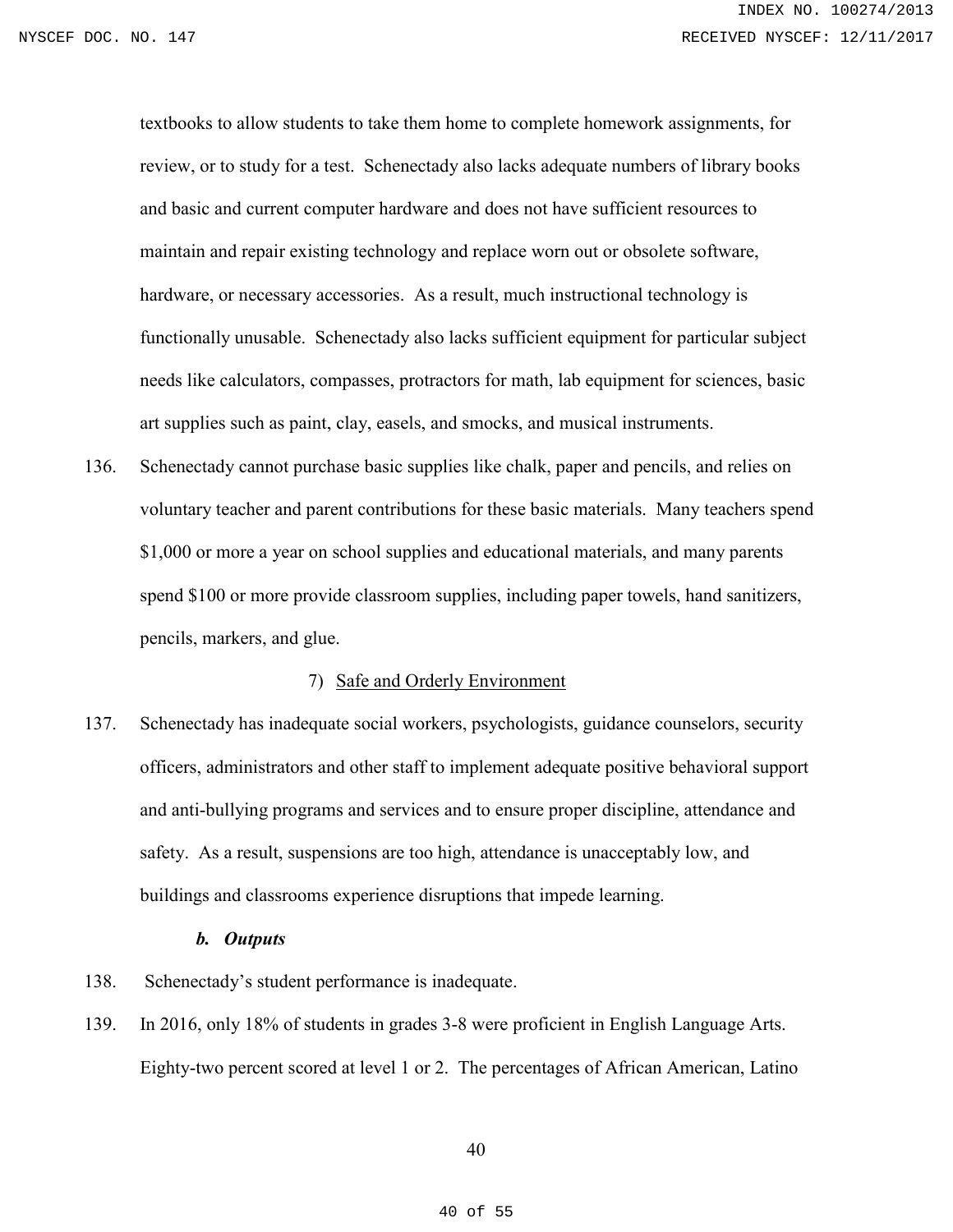textbooks to allow students to take them home to complete homework assignments, for review, or to study for a test. Schenectady also lacks adequate numbers of library books and basic and current computer hardware and does not have sufficient resources to maintain and repair existing technology and replace worn out or obsolete software, hardware, or necessary accessories. As a result, much instructional technology is functionally unusable. Schenectady also lacks sufficient equipment for particular subject needs like calculators, compasses, protractors for math, lab equipment for sciences, basic art supplies such as paint, clay, easels, and smocks, and musical instruments.

136. Schenectady cannot purchase basic supplies like chalk, paper and pencils, and relies on voluntary teacher and parent contributions for these basic materials. Many teachers spend $1,000 or more a year on school supplies and educational materials, and many parents spend $100 or more provide classroom supplies, including paper towels, hand sanitizers, pencils, markers, and glue.

7) <u>Safe and Orderly Environment</u>

137. Schenectady has inadequate social workers, psychologists, guidance counselors, security officers, administrators and other staff to implement adequate positive behavioral support and anti-bullying programs and services and to ensure proper discipline, attendance and safety. As a result, suspensions are too high, attendance is unacceptably low, and buildings and classrooms experience disruptions that impede learning.

***b. Outputs***

138. Schenectady's student performance is inadequate.

139. In 2016, only 18% of students in grades 3-8 were proficient in English Language Arts. Eighty-two percent scored at level 1 or 2. The percentages of African American, Latino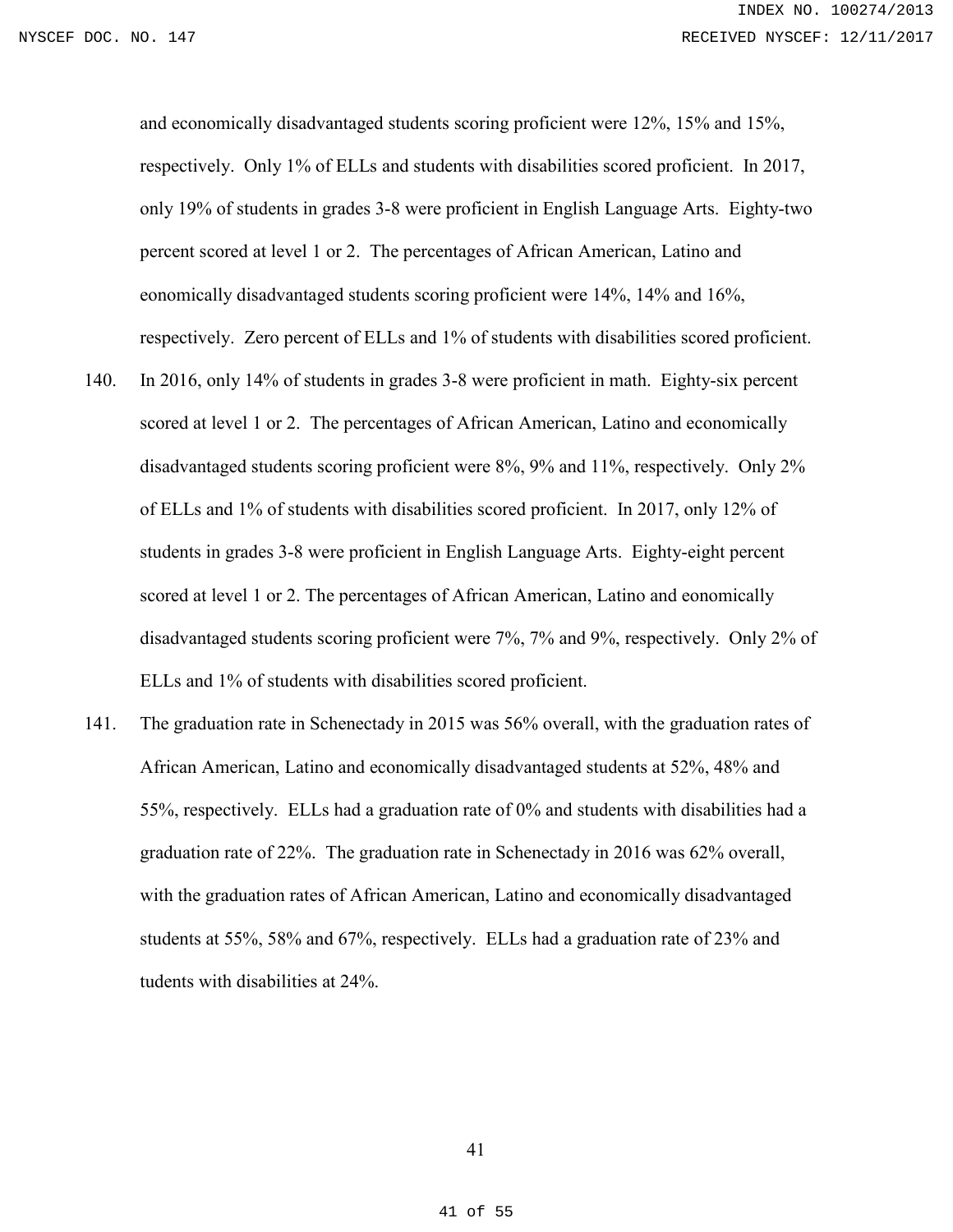and economically disadvantaged students scoring proficient were 12%, 15% and 15%, respectively. Only 1% of ELLs and students with disabilities scored proficient. In 2017, only 19% of students in grades 3-8 were proficient in English Language Arts. Eighty-two percent scored at level 1 or 2. The percentages of African American, Latino and eonomically disadvantaged students scoring proficient were 14%, 14% and 16%, respectively. Zero percent of ELLs and 1% of students with disabilities scored proficient.

140. In 2016, only 14% of students in grades 3-8 were proficient in math. Eighty-six percent scored at level 1 or 2. The percentages of African American, Latino and economically disadvantaged students scoring proficient were 8%, 9% and 11%, respectively. Only 2% of ELLs and 1% of students with disabilities scored proficient. In 2017, only 12% of students in grades 3-8 were proficient in English Language Arts. Eighty-eight percent scored at level 1 or 2. The percentages of African American, Latino and eonomically disadvantaged students scoring proficient were 7%, 7% and 9%, respectively. Only 2% of ELLs and 1% of students with disabilities scored proficient.

141. The graduation rate in Schenectady in 2015 was 56% overall, with the graduation rates of African American, Latino and economically disadvantaged students at 52%, 48% and 55%, respectively. ELLs had a graduation rate of 0% and students with disabilities had a graduation rate of 22%. The graduation rate in Schenectady in 2016 was 62% overall, with the graduation rates of African American, Latino and economically disadvantaged students at 55%, 58% and 67%, respectively. ELLs had a graduation rate of 23% and tudents with disabilities at 24%.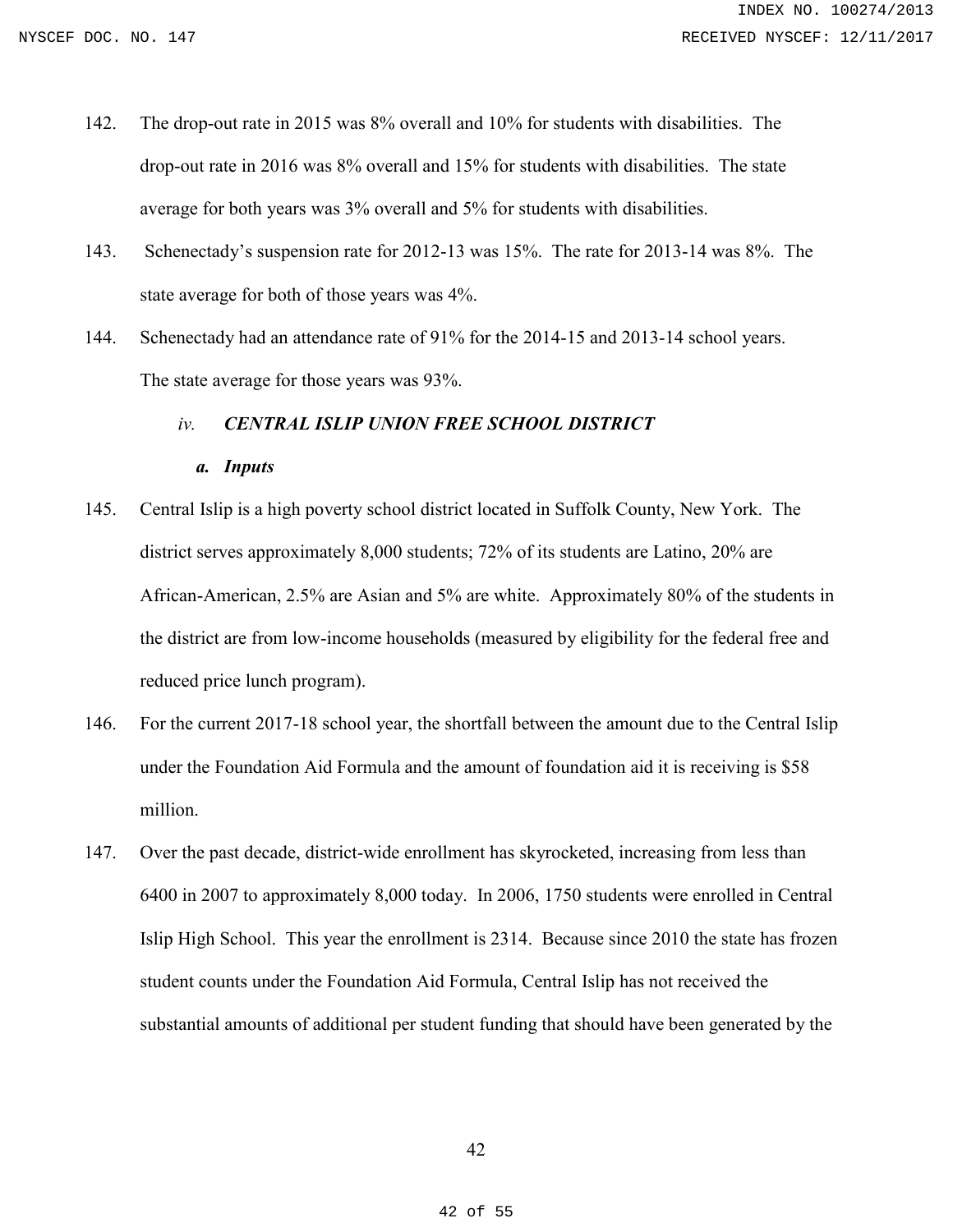142. The drop-out rate in 2015 was 8% overall and 10% for students with disabilities. The drop-out rate in 2016 was 8% overall and 15% for students with disabilities. The state average for both years was 3% overall and 5% for students with disabilities.

143. Schenectady's suspension rate for 2012-13 was 15%. The rate for 2013-14 was 8%. The state average for both of those years was 4%.

144. Schenectady had an attendance rate of 91% for the 2014-15 and 2013-14 school years. The state average for those years was 93%.

### *iv. CENTRAL ISLIP UNION FREE SCHOOL DISTRICT*

#### *a. Inputs*

145. Central Islip is a high poverty school district located in Suffolk County, New York. The district serves approximately 8,000 students; 72% of its students are Latino, 20% are African-American, 2.5% are Asian and 5% are white. Approximately 80% of the students in the district are from low-income households (measured by eligibility for the federal free and reduced price lunch program).

146. For the current 2017-18 school year, the shortfall between the amount due to the Central Islip under the Foundation Aid Formula and the amount of foundation aid it is receiving is $58 million.

147. Over the past decade, district-wide enrollment has skyrocketed, increasing from less than 6400 in 2007 to approximately 8,000 today. In 2006, 1750 students were enrolled in Central Islip High School. This year the enrollment is 2314. Because since 2010 the state has frozen student counts under the Foundation Aid Formula, Central Islip has not received the substantial amounts of additional per student funding that should have been generated by the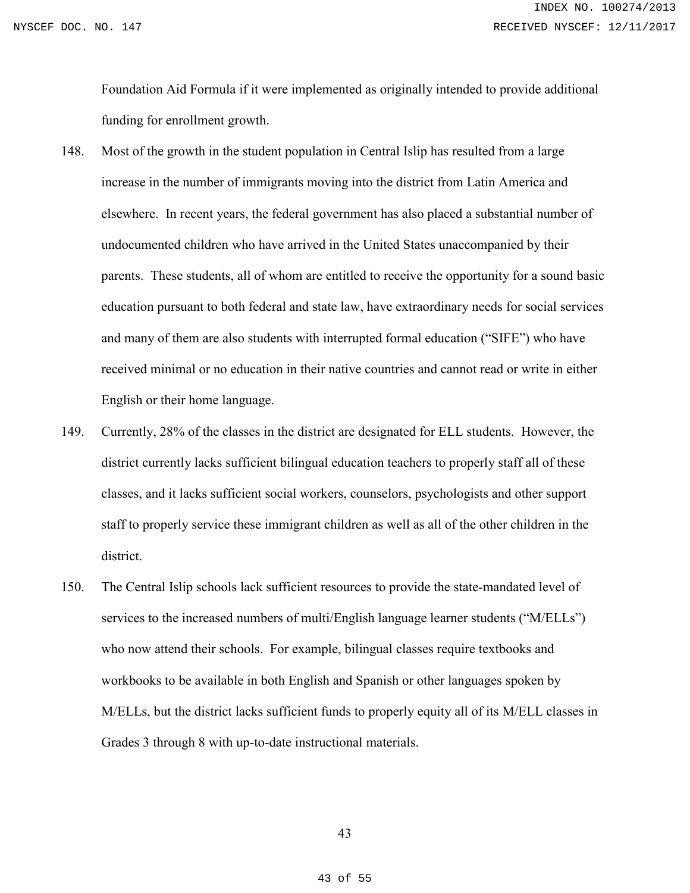Foundation Aid Formula if it were implemented as originally intended to provide additional funding for enrollment growth.

148. Most of the growth in the student population in Central Islip has resulted from a large increase in the number of immigrants moving into the district from Latin America and elsewhere. In recent years, the federal government has also placed a substantial number of undocumented children who have arrived in the United States unaccompanied by their parents. These students, all of whom are entitled to receive the opportunity for a sound basic education pursuant to both federal and state law, have extraordinary needs for social services and many of them are also students with interrupted formal education ("SIFE") who have received minimal or no education in their native countries and cannot read or write in either English or their home language.

149. Currently, 28% of the classes in the district are designated for ELL students. However, the district currently lacks sufficient bilingual education teachers to properly staff all of these classes, and it lacks sufficient social workers, counselors, psychologists and other support staff to properly service these immigrant children as well as all of the other children in the district.

150. The Central Islip schools lack sufficient resources to provide the state-mandated level of services to the increased numbers of multi/English language learner students ("M/ELLs") who now attend their schools. For example, bilingual classes require textbooks and workbooks to be available in both English and Spanish or other languages spoken by M/ELLs, but the district lacks sufficient funds to properly equity all of its M/ELL classes in Grades 3 through 8 with up-to-date instructional materials.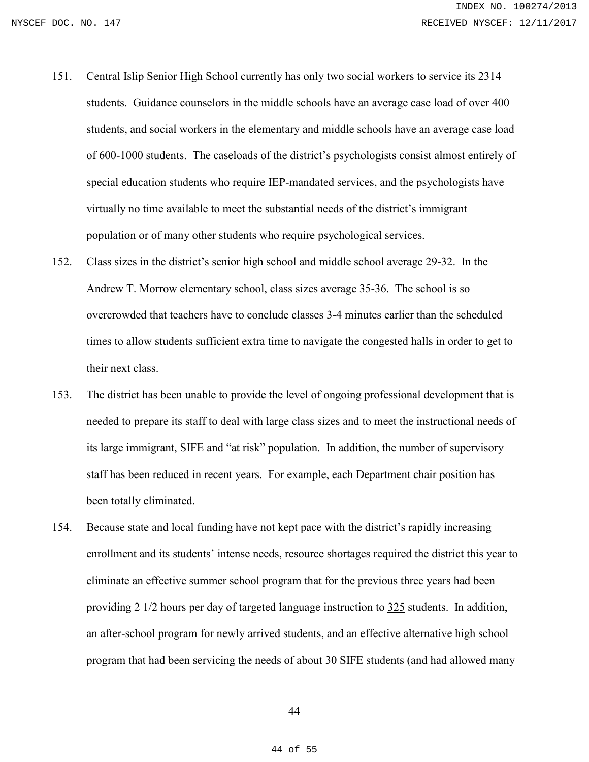151. Central Islip Senior High School currently has only two social workers to service its 2314 students. Guidance counselors in the middle schools have an average case load of over 400 students, and social workers in the elementary and middle schools have an average case load of 600-1000 students. The caseloads of the district's psychologists consist almost entirely of special education students who require IEP-mandated services, and the psychologists have virtually no time available to meet the substantial needs of the district's immigrant population or of many other students who require psychological services.

152. Class sizes in the district's senior high school and middle school average 29-32. In the Andrew T. Morrow elementary school, class sizes average 35-36. The school is so overcrowded that teachers have to conclude classes 3-4 minutes earlier than the scheduled times to allow students sufficient extra time to navigate the congested halls in order to get to their next class.

153. The district has been unable to provide the level of ongoing professional development that is needed to prepare its staff to deal with large class sizes and to meet the instructional needs of its large immigrant, SIFE and "at risk" population. In addition, the number of supervisory staff has been reduced in recent years. For example, each Department chair position has been totally eliminated.

154. Because state and local funding have not kept pace with the district's rapidly increasing enrollment and its students' intense needs, resource shortages required the district this year to eliminate an effective summer school program that for the previous three years had been providing 2 1/2 hours per day of targeted language instruction to 325 students. In addition, an after-school program for newly arrived students, and an effective alternative high school program that had been servicing the needs of about 30 SIFE students (and had allowed many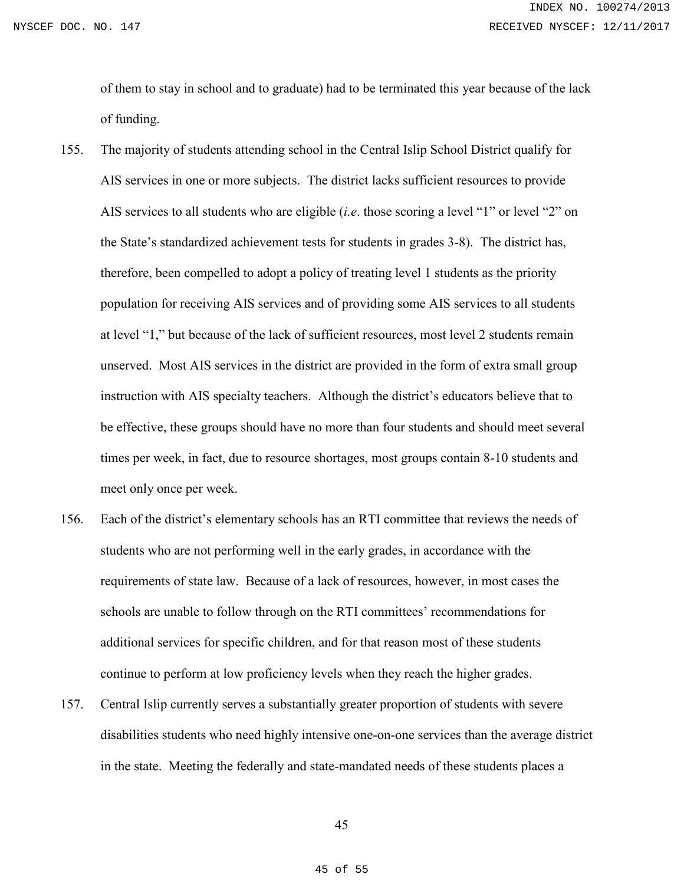of them to stay in school and to graduate) had to be terminated this year because of the lack of funding.

155. The majority of students attending school in the Central Islip School District qualify for AIS services in one or more subjects. The district lacks sufficient resources to provide AIS services to all students who are eligible (*i.e*. those scoring a level "1" or level "2" on the State's standardized achievement tests for students in grades 3-8). The district has, therefore, been compelled to adopt a policy of treating level 1 students as the priority population for receiving AIS services and of providing some AIS services to all students at level "1," but because of the lack of sufficient resources, most level 2 students remain unserved. Most AIS services in the district are provided in the form of extra small group instruction with AIS specialty teachers. Although the district's educators believe that to be effective, these groups should have no more than four students and should meet several times per week, in fact, due to resource shortages, most groups contain 8-10 students and meet only once per week.

156. Each of the district's elementary schools has an RTI committee that reviews the needs of students who are not performing well in the early grades, in accordance with the requirements of state law. Because of a lack of resources, however, in most cases the schools are unable to follow through on the RTI committees' recommendations for additional services for specific children, and for that reason most of these students continue to perform at low proficiency levels when they reach the higher grades.

157. Central Islip currently serves a substantially greater proportion of students with severe disabilities students who need highly intensive one-on-one services than the average district in the state. Meeting the federally and state-mandated needs of these students places a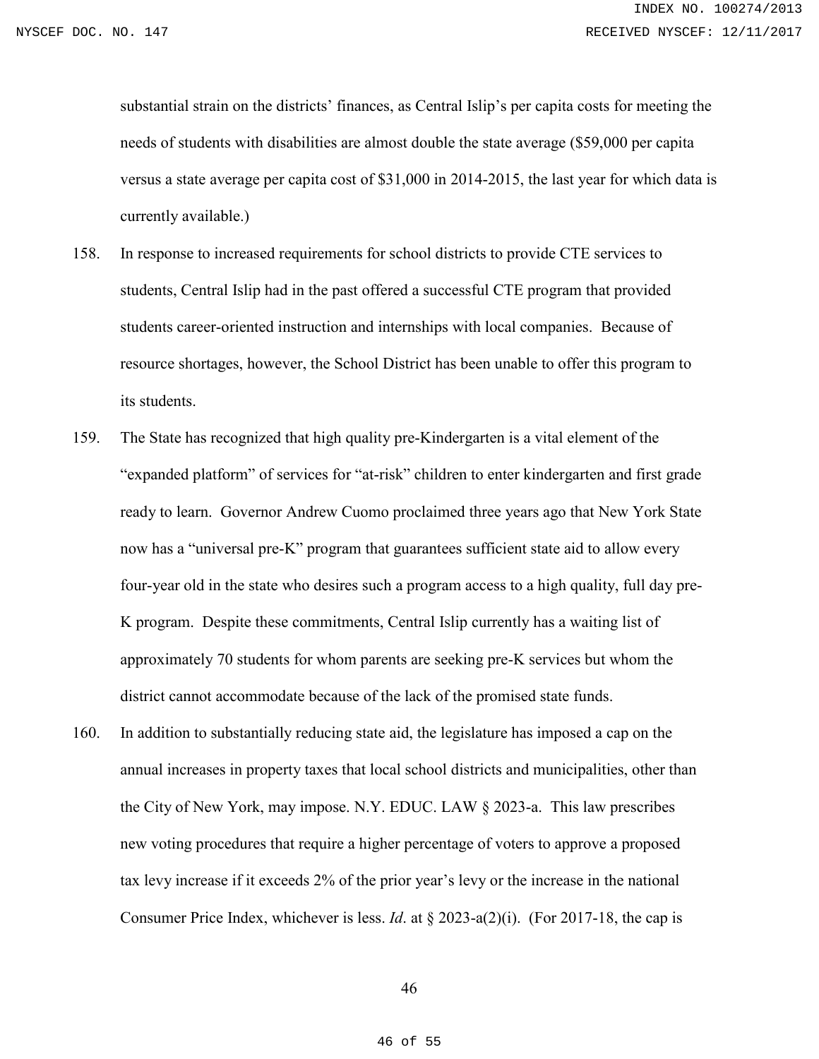substantial strain on the districts' finances, as Central Islip's per capita costs for meeting the needs of students with disabilities are almost double the state average ($59,000 per capita versus a state average per capita cost of $31,000 in 2014-2015, the last year for which data is currently available.)

158. In response to increased requirements for school districts to provide CTE services to students, Central Islip had in the past offered a successful CTE program that provided students career-oriented instruction and internships with local companies. Because of resource shortages, however, the School District has been unable to offer this program to its students.

159. The State has recognized that high quality pre-Kindergarten is a vital element of the "expanded platform" of services for "at-risk" children to enter kindergarten and first grade ready to learn. Governor Andrew Cuomo proclaimed three years ago that New York State now has a "universal pre-K" program that guarantees sufficient state aid to allow every four-year old in the state who desires such a program access to a high quality, full day pre-K program. Despite these commitments, Central Islip currently has a waiting list of approximately 70 students for whom parents are seeking pre-K services but whom the district cannot accommodate because of the lack of the promised state funds.

160. In addition to substantially reducing state aid, the legislature has imposed a cap on the annual increases in property taxes that local school districts and municipalities, other than the City of New York, may impose. N.Y. EDUC. LAW § 2023-a. This law prescribes new voting procedures that require a higher percentage of voters to approve a proposed tax levy increase if it exceeds 2% of the prior year's levy or the increase in the national Consumer Price Index, whichever is less. *Id*. at § 2023-a(2)(i). (For 2017-18, the cap is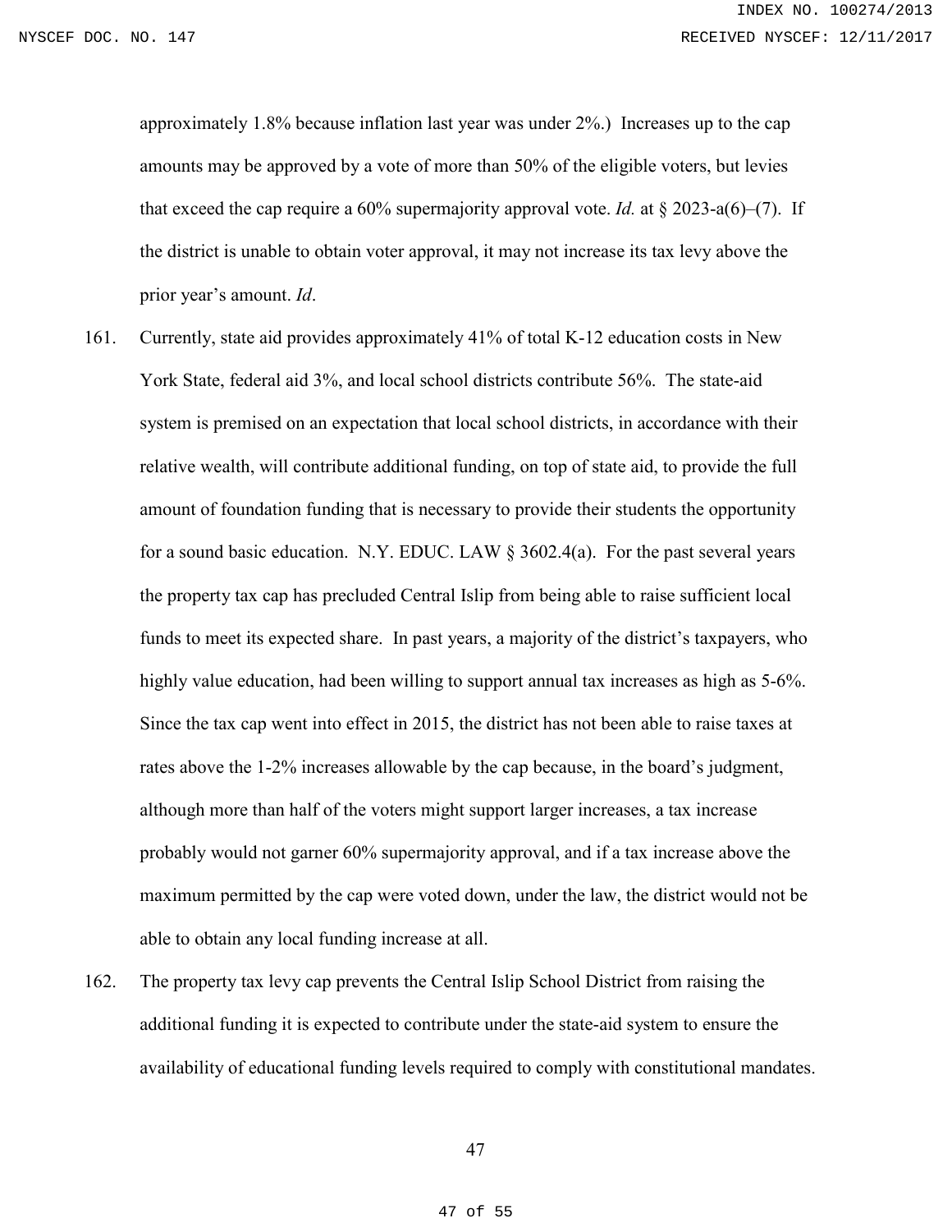approximately 1.8% because inflation last year was under 2%.) Increases up to the cap amounts may be approved by a vote of more than 50% of the eligible voters, but levies that exceed the cap require a 60% supermajority approval vote. *Id.* at § 2023-a(6)–(7). If the district is unable to obtain voter approval, it may not increase its tax levy above the prior year's amount. *Id*.

161. Currently, state aid provides approximately 41% of total K-12 education costs in New York State, federal aid 3%, and local school districts contribute 56%. The state-aid system is premised on an expectation that local school districts, in accordance with their relative wealth, will contribute additional funding, on top of state aid, to provide the full amount of foundation funding that is necessary to provide their students the opportunity for a sound basic education. N.Y. EDUC. LAW § 3602.4(a). For the past several years the property tax cap has precluded Central Islip from being able to raise sufficient local funds to meet its expected share. In past years, a majority of the district's taxpayers, who highly value education, had been willing to support annual tax increases as high as 5-6%. Since the tax cap went into effect in 2015, the district has not been able to raise taxes at rates above the 1-2% increases allowable by the cap because, in the board's judgment, although more than half of the voters might support larger increases, a tax increase probably would not garner 60% supermajority approval, and if a tax increase above the maximum permitted by the cap were voted down, under the law, the district would not be able to obtain any local funding increase at all.

162. The property tax levy cap prevents the Central Islip School District from raising the additional funding it is expected to contribute under the state-aid system to ensure the availability of educational funding levels required to comply with constitutional mandates.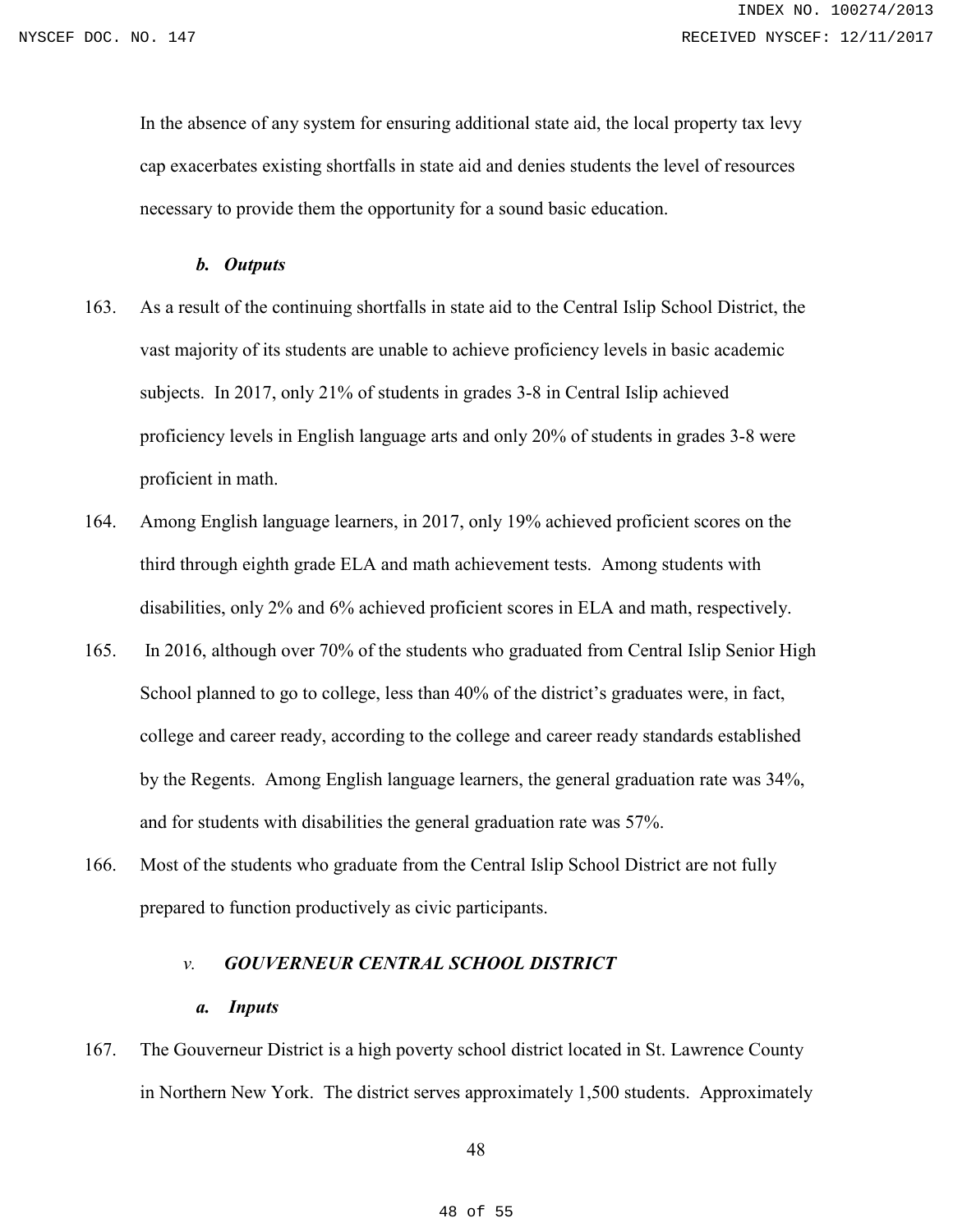In the absence of any system for ensuring additional state aid, the local property tax levy cap exacerbates existing shortfalls in state aid and denies students the level of resources necessary to provide them the opportunity for a sound basic education.

#### *b. Outputs*

163. As a result of the continuing shortfalls in state aid to the Central Islip School District, the vast majority of its students are unable to achieve proficiency levels in basic academic subjects. In 2017, only 21% of students in grades 3-8 in Central Islip achieved proficiency levels in English language arts and only 20% of students in grades 3-8 were proficient in math.

164. Among English language learners, in 2017, only 19% achieved proficient scores on the third through eighth grade ELA and math achievement tests. Among students with disabilities, only 2% and 6% achieved proficient scores in ELA and math, respectively.

165. In 2016, although over 70% of the students who graduated from Central Islip Senior High School planned to go to college, less than 40% of the district's graduates were, in fact, college and career ready, according to the college and career ready standards established by the Regents. Among English language learners, the general graduation rate was 34%, and for students with disabilities the general graduation rate was 57%.

166. Most of the students who graduate from the Central Islip School District are not fully prepared to function productively as civic participants.

### *v. GOUVERNEUR CENTRAL SCHOOL DISTRICT*

#### *a. Inputs*

167. The Gouverneur District is a high poverty school district located in St. Lawrence County in Northern New York. The district serves approximately 1,500 students. Approximately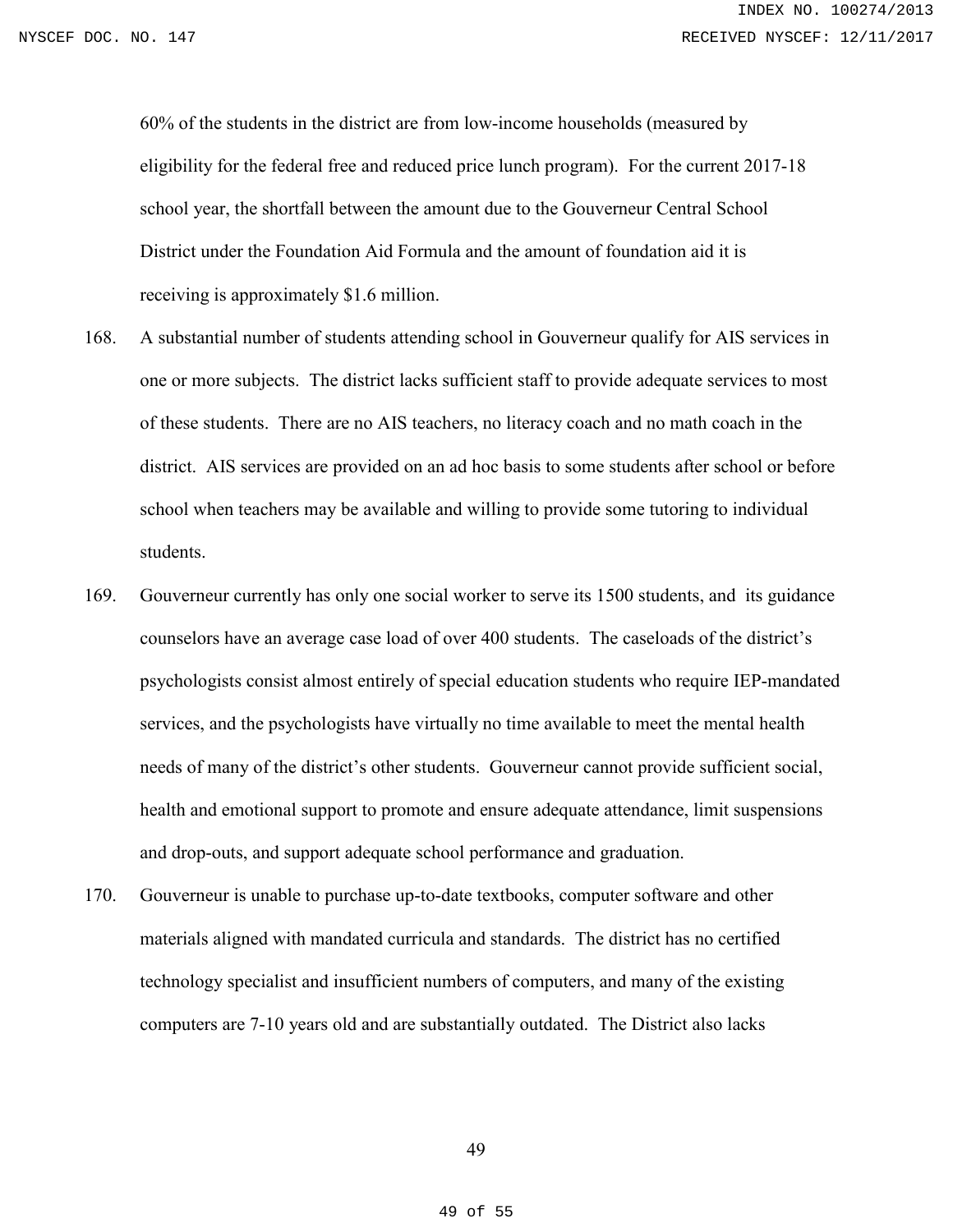60% of the students in the district are from low-income households (measured by eligibility for the federal free and reduced price lunch program). For the current 2017-18 school year, the shortfall between the amount due to the Gouverneur Central School District under the Foundation Aid Formula and the amount of foundation aid it is receiving is approximately $1.6 million.

168. A substantial number of students attending school in Gouverneur qualify for AIS services in one or more subjects. The district lacks sufficient staff to provide adequate services to most of these students. There are no AIS teachers, no literacy coach and no math coach in the district. AIS services are provided on an ad hoc basis to some students after school or before school when teachers may be available and willing to provide some tutoring to individual students.

169. Gouverneur currently has only one social worker to serve its 1500 students, and its guidance counselors have an average case load of over 400 students. The caseloads of the district's psychologists consist almost entirely of special education students who require IEP-mandated services, and the psychologists have virtually no time available to meet the mental health needs of many of the district's other students. Gouverneur cannot provide sufficient social, health and emotional support to promote and ensure adequate attendance, limit suspensions and drop-outs, and support adequate school performance and graduation.

170. Gouverneur is unable to purchase up-to-date textbooks, computer software and other materials aligned with mandated curricula and standards. The district has no certified technology specialist and insufficient numbers of computers, and many of the existing computers are 7-10 years old and are substantially outdated. The District also lacks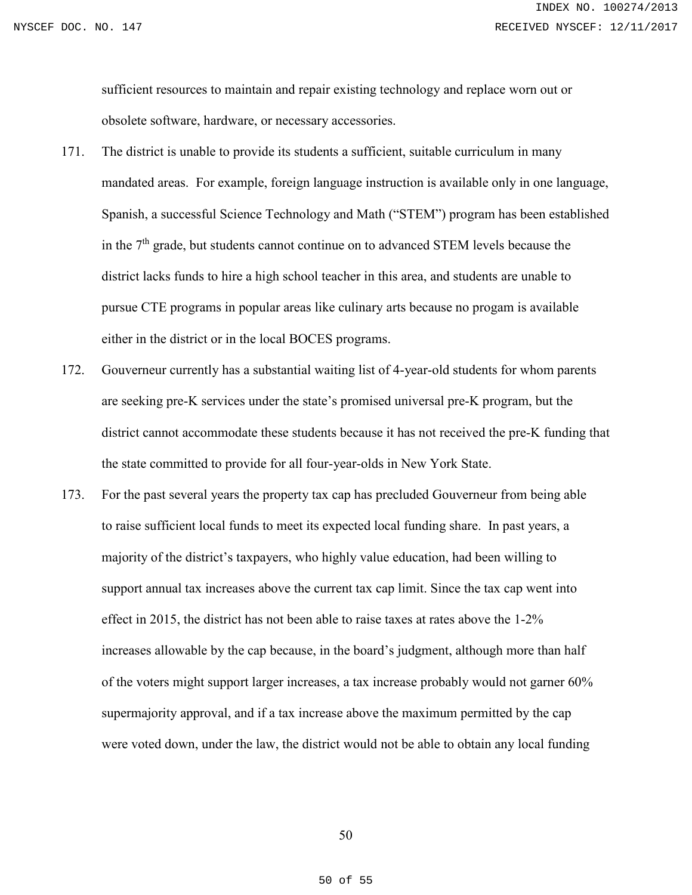sufficient resources to maintain and repair existing technology and replace worn out or obsolete software, hardware, or necessary accessories.

171. The district is unable to provide its students a sufficient, suitable curriculum in many mandated areas. For example, foreign language instruction is available only in one language, Spanish, a successful Science Technology and Math ("STEM") program has been established in the 7th grade, but students cannot continue on to advanced STEM levels because the district lacks funds to hire a high school teacher in this area, and students are unable to pursue CTE programs in popular areas like culinary arts because no progam is available either in the district or in the local BOCES programs.

172. Gouverneur currently has a substantial waiting list of 4-year-old students for whom parents are seeking pre-K services under the state's promised universal pre-K program, but the district cannot accommodate these students because it has not received the pre-K funding that the state committed to provide for all four-year-olds in New York State.

173. For the past several years the property tax cap has precluded Gouverneur from being able to raise sufficient local funds to meet its expected local funding share. In past years, a majority of the district's taxpayers, who highly value education, had been willing to support annual tax increases above the current tax cap limit. Since the tax cap went into effect in 2015, the district has not been able to raise taxes at rates above the 1-2% increases allowable by the cap because, in the board's judgment, although more than half of the voters might support larger increases, a tax increase probably would not garner 60% supermajority approval, and if a tax increase above the maximum permitted by the cap were voted down, under the law, the district would not be able to obtain any local funding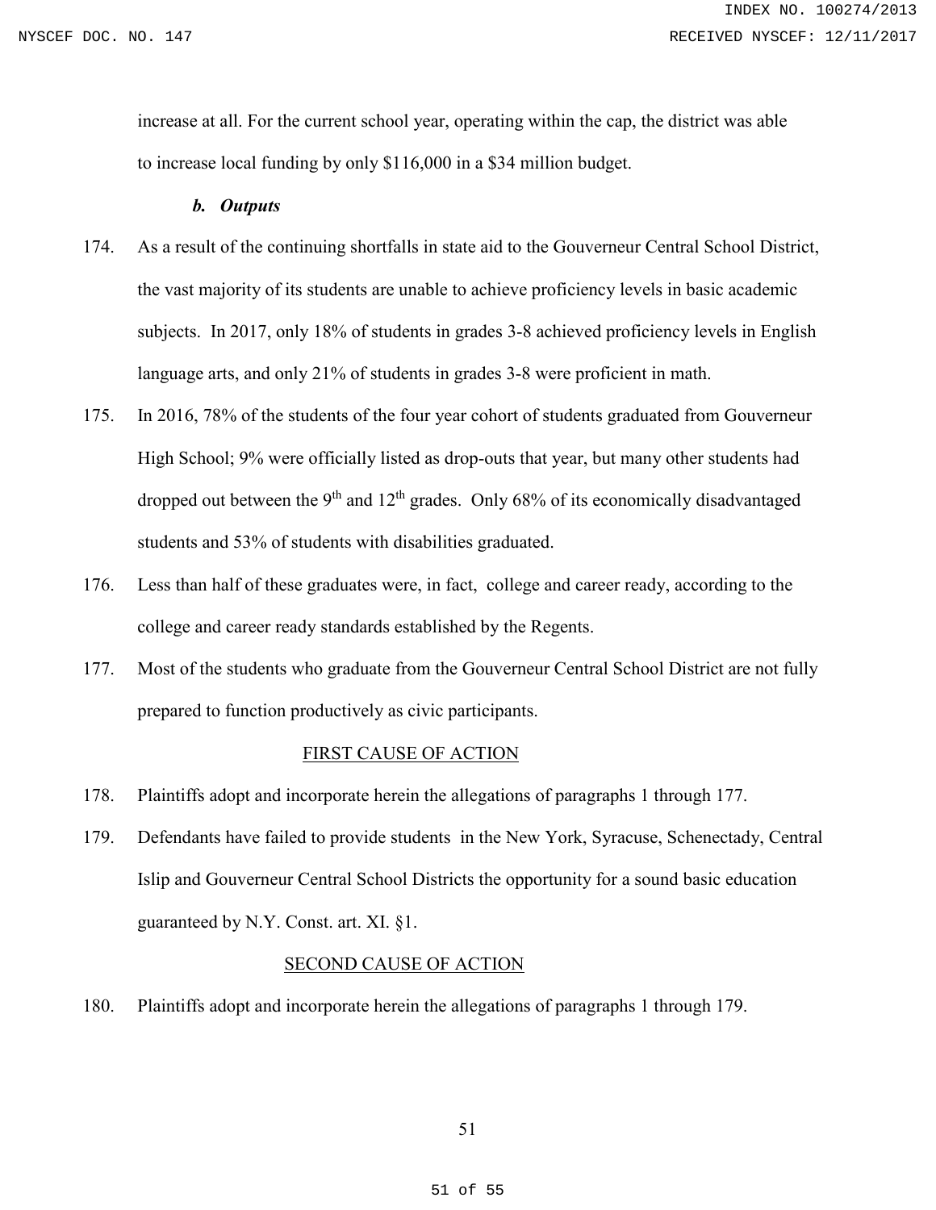increase at all. For the current school year, operating within the cap, the district was able to increase local funding by only $116,000 in a $34 million budget.

### *b. Outputs*

174. As a result of the continuing shortfalls in state aid to the Gouverneur Central School District, the vast majority of its students are unable to achieve proficiency levels in basic academic subjects. In 2017, only 18% of students in grades 3-8 achieved proficiency levels in English language arts, and only 21% of students in grades 3-8 were proficient in math.

175. In 2016, 78% of the students of the four year cohort of students graduated from Gouverneur High School; 9% were officially listed as drop-outs that year, but many other students had dropped out between the 9th and 12th grades. Only 68% of its economically disadvantaged students and 53% of students with disabilities graduated.

176. Less than half of these graduates were, in fact, college and career ready, according to the college and career ready standards established by the Regents.

177. Most of the students who graduate from the Gouverneur Central School District are not fully prepared to function productively as civic participants.

## FIRST CAUSE OF ACTION

178. Plaintiffs adopt and incorporate herein the allegations of paragraphs 1 through 177.

179. Defendants have failed to provide students in the New York, Syracuse, Schenectady, Central Islip and Gouverneur Central School Districts the opportunity for a sound basic education guaranteed by N.Y. Const. art. XI. §1.

## SECOND CAUSE OF ACTION

180. Plaintiffs adopt and incorporate herein the allegations of paragraphs 1 through 179.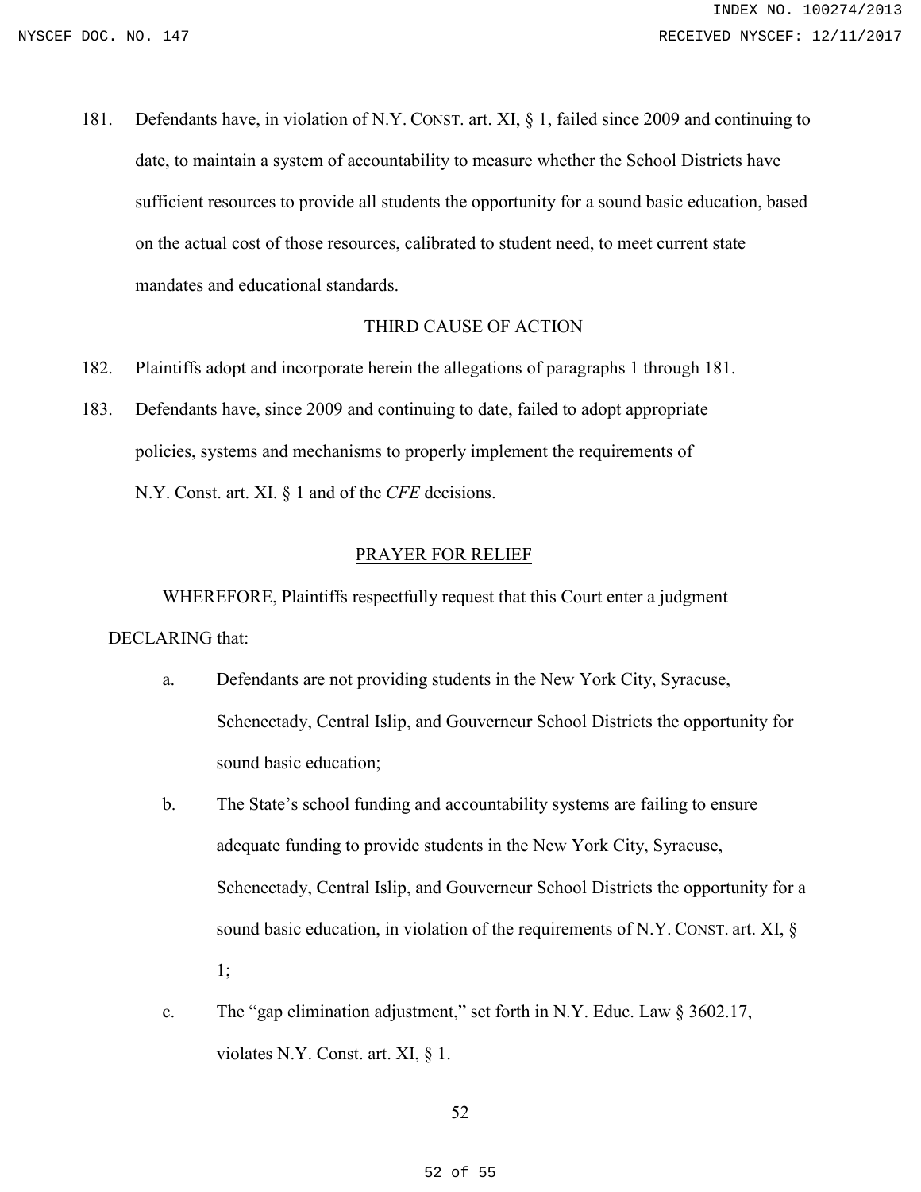181. Defendants have, in violation of N.Y. CONST. art. XI, § 1, failed since 2009 and continuing to date, to maintain a system of accountability to measure whether the School Districts have sufficient resources to provide all students the opportunity for a sound basic education, based on the actual cost of those resources, calibrated to student need, to meet current state mandates and educational standards.

## THIRD CAUSE OF ACTION

182. Plaintiffs adopt and incorporate herein the allegations of paragraphs 1 through 181.

183. Defendants have, since 2009 and continuing to date, failed to adopt appropriate policies, systems and mechanisms to properly implement the requirements of N.Y. Const. art. XI. § 1 and of the *CFE* decisions.

## PRAYER FOR RELIEF

WHEREFORE, Plaintiffs respectfully request that this Court enter a judgment DECLARING that:

a. Defendants are not providing students in the New York City, Syracuse, Schenectady, Central Islip, and Gouverneur School Districts the opportunity for sound basic education;

b. The State's school funding and accountability systems are failing to ensure adequate funding to provide students in the New York City, Syracuse, Schenectady, Central Islip, and Gouverneur School Districts the opportunity for a sound basic education, in violation of the requirements of N.Y. CONST. art. XI, § 1;

c. The "gap elimination adjustment," set forth in N.Y. Educ. Law § 3602.17, violates N.Y. Const. art. XI, § 1.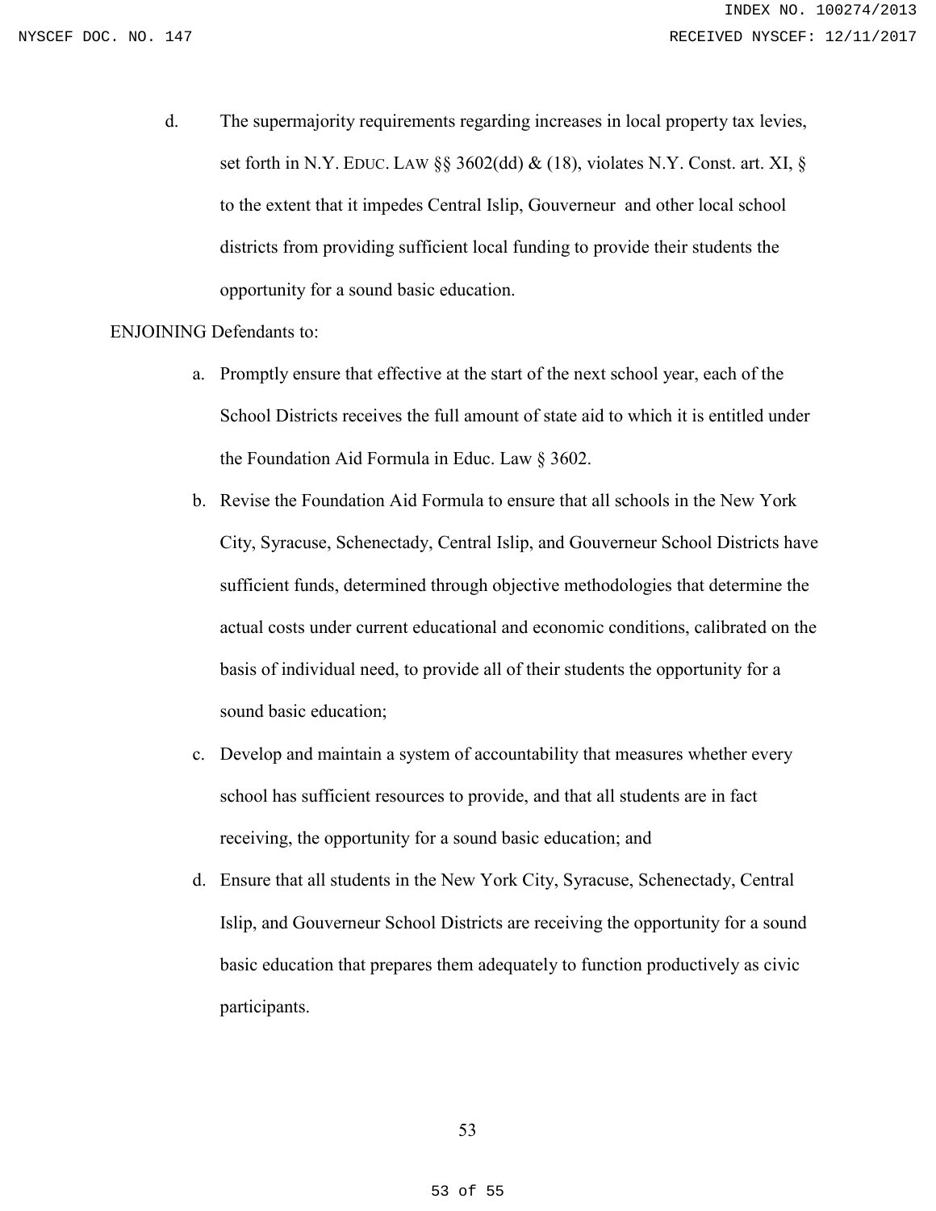d. The supermajority requirements regarding increases in local property tax levies, set forth in N.Y. EDUC. LAW §§ 3602(dd) & (18), violates N.Y. Const. art. XI, § to the extent that it impedes Central Islip, Gouverneur and other local school districts from providing sufficient local funding to provide their students the opportunity for a sound basic education.

ENJOINING Defendants to:

a. Promptly ensure that effective at the start of the next school year, each of the School Districts receives the full amount of state aid to which it is entitled under the Foundation Aid Formula in Educ. Law § 3602.

b. Revise the Foundation Aid Formula to ensure that all schools in the New York City, Syracuse, Schenectady, Central Islip, and Gouverneur School Districts have sufficient funds, determined through objective methodologies that determine the actual costs under current educational and economic conditions, calibrated on the basis of individual need, to provide all of their students the opportunity for a sound basic education;

c. Develop and maintain a system of accountability that measures whether every school has sufficient resources to provide, and that all students are in fact receiving, the opportunity for a sound basic education; and

d. Ensure that all students in the New York City, Syracuse, Schenectady, Central Islip, and Gouverneur School Districts are receiving the opportunity for a sound basic education that prepares them adequately to function productively as civic participants.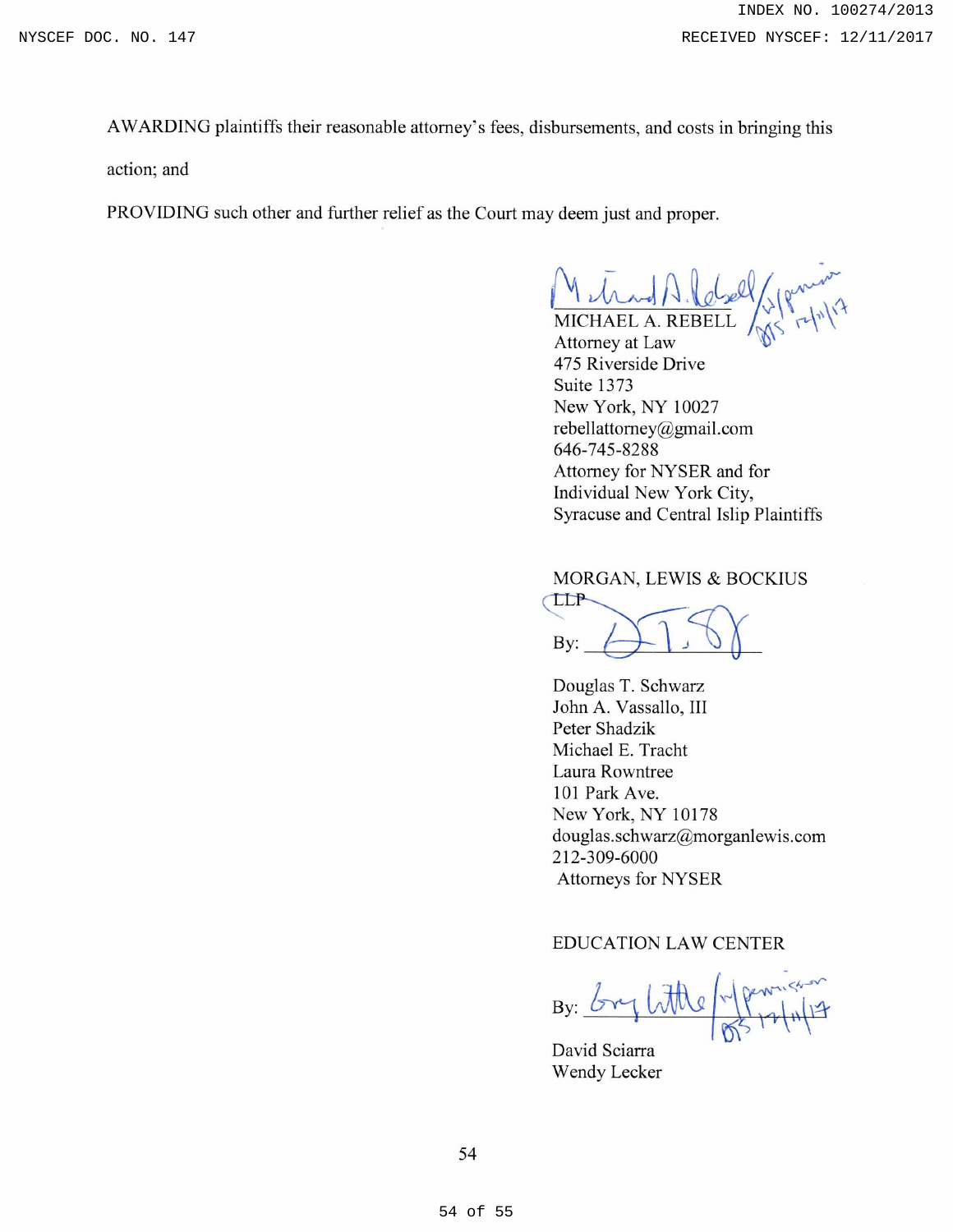AWARDING plaintiffs their reasonable attorney's fees, disbursements, and costs in bringing this action; and

PROVIDING such other and further relief as the Court may deem just and proper.

MICHAEL A. REBELL
Attorney at Law
475 Riverside Drive
Suite 1373
New York, NY 10027
rebellattorney@gmail.com
646-745-8288
Attorney for NYSER and for Individual New York City, Syracuse and Central Islip Plaintiffs

MORGAN, LEWIS & BOCKIUS LLP

By: ____________________

Douglas T. Schwarz
John A. Vassallo, III
Peter Shadzik
Michael E. Tracht
Laura Rowntree
101 Park Ave.
New York, NY 10178
douglas.schwarz@morganlewis.com
212-309-6000
Attorneys for NYSER

EDUCATION LAW CENTER

By: ____________________

David Sciarra
Wendy Lecker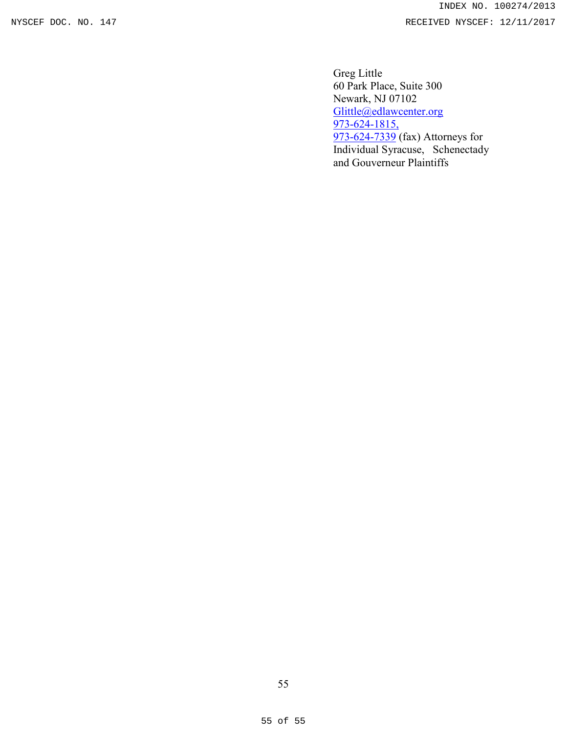Greg Little
60 Park Place, Suite 300
Newark, NJ 07102
Glittle@edlawcenter.org
973-624-1815,
973-624-7339 (fax) Attorneys for
Individual Syracuse, Schenectady
and Gouverneur Plaintiffs